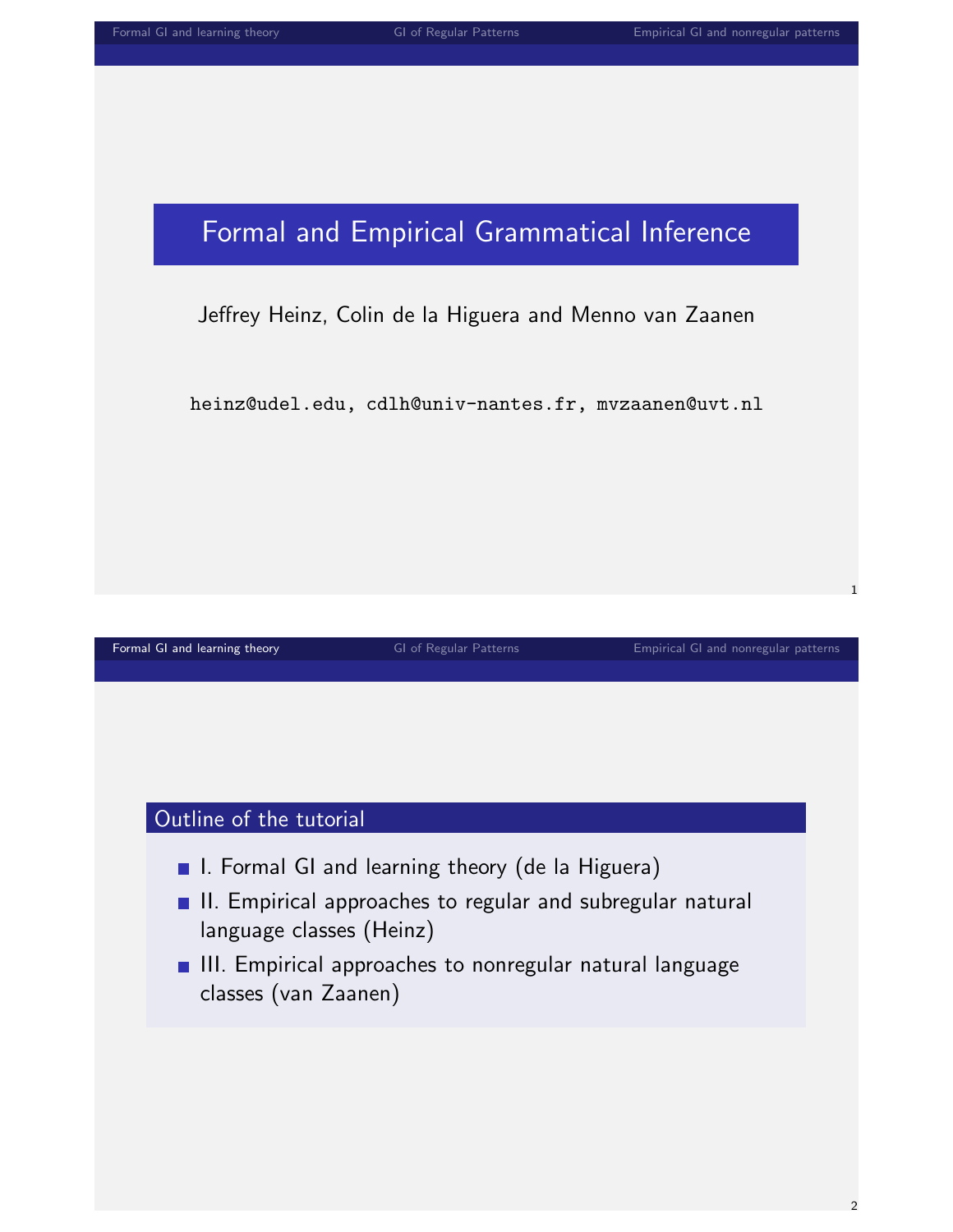# Formal and Empirical Grammatical Inference

Jeffrey Heinz, Colin de la Higuera and Menno van Zaanen

heinz@udel.edu, cdlh@univ-nantes.fr, mvzaanen@uvt.nl

## Outline of the tutorial

- I. Formal GI and learning theory (de la Higuera)
- II. Empirical approaches to regular and subregular natural language classes (Heinz)
- III. Empirical approaches to nonregular natural language classes (van Zaanen)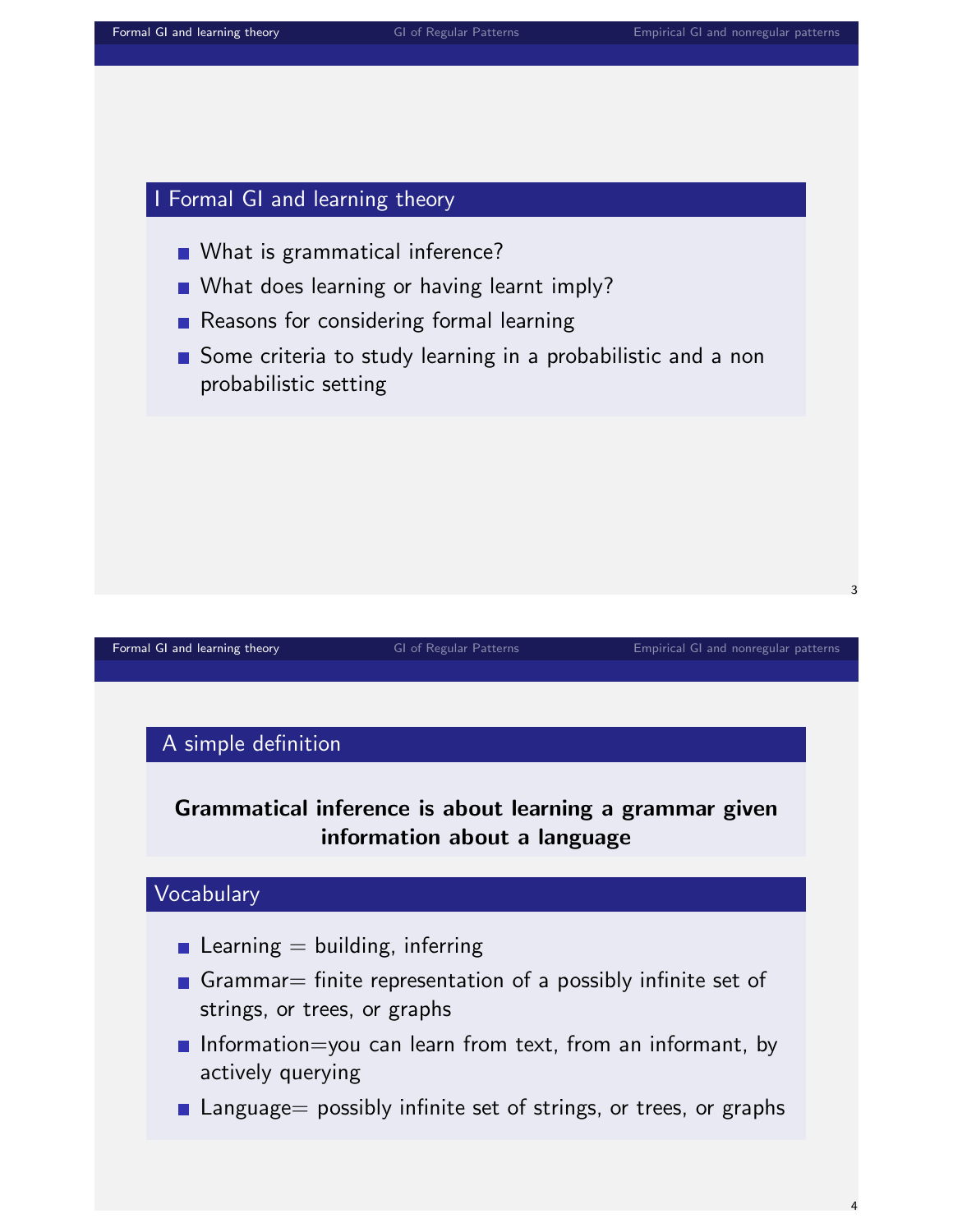## I Formal GI and learning theory

- What is grammatical inference?
- What does learning or having learnt imply?
- Reasons for considering formal learning
- Some criteria to study learning in a probabilistic and a non probabilistic setting

## A simple definition

**Grammatical inference is about learning a grammar given information about a language**

## Vocabulary

- Learning = building, inferring
- Grammar= finite representation of a possibly infinite set of strings, or trees, or graphs
- Information=you can learn from text, from an informant, by actively querying
- Language= possibly infinite set of strings, or trees, or graphs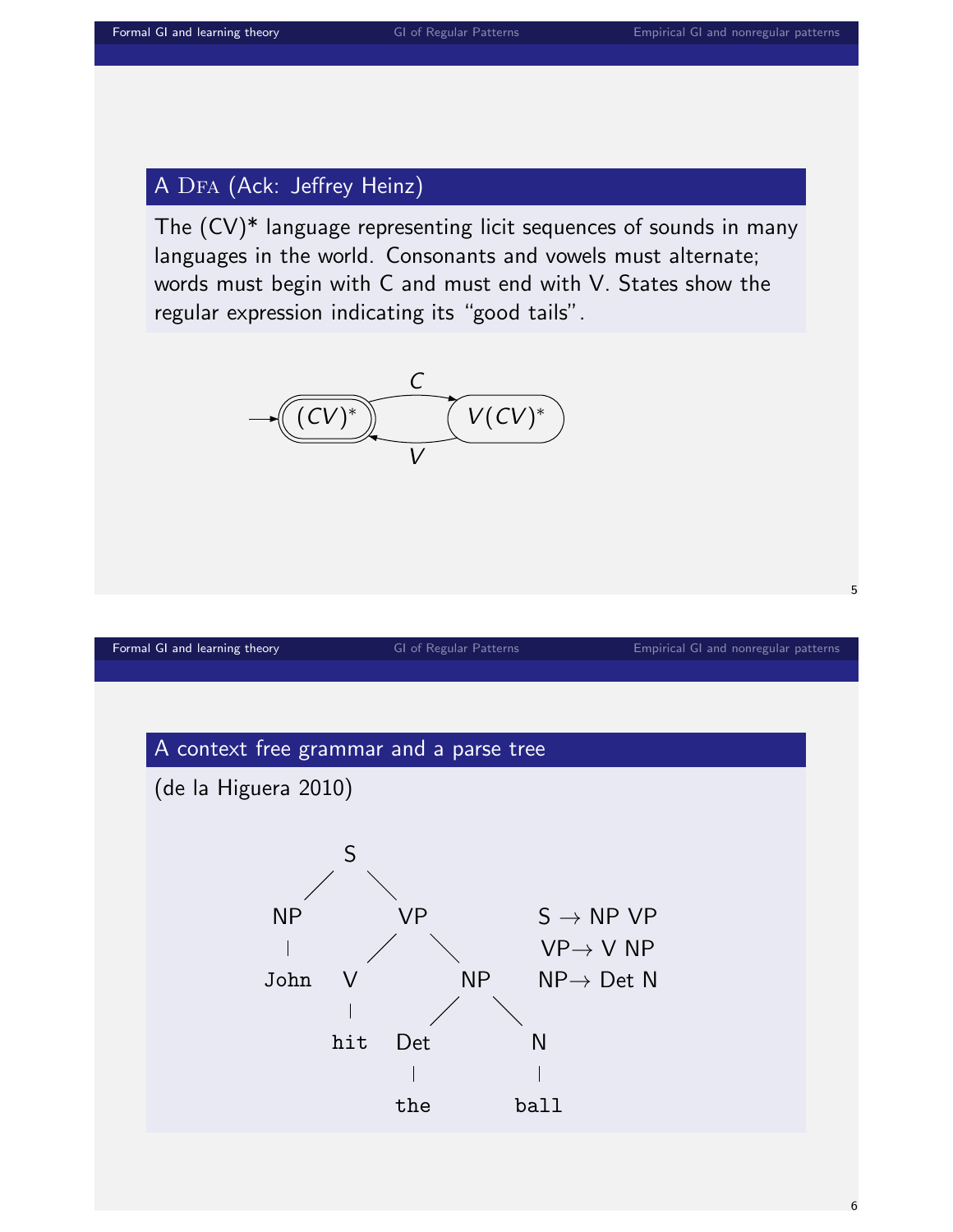## A Dfa (Ack: Jeffrey Heinz)

The (CV)* language representing licit sequences of sounds in many languages in the world. Consonants and vowels must alternate; words must begin with C and must end with V. States show the regular expression indicating its "good tails".

$(CV)^*$ —C→ $V(CV)^*$

$V(CV)^*$ —V→ $(CV)^*$

## A context free grammar and a parse tree

(de la Higuera 2010)

S → NP VP
VP→ V NP
NP→ Det N

```
        S
      /   \
    NP     VP
    |     /  \
  John   V    NP
         |   /  \
        hit Det  N
             |   |
            the ball
```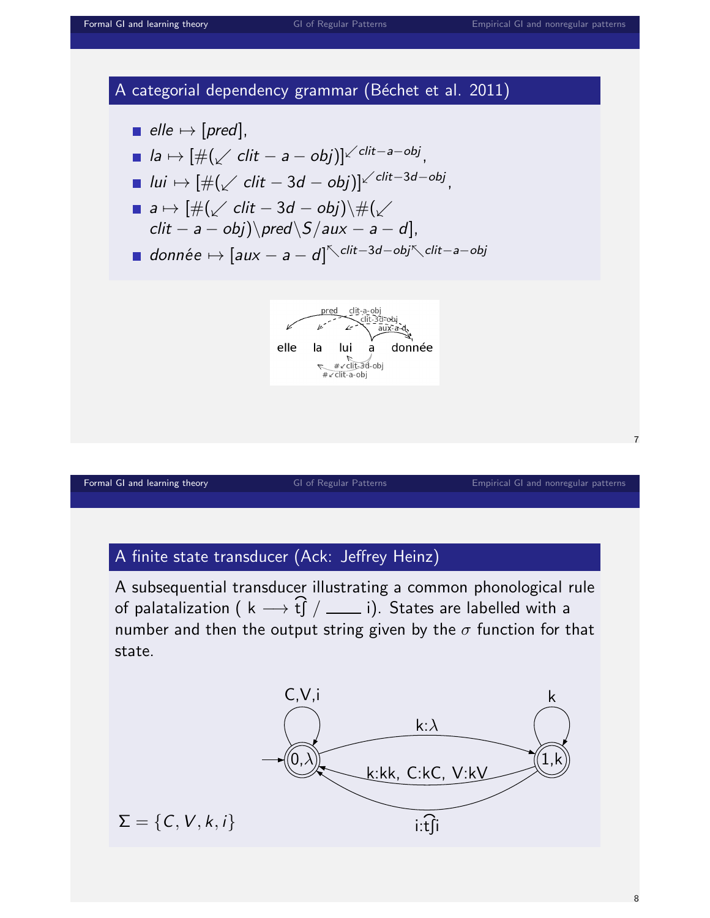## A categorial dependency grammar (Béchet et al. 2011)

- *elle* $\mapsto [pred]$,
- *la* $\mapsto [\#(\swarrow clit-a-obj)]^{\swarrow clit-a-obj}$,
- *lui* $\mapsto [\#(\swarrow clit-3d-obj)]^{\swarrow clit-3d-obj}$,
- *a* $\mapsto [\#(\swarrow clit-3d-obj)\backslash\#(\swarrow clit-a-obj)\backslash pred\backslash S/aux-a-d]$,
- *donnée* $\mapsto [aux-a-d]^{\nwarrow clit-3d-obj \nwarrow clit-a-obj}$

## A finite state transducer (Ack: Jeffrey Heinz)

A subsequential transducer illustrating a common phonological rule of palatalization ( k $\longrightarrow$ t͡ʃ / \_\_\_\_ i). States are labelled with a number and then the output string given by the $\sigma$ function for that state.

$\Sigma = \{C, V, k, i\}$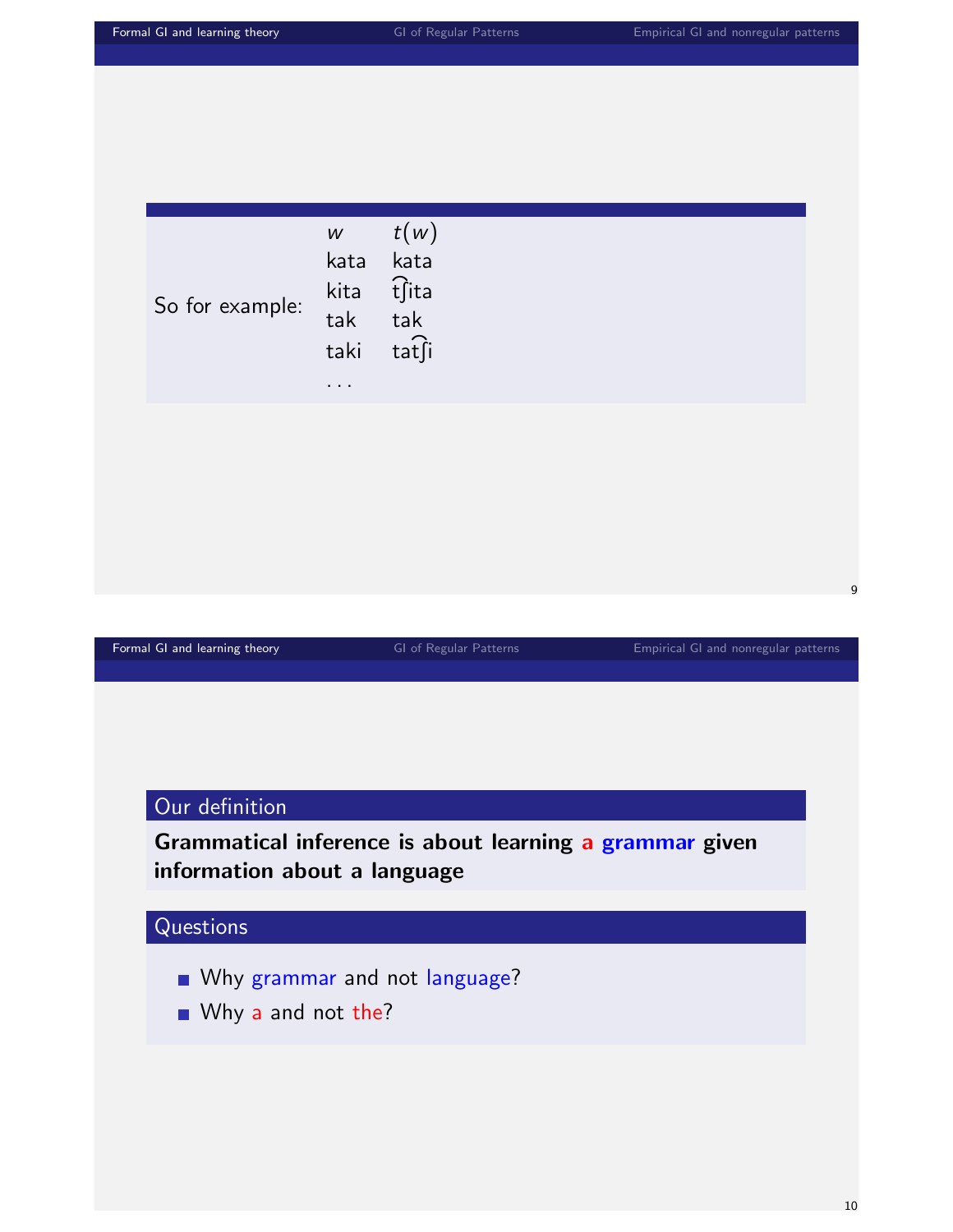So for example:

| $w$ | $t(w)$ |
|---|---|
| kata | kata |
| kita | t͡ʃita |
| tak | tak |
| taki | tat͡ʃi |
| ... | |

## Our definition

**Grammatical inference is about learning a grammar given information about a language**

## Questions

- Why grammar and not language?
- Why a and not the?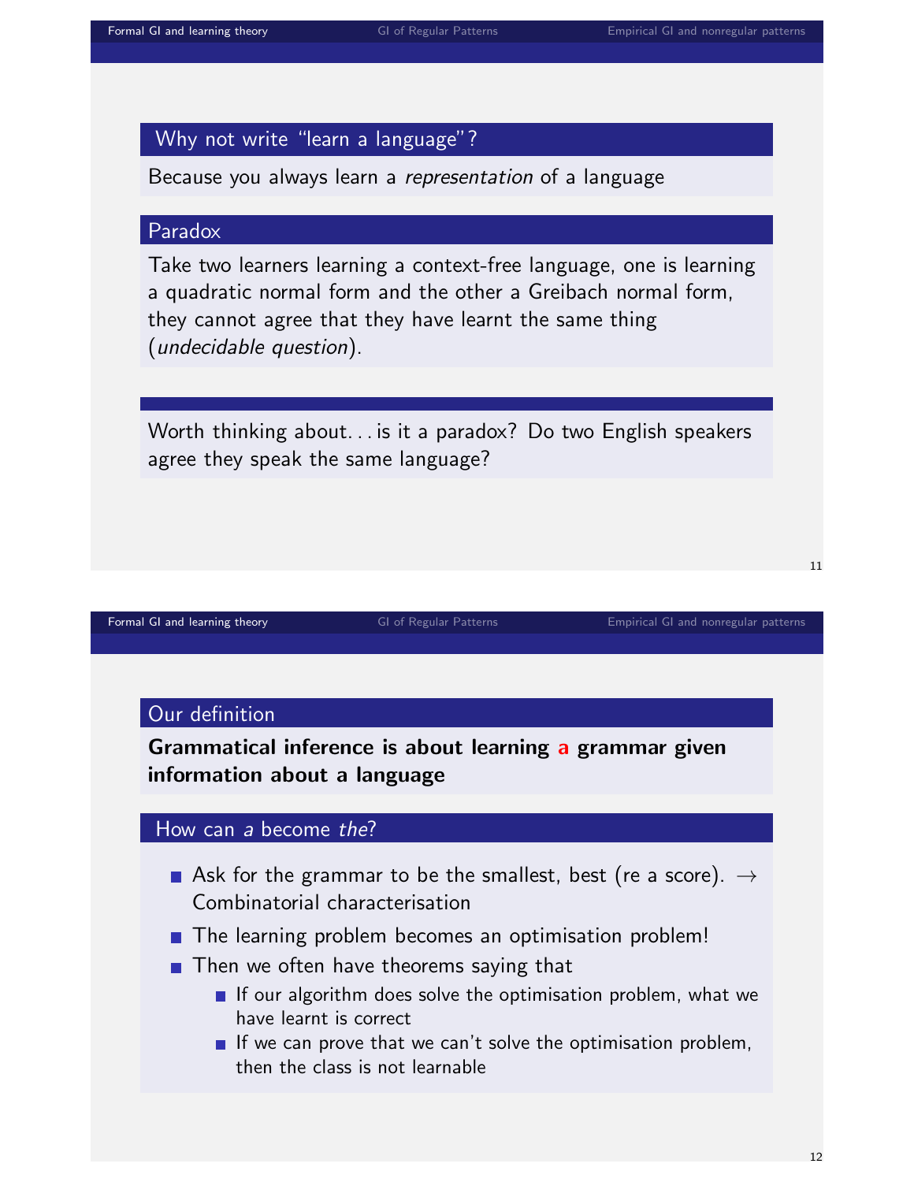### Why not write "learn a language"?

Because you always learn a *representation* of a language

### Paradox

Take two learners learning a context-free language, one is learning a quadratic normal form and the other a Greibach normal form, they cannot agree that they have learnt the same thing (*undecidable question*).

Worth thinking about... is it a paradox? Do two English speakers agree they speak the same language?

### Our definition

**Grammatical inference is about learning a grammar given information about a language**

### How can *a* become *the*?

- Ask for the grammar to be the smallest, best (re a score). → Combinatorial characterisation
- The learning problem becomes an optimisation problem!
- Then we often have theorems saying that
  - If our algorithm does solve the optimisation problem, what we have learnt is correct
  - If we can prove that we can't solve the optimisation problem, then the class is not learnable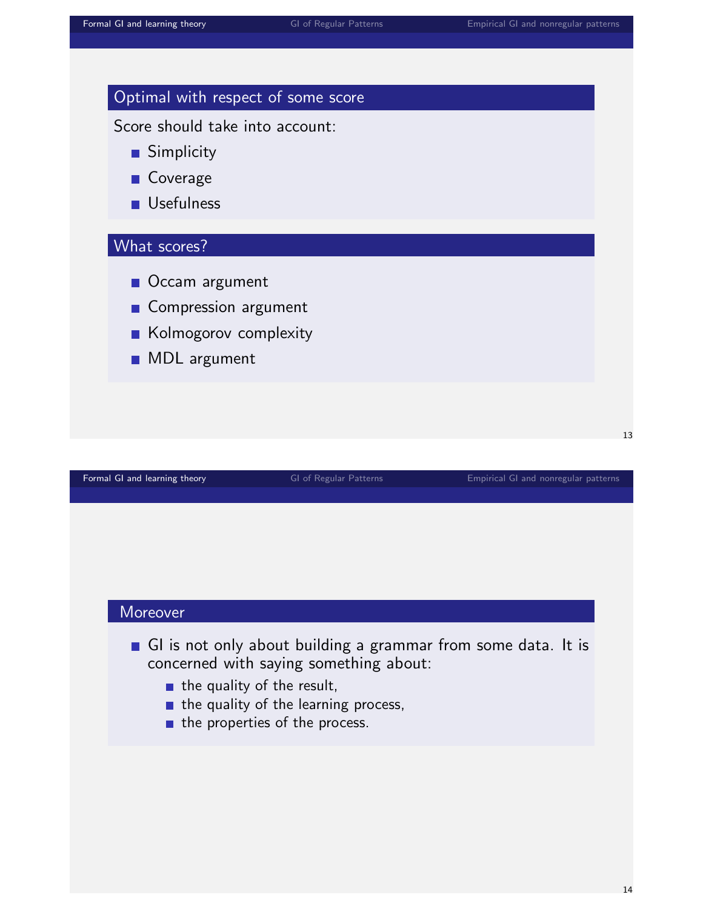### Optimal with respect of some score

Score should take into account:

- Simplicity
- Coverage
- Usefulness

### What scores?

- Occam argument
- Compression argument
- Kolmogorov complexity
- MDL argument

### Moreover

- GI is not only about building a grammar from some data. It is concerned with saying something about:
  - the quality of the result,
  - the quality of the learning process,
  - the properties of the process.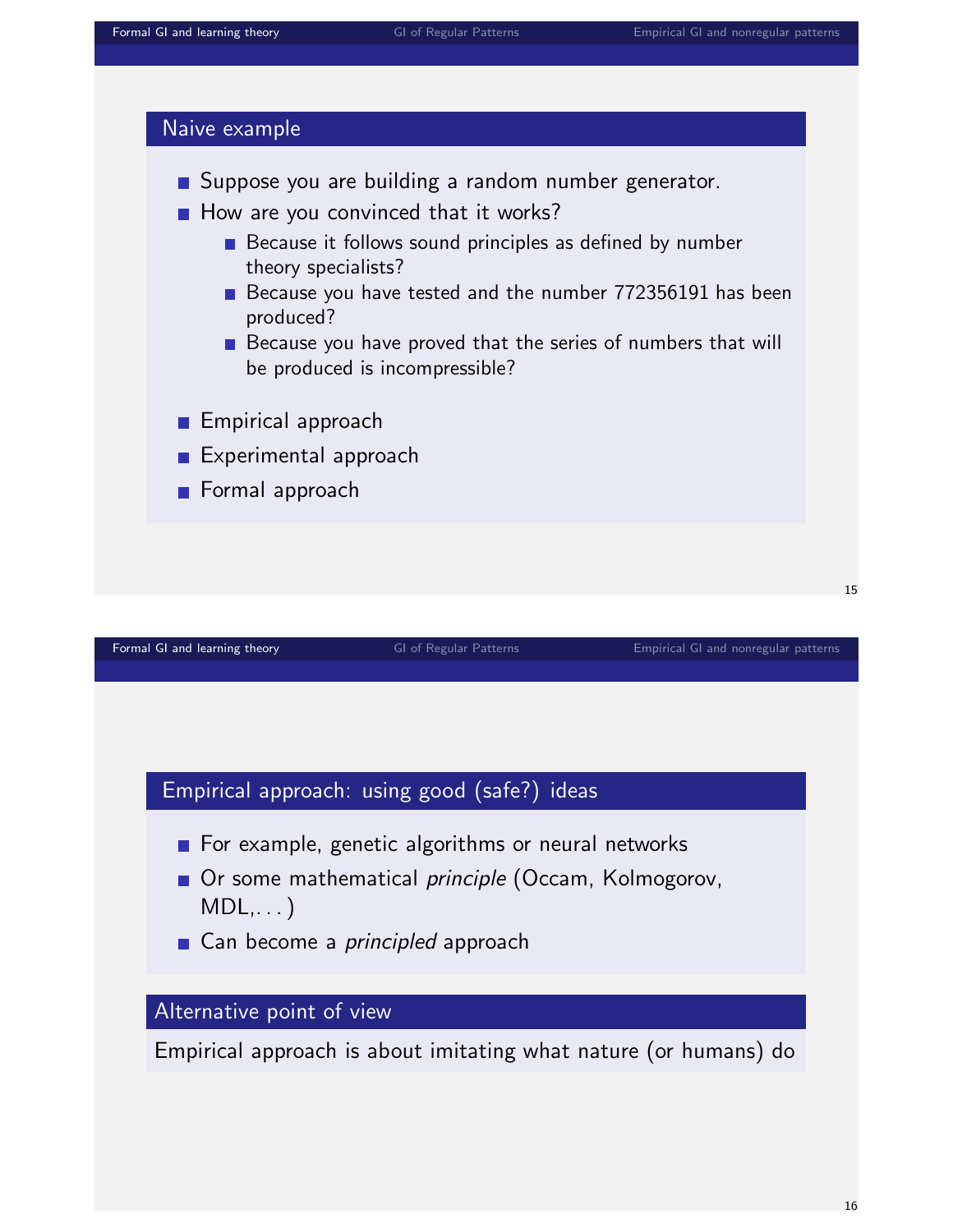## Naive example

- Suppose you are building a random number generator.
- How are you convinced that it works?
  - Because it follows sound principles as defined by number theory specialists?
  - Because you have tested and the number 772356191 has been produced?
  - Because you have proved that the series of numbers that will be produced is incompressible?

- Empirical approach
- Experimental approach
- Formal approach

## Empirical approach: using good (safe?) ideas

- For example, genetic algorithms or neural networks
- Or some mathematical *principle* (Occam, Kolmogorov, MDL,. . . )
- Can become a *principled* approach

## Alternative point of view

Empirical approach is about imitating what nature (or humans) do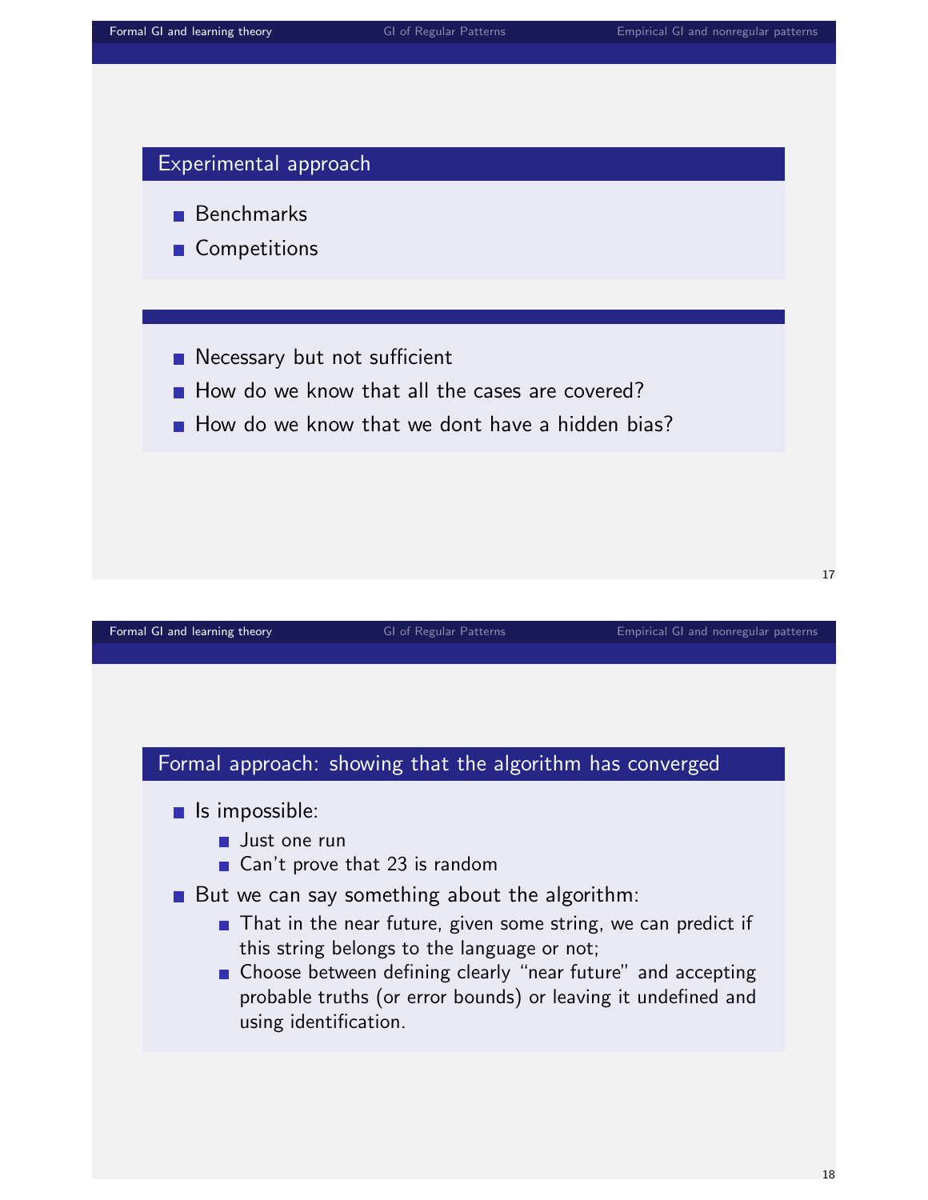### Experimental approach

- Benchmarks
- Competitions

---

- Necessary but not sufficient
- How do we know that all the cases are covered?
- How do we know that we dont have a hidden bias?

### Formal approach: showing that the algorithm has converged

- Is impossible:
  - Just one run
  - Can't prove that 23 is random
- But we can say something about the algorithm:
  - That in the near future, given some string, we can predict if this string belongs to the language or not;
  - Choose between defining clearly "near future" and accepting probable truths (or error bounds) or leaving it undefined and using identification.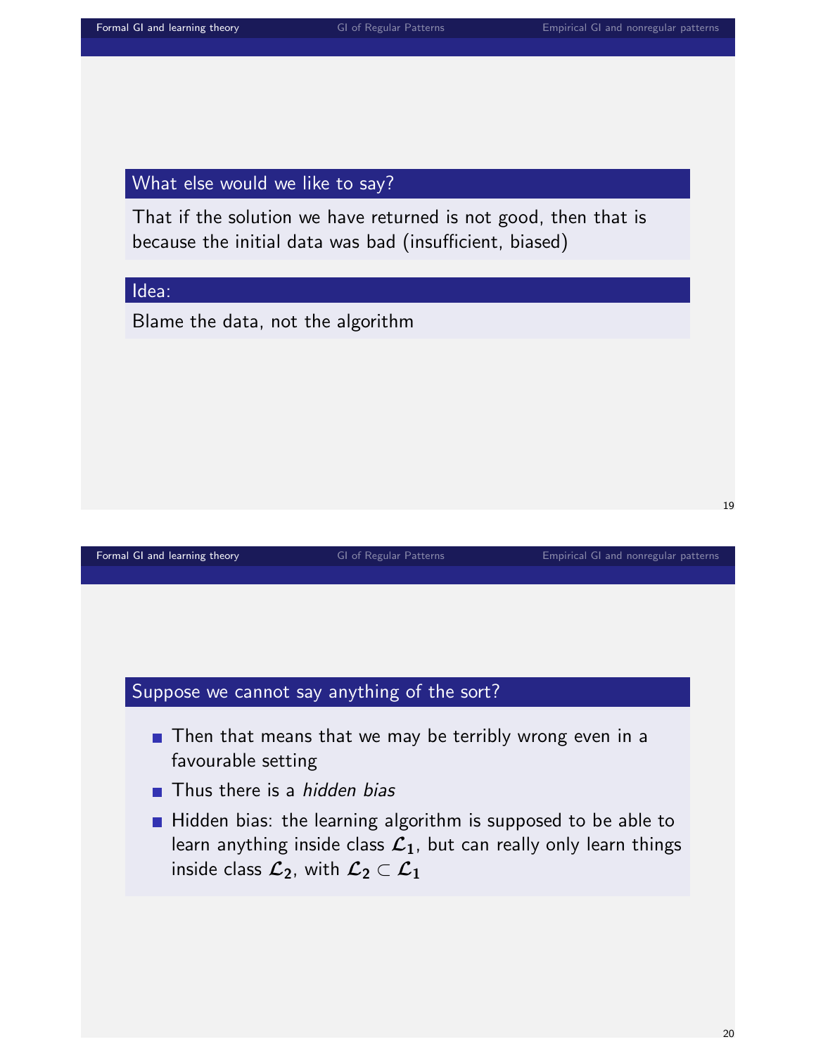### What else would we like to say?

That if the solution we have returned is not good, then that is because the initial data was bad (insufficient, biased)

### Idea:

Blame the data, not the algorithm

### Suppose we cannot say anything of the sort?

- Then that means that we may be terribly wrong even in a favourable setting
- Thus there is a *hidden bias*
- Hidden bias: the learning algorithm is supposed to be able to learn anything inside class $\mathcal{L}_1$, but can really only learn things inside class $\mathcal{L}_2$, with $\mathcal{L}_2 \subset \mathcal{L}_1$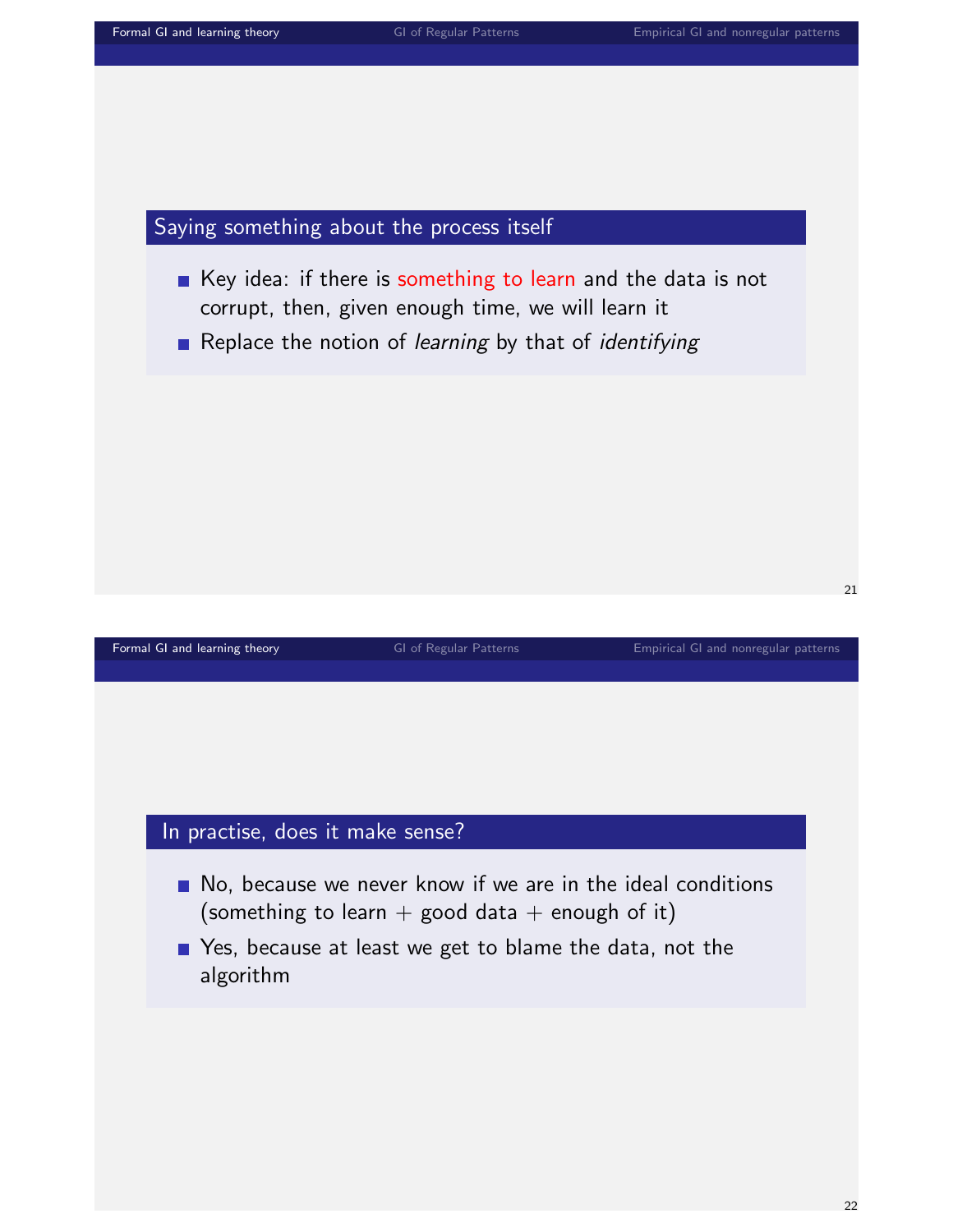## Saying something about the process itself

- Key idea: if there is something to learn and the data is not corrupt, then, given enough time, we will learn it
- Replace the notion of *learning* by that of *identifying*

## In practise, does it make sense?

- No, because we never know if we are in the ideal conditions (something to learn + good data + enough of it)
- Yes, because at least we get to blame the data, not the algorithm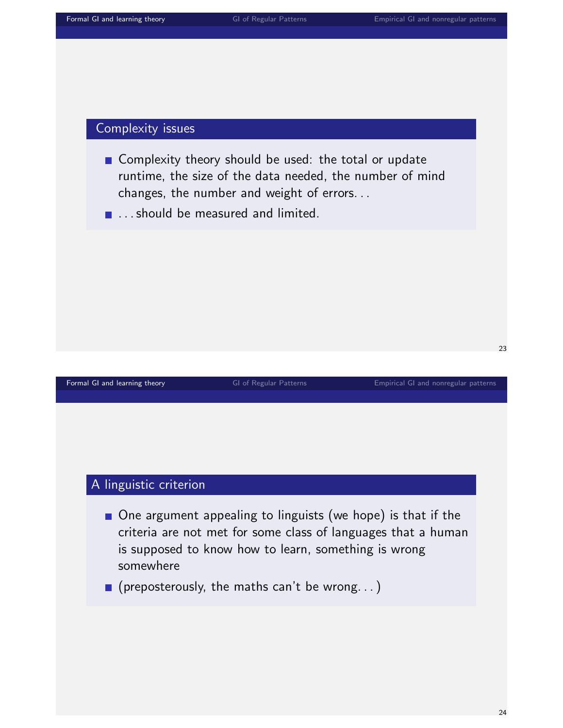## Complexity issues

- Complexity theory should be used: the total or update runtime, the size of the data needed, the number of mind changes, the number and weight of errors. . .
- . . . should be measured and limited.

## A linguistic criterion

- One argument appealing to linguists (we hope) is that if the criteria are not met for some class of languages that a human is supposed to know how to learn, something is wrong somewhere
- (preposterously, the maths can't be wrong. . . )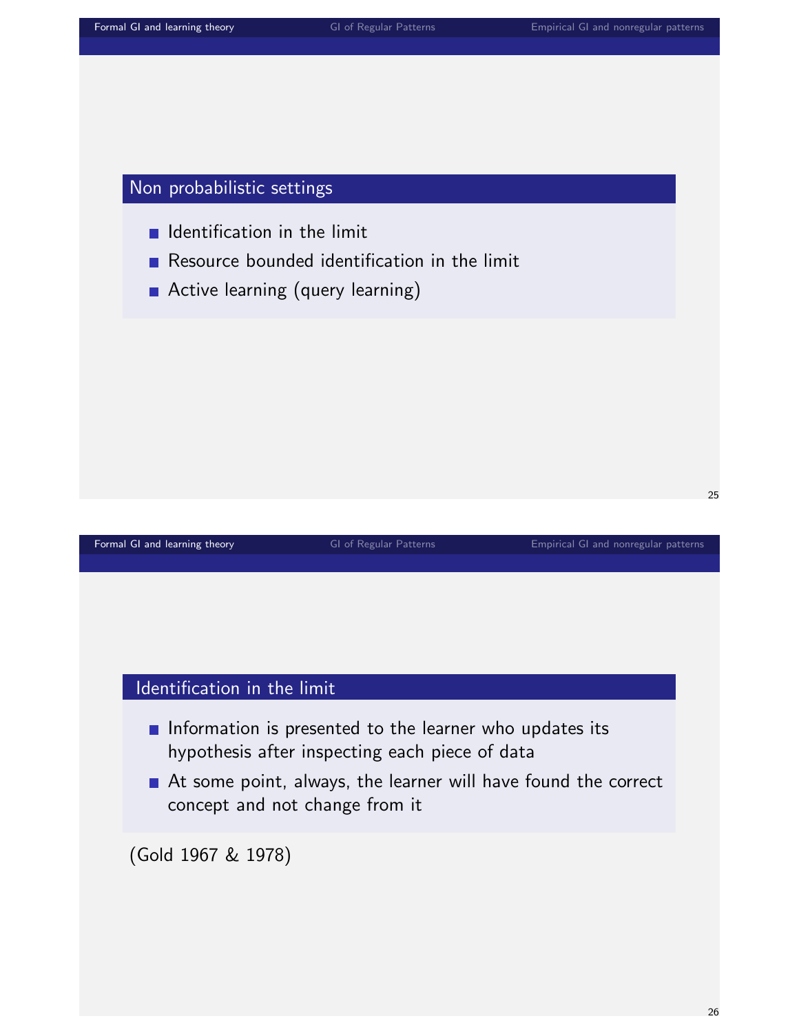## Non probabilistic settings

- Identification in the limit
- Resource bounded identification in the limit
- Active learning (query learning)

## Identification in the limit

- Information is presented to the learner who updates its hypothesis after inspecting each piece of data
- At some point, always, the learner will have found the correct concept and not change from it

(Gold 1967 & 1978)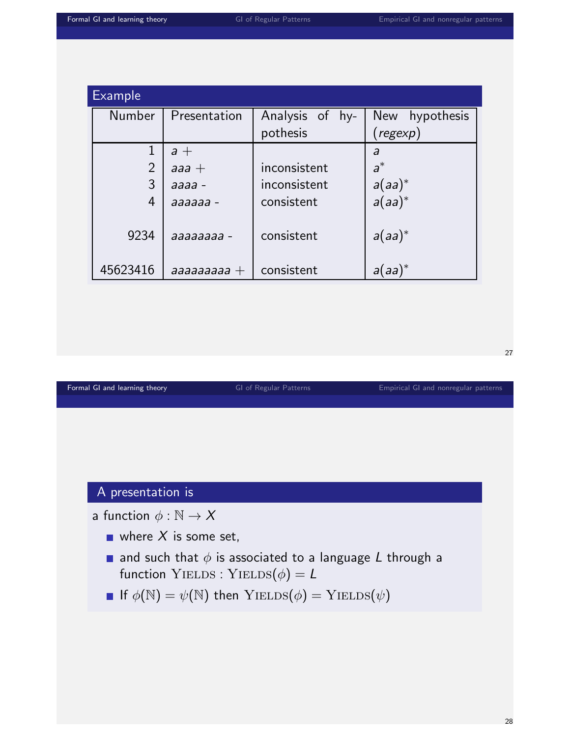### Example

| Number | Presentation | Analysis of hypothesis | New hypothesis (*regexp*) |
|---|---|---|---|
| 1 | $a$ + | | $a$ |
| 2 | $aaa$ + | inconsistent | $a^*$ |
| 3 | $aaaa$ - | inconsistent | $a(aa)^*$ |
| 4 | $aaaaaa$ - | consistent | $a(aa)^*$ |
| 9234 | $aaaaaaaa$ - | consistent | $a(aa)^*$ |
| 45623416 | $aaaaaaaaa$ + | consistent | $a(aa)^*$ |

### A presentation is

a function $\phi : \mathbb{N} \to X$

- where $X$ is some set,
- and such that $\phi$ is associated to a language $L$ through a function $\text{YIELDS} : \text{YIELDS}(\phi) = L$
- If $\phi(\mathbb{N}) = \psi(\mathbb{N})$ then $\text{YIELDS}(\phi) = \text{YIELDS}(\psi)$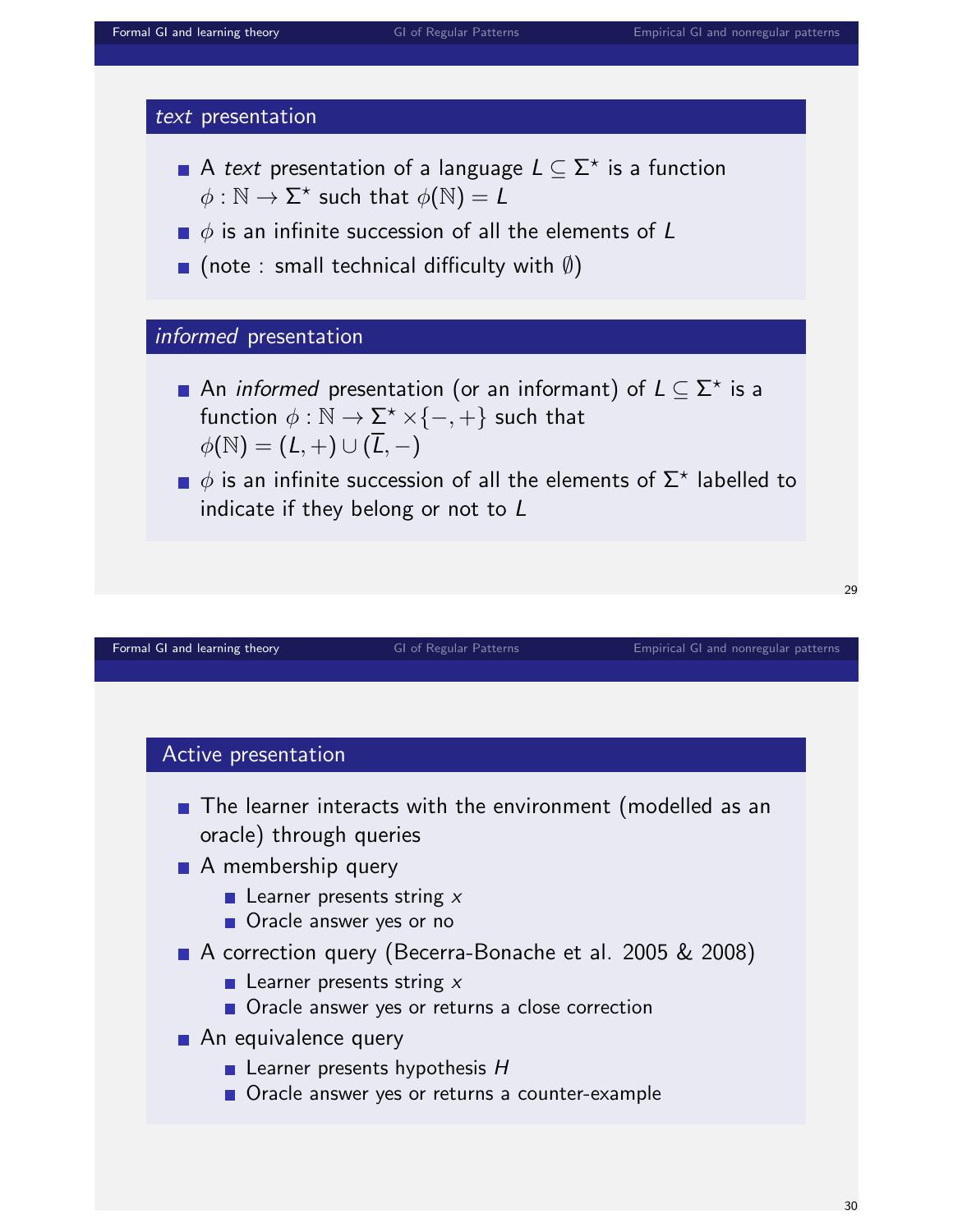## *text* presentation

- A *text* presentation of a language $L \subseteq \Sigma^\star$ is a function $\phi : \mathbb{N} \rightarrow \Sigma^\star$ such that $\phi(\mathbb{N}) = L$
- $\phi$ is an infinite succession of all the elements of $L$
- (note : small technical difficulty with $\emptyset$)

## *informed* presentation

- An *informed* presentation (or an informant) of $L \subseteq \Sigma^\star$ is a function $\phi : \mathbb{N} \rightarrow \Sigma^\star \times \{-, +\}$ such that $\phi(\mathbb{N}) = (L, +) \cup (\overline{L}, -)$
- $\phi$ is an infinite succession of all the elements of $\Sigma^\star$ labelled to indicate if they belong or not to $L$

## Active presentation

- The learner interacts with the environment (modelled as an oracle) through queries
- A membership query
  - Learner presents string $x$
  - Oracle answer yes or no
- A correction query (Becerra-Bonache et al. 2005 & 2008)
  - Learner presents string $x$
  - Oracle answer yes or returns a close correction
- An equivalence query
  - Learner presents hypothesis $H$
  - Oracle answer yes or returns a counter-example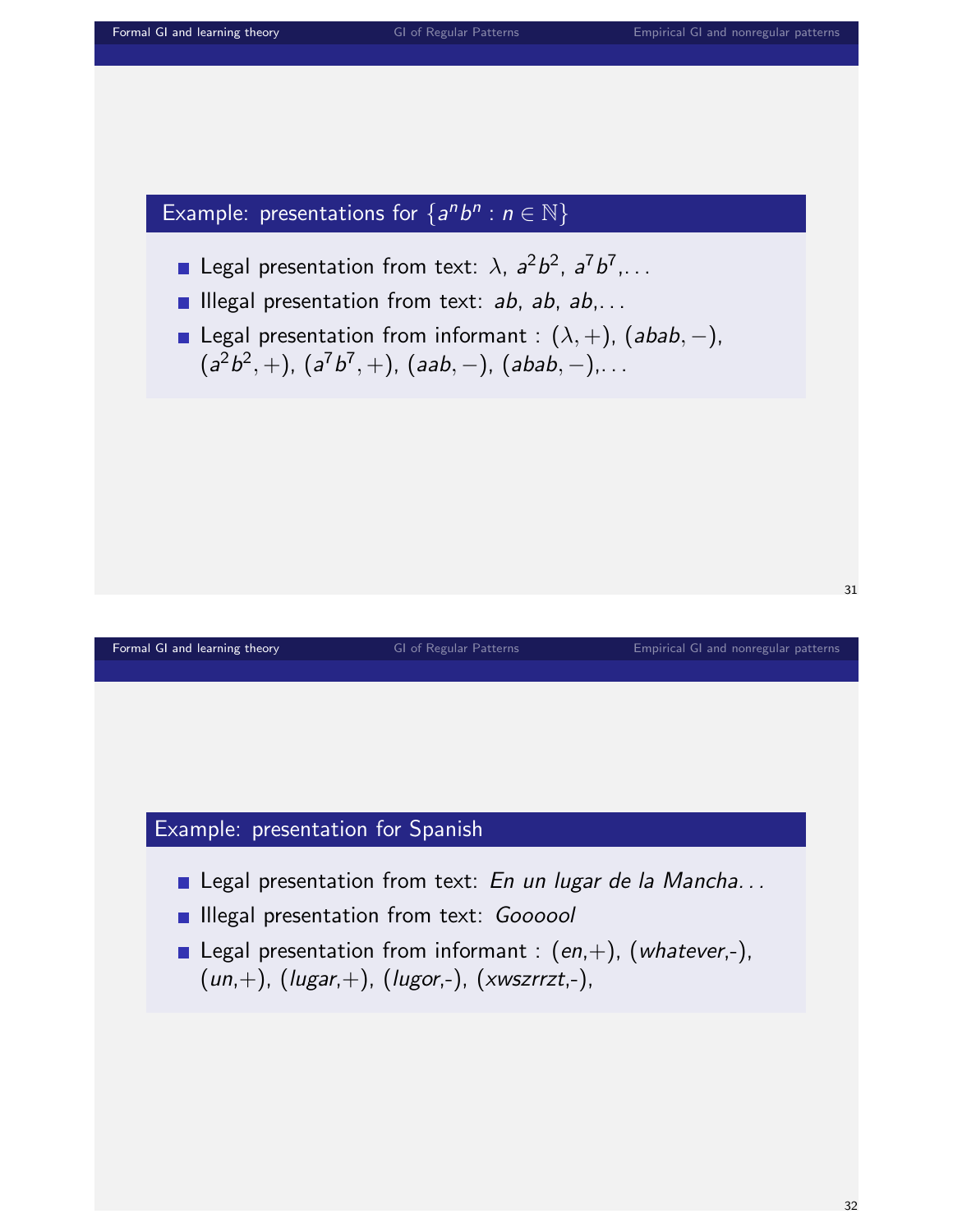## Example: presentations for $\{a^n b^n : n \in \mathbb{N}\}$

- Legal presentation from text: $\lambda$, $a^2b^2$, $a^7b^7$,...
- Illegal presentation from text: *ab*, *ab*, *ab*,...
- Legal presentation from informant : $(\lambda, +)$, $(abab, -)$, $(a^2b^2, +)$, $(a^7b^7, +)$, $(aab, -)$, $(abab, -)$,...

## Example: presentation for Spanish

- Legal presentation from text: *En un lugar de la Mancha...*
- Illegal presentation from text: *Goooool*
- Legal presentation from informant : (*en*,+), (*whatever*,-), (*un*,+), (*lugar*,+), (*lugor*,-), (*xwszrrzt*,-),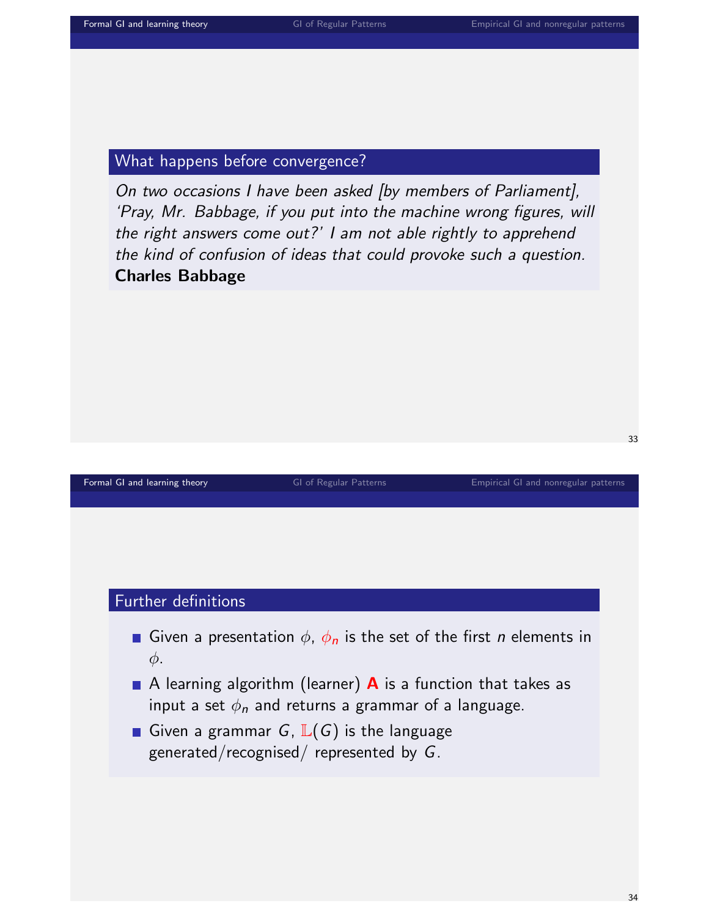## What happens before convergence?

*On two occasions I have been asked [by members of Parliament], 'Pray, Mr. Babbage, if you put into the machine wrong figures, will the right answers come out?' I am not able rightly to apprehend the kind of confusion of ideas that could provoke such a question.*
**Charles Babbage**

## Further definitions

- Given a presentation $\phi$, $\phi_n$ is the set of the first $n$ elements in $\phi$.
- A learning algorithm (learner) **A** is a function that takes as input a set $\phi_n$ and returns a grammar of a language.
- Given a grammar $G$, $\mathbb{L}(G)$ is the language generated/recognised/ represented by $G$.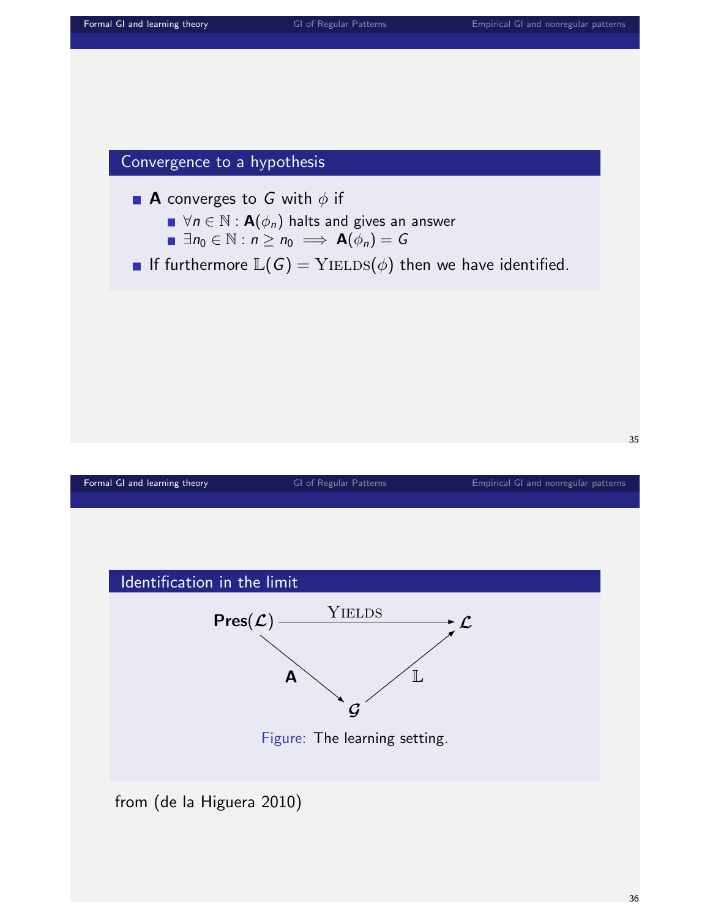## Convergence to a hypothesis

- **A** converges to $G$ with $\phi$ if
  - $\forall n \in \mathbb{N} : \mathbf{A}(\phi_n)$ halts and gives an answer
  - $\exists n_0 \in \mathbb{N} : n \geq n_0 \implies \mathbf{A}(\phi_n) = G$
- If furthermore $\mathbb{L}(G) = \textsc{Yields}(\phi)$ then we have identified.

## Identification in the limit

$$\mathbf{Pres}(\mathcal{L}) \xrightarrow{\textsc{Yields}} \mathcal{L}, \quad \mathbf{Pres}(\mathcal{L}) \xrightarrow{\mathbf{A}} \mathcal{G}, \quad \mathcal{G} \xrightarrow{\mathbb{L}} \mathcal{L}$$

Figure: The learning setting.

from (de la Higuera 2010)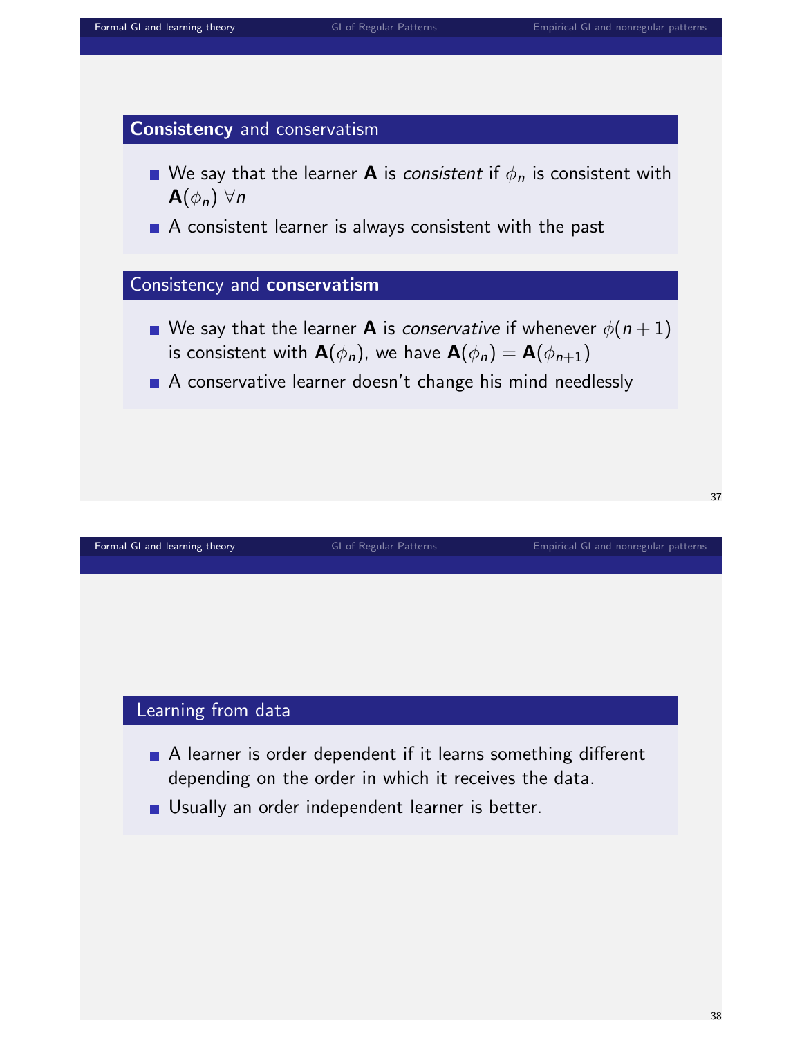## **Consistency** and conservatism

- We say that the learner **A** is *consistent* if $\phi_n$ is consistent with $\mathbf{A}(\phi_n)$ $\forall n$
- A consistent learner is always consistent with the past

## Consistency and **conservatism**

- We say that the learner **A** is *conservative* if whenever $\phi(n+1)$ is consistent with $\mathbf{A}(\phi_n)$, we have $\mathbf{A}(\phi_n) = \mathbf{A}(\phi_{n+1})$
- A conservative learner doesn't change his mind needlessly

## Learning from data

- A learner is order dependent if it learns something different depending on the order in which it receives the data.
- Usually an order independent learner is better.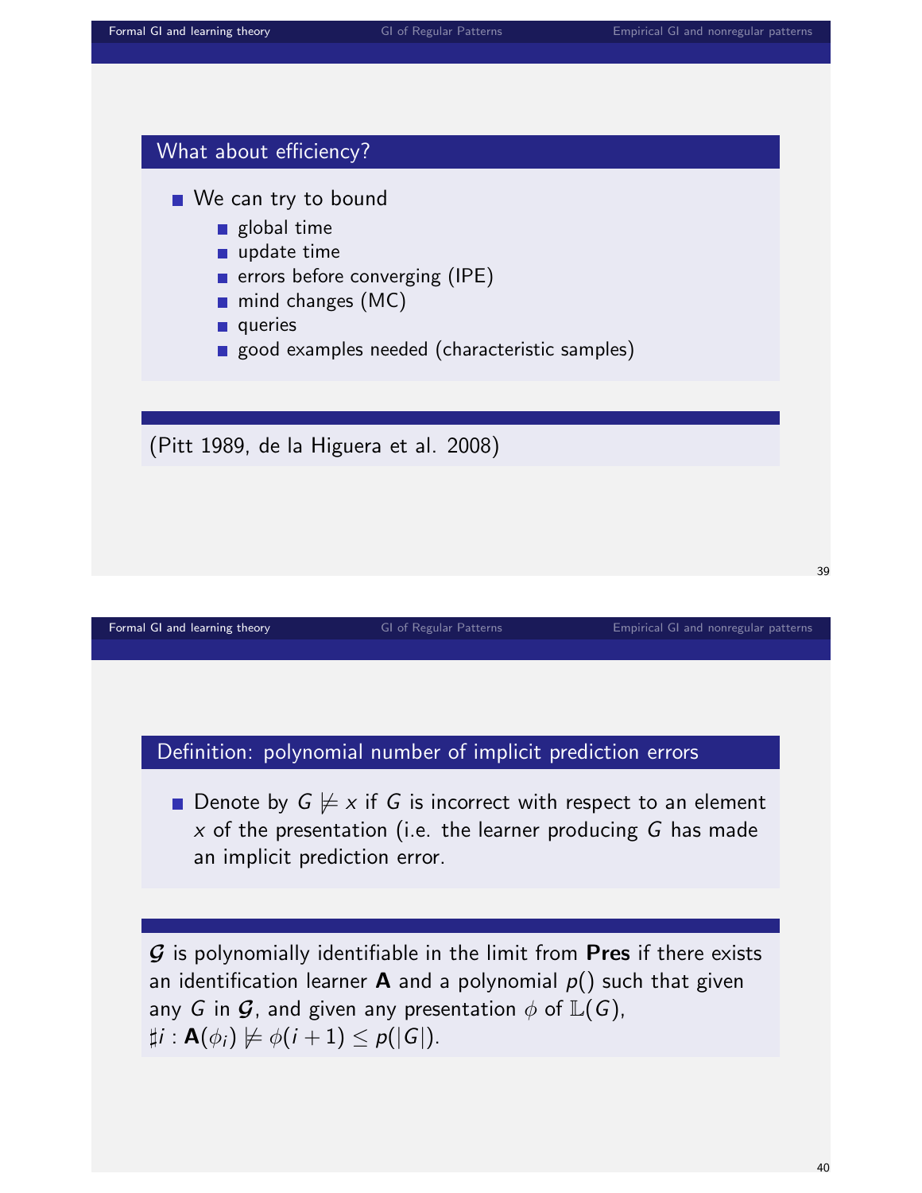## What about efficiency?

- We can try to bound
  - global time
  - update time
  - errors before converging (IPE)
  - mind changes (MC)
  - queries
  - good examples needed (characteristic samples)

(Pitt 1989, de la Higuera et al. 2008)

## Definition: polynomial number of implicit prediction errors

- Denote by $G \not\models x$ if $G$ is incorrect with respect to an element $x$ of the presentation (i.e. the learner producing $G$ has made an implicit prediction error.

$\boldsymbol{\mathcal{G}}$ is polynomially identifiable in the limit from **Pres** if there exists an identification learner **A** and a polynomial $p()$ such that given any $G$ in $\boldsymbol{\mathcal{G}}$, and given any presentation $\phi$ of $\mathbb{L}(G)$, $\sharp i : \mathbf{A}(\phi_i) \not\models \phi(i+1) \leq p(|G|)$.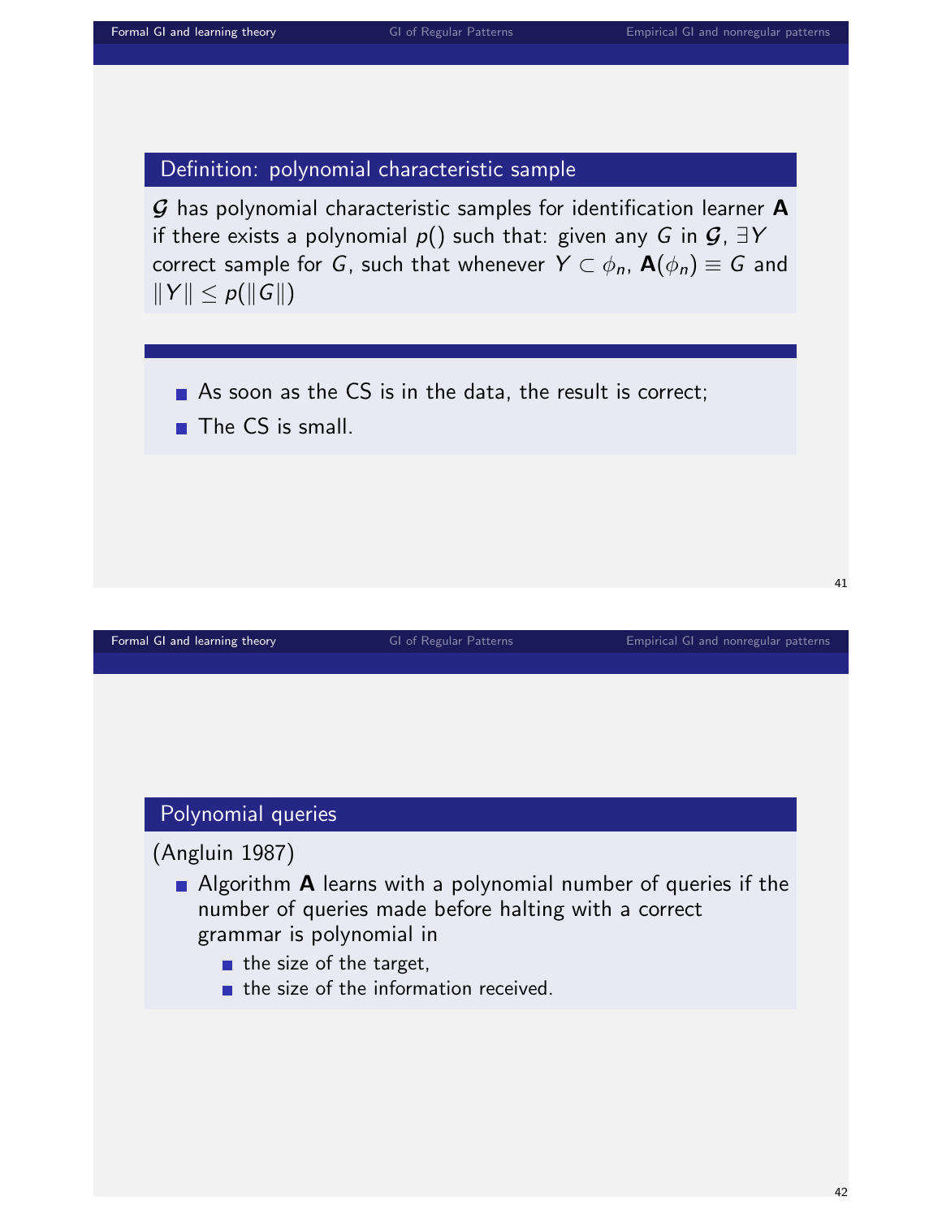### Definition: polynomial characteristic sample

$\mathcal{G}$ has polynomial characteristic samples for identification learner **A** if there exists a polynomial $p()$ such that: given any $G$ in $\mathcal{G}$, $\exists Y$ correct sample for $G$, such that whenever $Y \subset \phi_n$, $\mathbf{A}(\phi_n) \equiv G$ and $\|Y\| \leq p(\|G\|)$

- As soon as the CS is in the data, the result is correct;
- The CS is small.

### Polynomial queries

(Angluin 1987)

- Algorithm **A** learns with a polynomial number of queries if the number of queries made before halting with a correct grammar is polynomial in
  - the size of the target,
  - the size of the information received.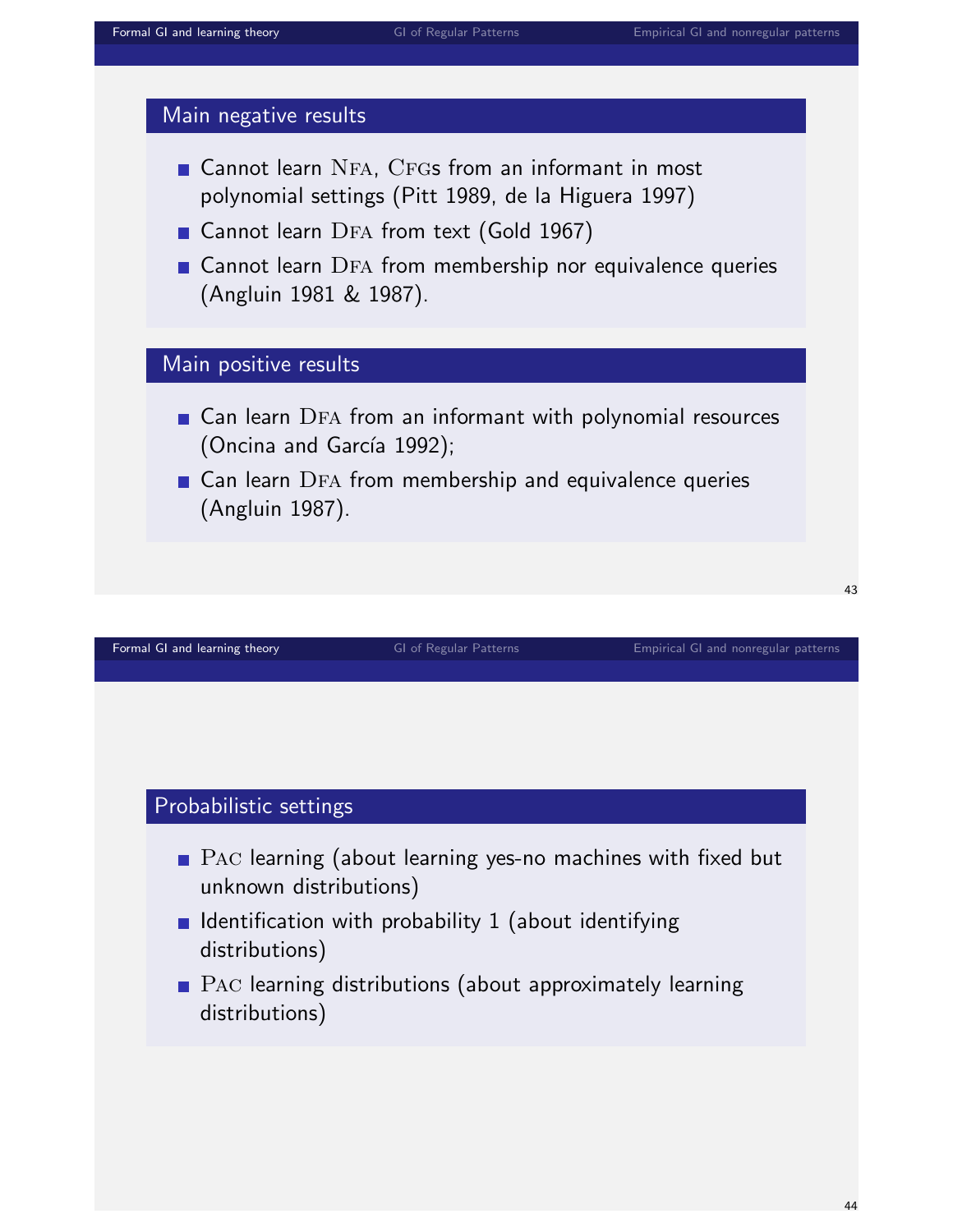## Main negative results

- Cannot learn NFA, CFGs from an informant in most polynomial settings (Pitt 1989, de la Higuera 1997)
- Cannot learn DFA from text (Gold 1967)
- Cannot learn DFA from membership nor equivalence queries (Angluin 1981 & 1987).

## Main positive results

- Can learn DFA from an informant with polynomial resources (Oncina and García 1992);
- Can learn DFA from membership and equivalence queries (Angluin 1987).

## Probabilistic settings

- PAC learning (about learning yes-no machines with fixed but unknown distributions)
- Identification with probability 1 (about identifying distributions)
- PAC learning distributions (about approximately learning distributions)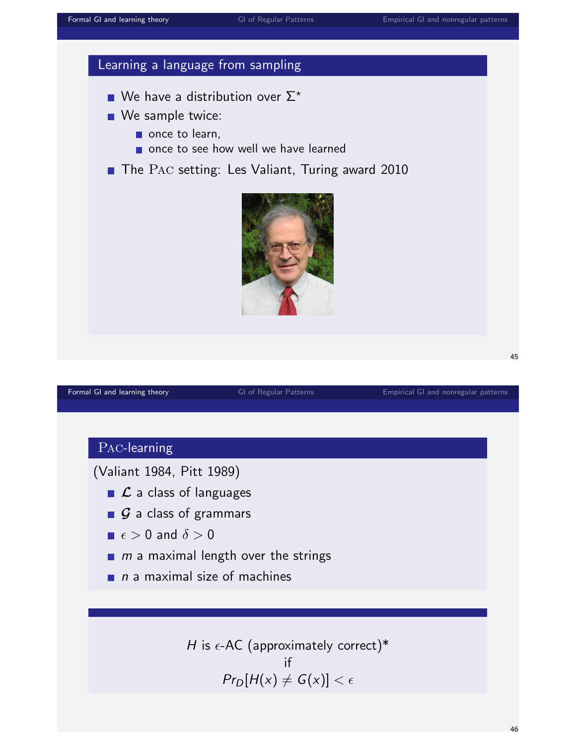## Learning a language from sampling

- We have a distribution over $\Sigma^\star$
- We sample twice:
  - once to learn,
  - once to see how well we have learned
- The PAC setting: Les Valiant, Turing award 2010

## PAC-learning

(Valiant 1984, Pitt 1989)

- $\mathcal{L}$ a class of languages
- $\mathcal{G}$ a class of grammars
- $\epsilon > 0$ and $\delta > 0$
- $m$ a maximal length over the strings
- $n$ a maximal size of machines

$H$ is $\epsilon$-AC (approximately correct)*
if
$$Pr_D[H(x) \neq G(x)] < \epsilon$$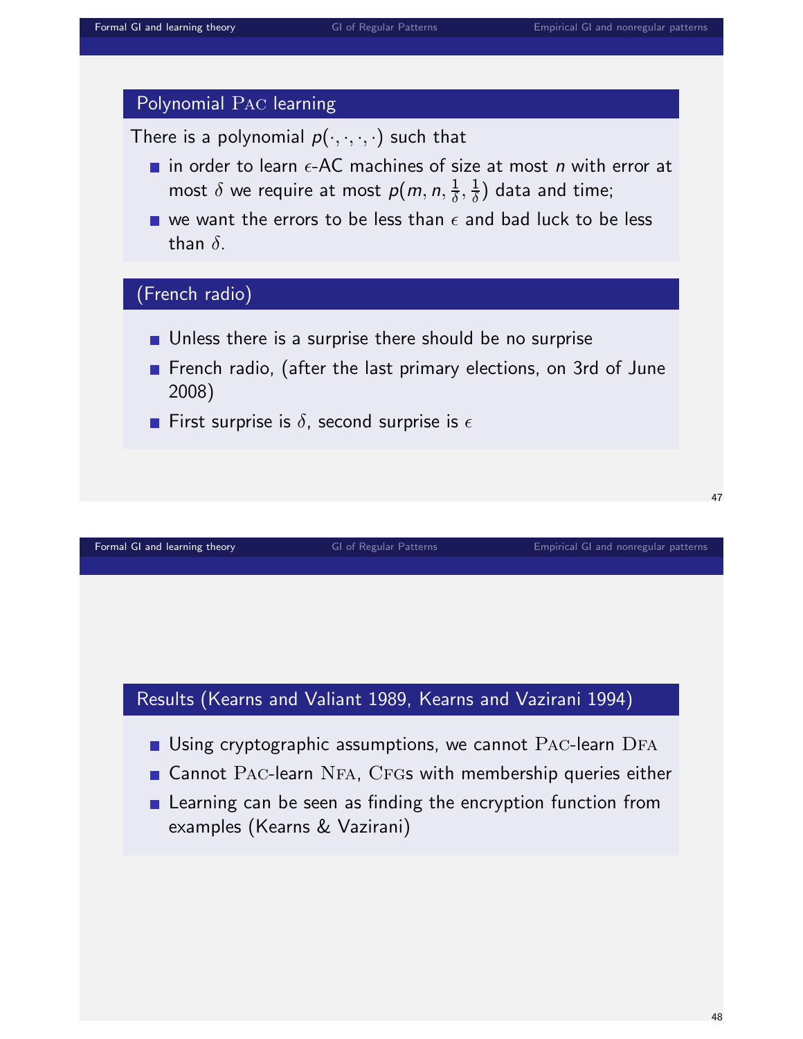## Polynomial Pac learning

There is a polynomial $p(\cdot, \cdot, \cdot, \cdot)$ such that

- in order to learn $\epsilon$-AC machines of size at most $n$ with error at most $\delta$ we require at most $p(m, n, \frac{1}{\delta}, \frac{1}{\delta})$ data and time;
- we want the errors to be less than $\epsilon$ and bad luck to be less than $\delta$.

## (French radio)

- Unless there is a surprise there should be no surprise
- French radio, (after the last primary elections, on 3rd of June 2008)
- First surprise is $\delta$, second surprise is $\epsilon$

## Results (Kearns and Valiant 1989, Kearns and Vazirani 1994)

- Using cryptographic assumptions, we cannot Pac-learn Dfa
- Cannot Pac-learn Nfa, Cfgs with membership queries either
- Learning can be seen as finding the encryption function from examples (Kearns & Vazirani)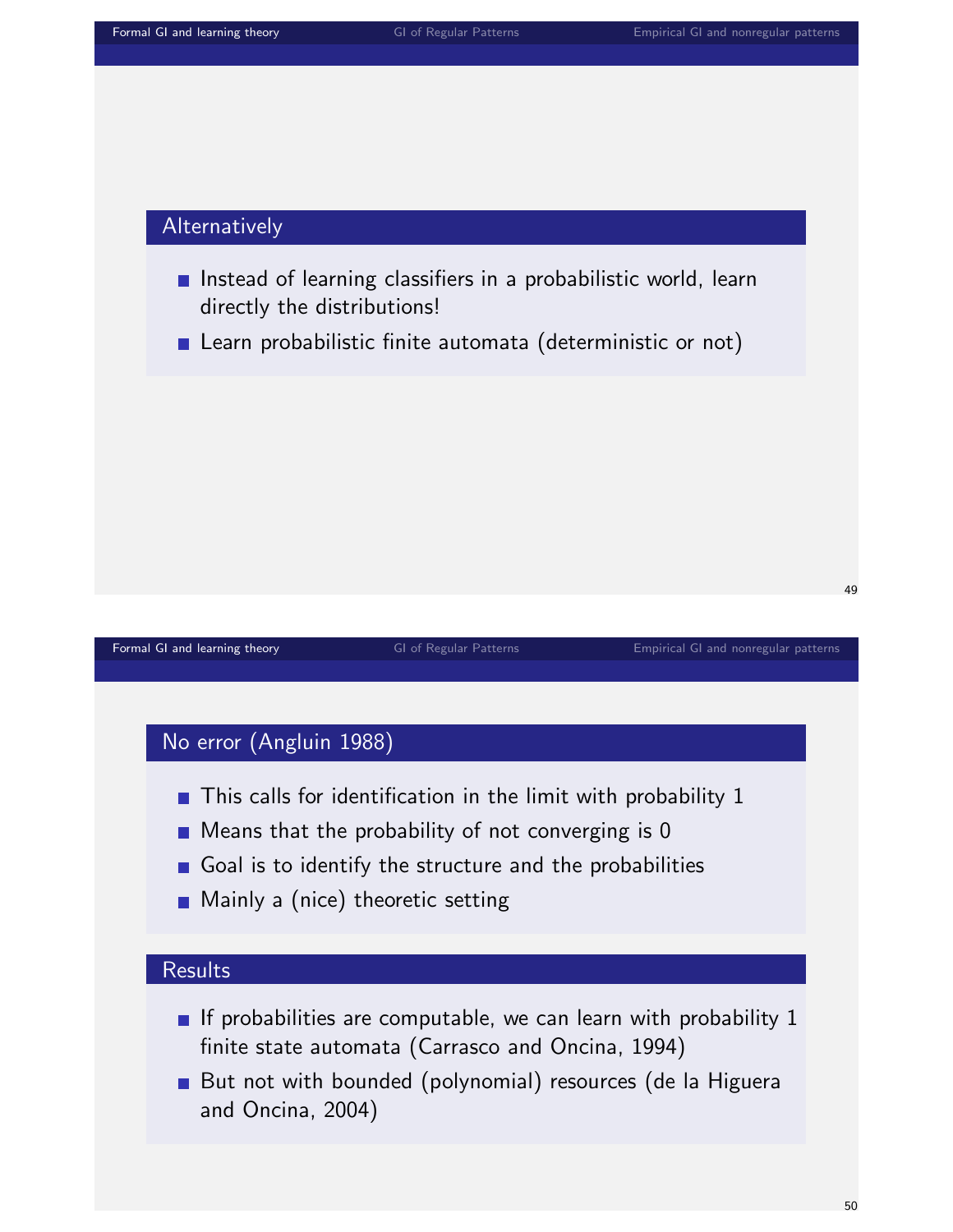### Alternatively

- Instead of learning classifiers in a probabilistic world, learn directly the distributions!
- Learn probabilistic finite automata (deterministic or not)

### No error (Angluin 1988)

- This calls for identification in the limit with probability 1
- Means that the probability of not converging is 0
- Goal is to identify the structure and the probabilities
- Mainly a (nice) theoretic setting

### Results

- If probabilities are computable, we can learn with probability 1 finite state automata (Carrasco and Oncina, 1994)
- But not with bounded (polynomial) resources (de la Higuera and Oncina, 2004)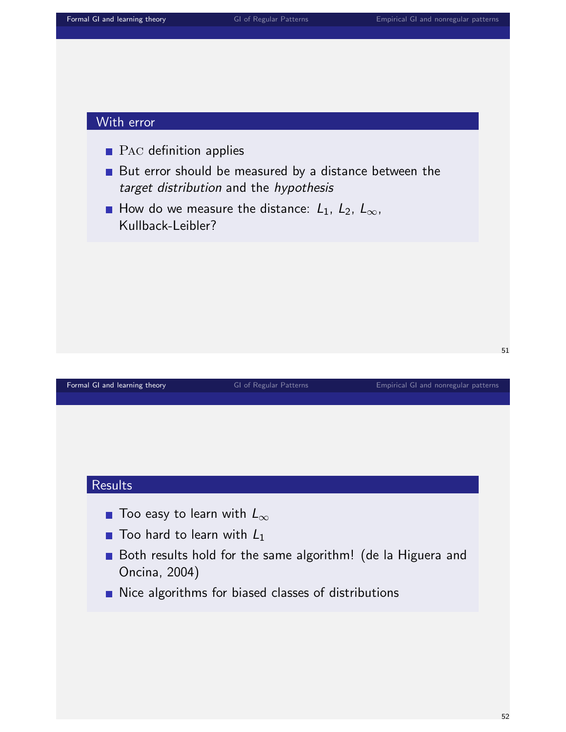## With error

- PAC definition applies
- But error should be measured by a distance between the *target distribution* and the *hypothesis*
- How do we measure the distance: $L_1$, $L_2$, $L_\infty$, Kullback-Leibler?

## Results

- Too easy to learn with $L_\infty$
- Too hard to learn with $L_1$
- Both results hold for the same algorithm! (de la Higuera and Oncina, 2004)
- Nice algorithms for biased classes of distributions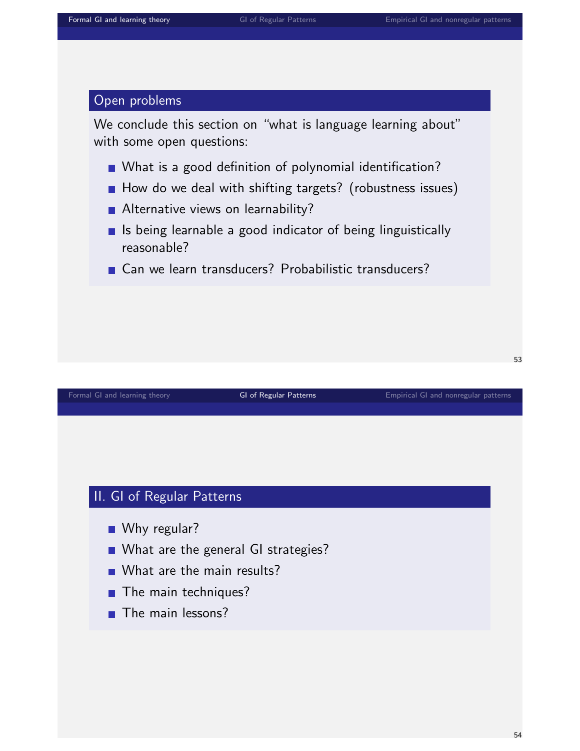## Open problems

We conclude this section on "what is language learning about" with some open questions:

- What is a good definition of polynomial identification?
- How do we deal with shifting targets? (robustness issues)
- Alternative views on learnability?
- Is being learnable a good indicator of being linguistically reasonable?
- Can we learn transducers? Probabilistic transducers?

## II. GI of Regular Patterns

- Why regular?
- What are the general GI strategies?
- What are the main results?
- The main techniques?
- The main lessons?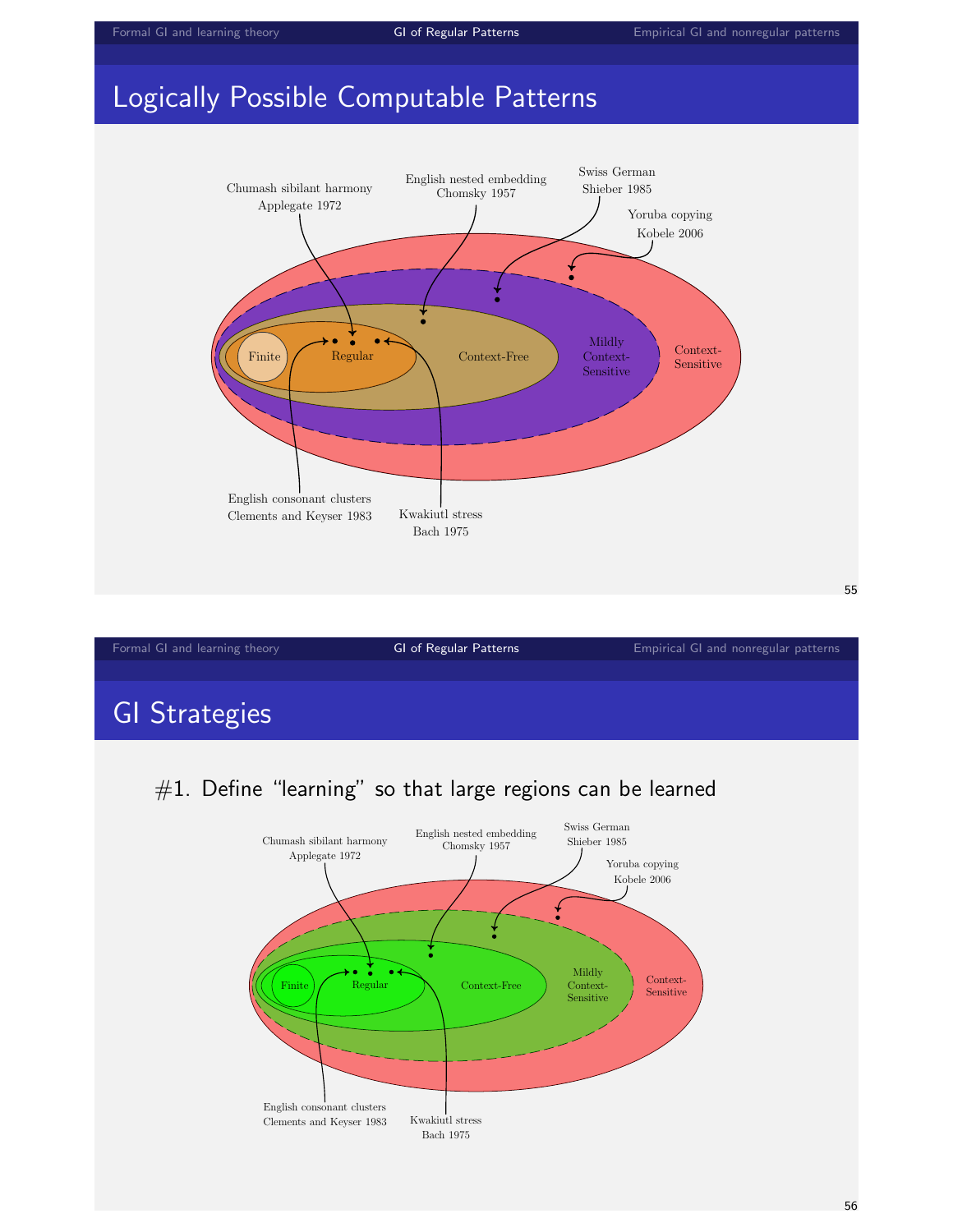# Logically Possible Computable Patterns

Chumash sibilant harmony
Applegate 1972

English nested embedding
Chomsky 1957

Swiss German
Shieber 1985

Yoruba copying
Kobele 2006

Finite

Regular

Context-Free

Mildly Context-Sensitive

Context-Sensitive

English consonant clusters
Clements and Keyser 1983

Kwakiutl stress
Bach 1975

# GI Strategies

#1. Define "learning" so that large regions can be learned

Chumash sibilant harmony
Applegate 1972

English nested embedding
Chomsky 1957

Swiss German
Shieber 1985

Yoruba copying
Kobele 2006

Finite

Regular

Context-Free

Mildly Context-Sensitive

Context-Sensitive

English consonant clusters
Clements and Keyser 1983

Kwakiutl stress
Bach 1975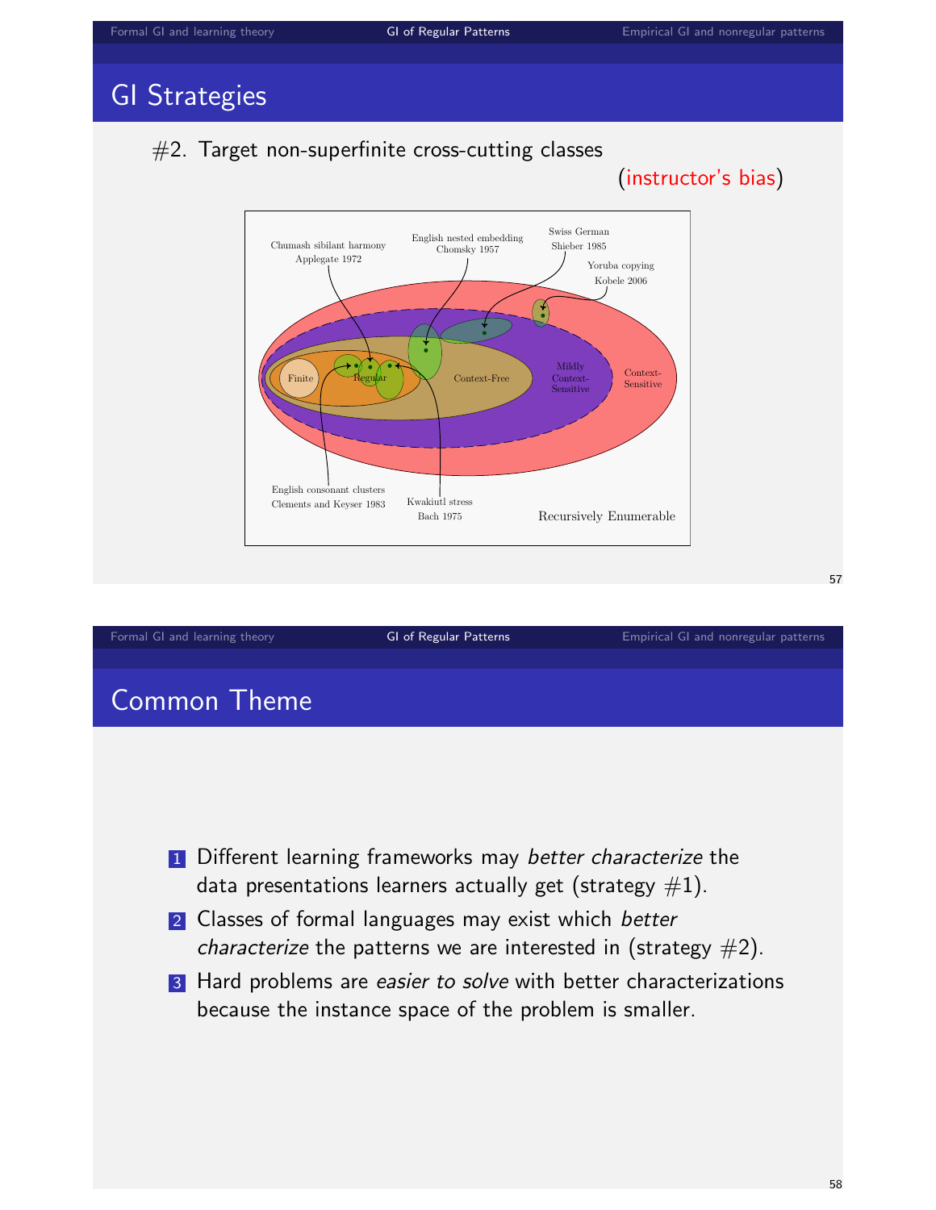## GI Strategies

#2. Target non-superfinite cross-cutting classes

(instructor's bias)

Chumash sibilant harmony
Applegate 1972

English nested embedding
Chomsky 1957

Swiss German
Shieber 1985

Yoruba copying
Kobele 2006

Finite

Regular

Context-Free

Mildly Context-Sensitive

Context-Sensitive

English consonant clusters
Clements and Keyser 1983

Kwakiutl stress
Bach 1975

Recursively Enumerable

## Common Theme

1. Different learning frameworks may *better characterize* the data presentations learners actually get (strategy #1).
2. Classes of formal languages may exist which *better characterize* the patterns we are interested in (strategy #2).
3. Hard problems are *easier to solve* with better characterizations because the instance space of the problem is smaller.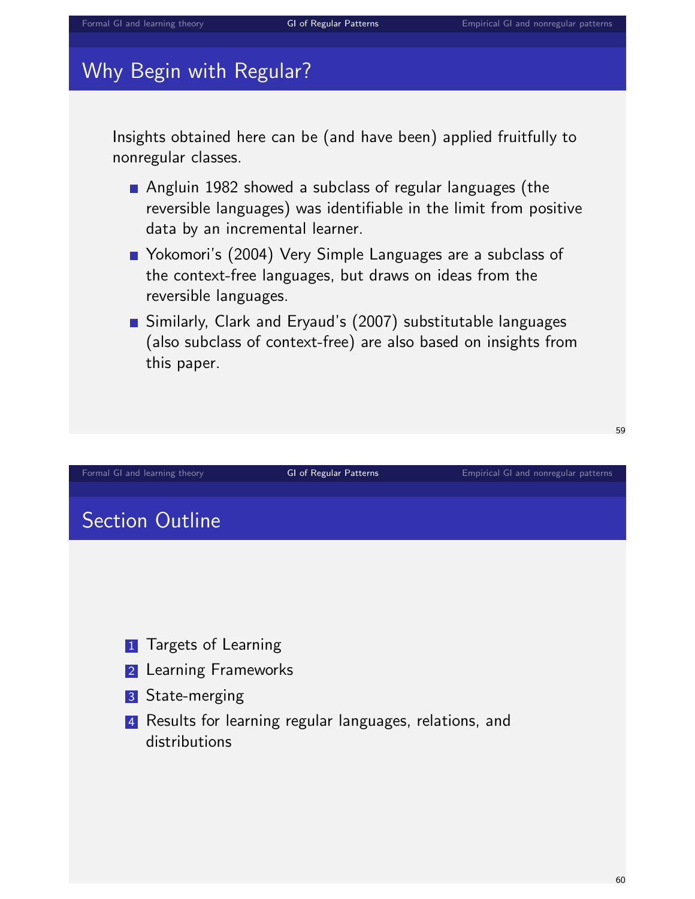## Why Begin with Regular?

Insights obtained here can be (and have been) applied fruitfully to nonregular classes.

- Angluin 1982 showed a subclass of regular languages (the reversible languages) was identifiable in the limit from positive data by an incremental learner.
- Yokomori's (2004) Very Simple Languages are a subclass of the context-free languages, but draws on ideas from the reversible languages.
- Similarly, Clark and Eryaud's (2007) substitutable languages (also subclass of context-free) are also based on insights from this paper.

## Section Outline

1. Targets of Learning
2. Learning Frameworks
3. State-merging
4. Results for learning regular languages, relations, and distributions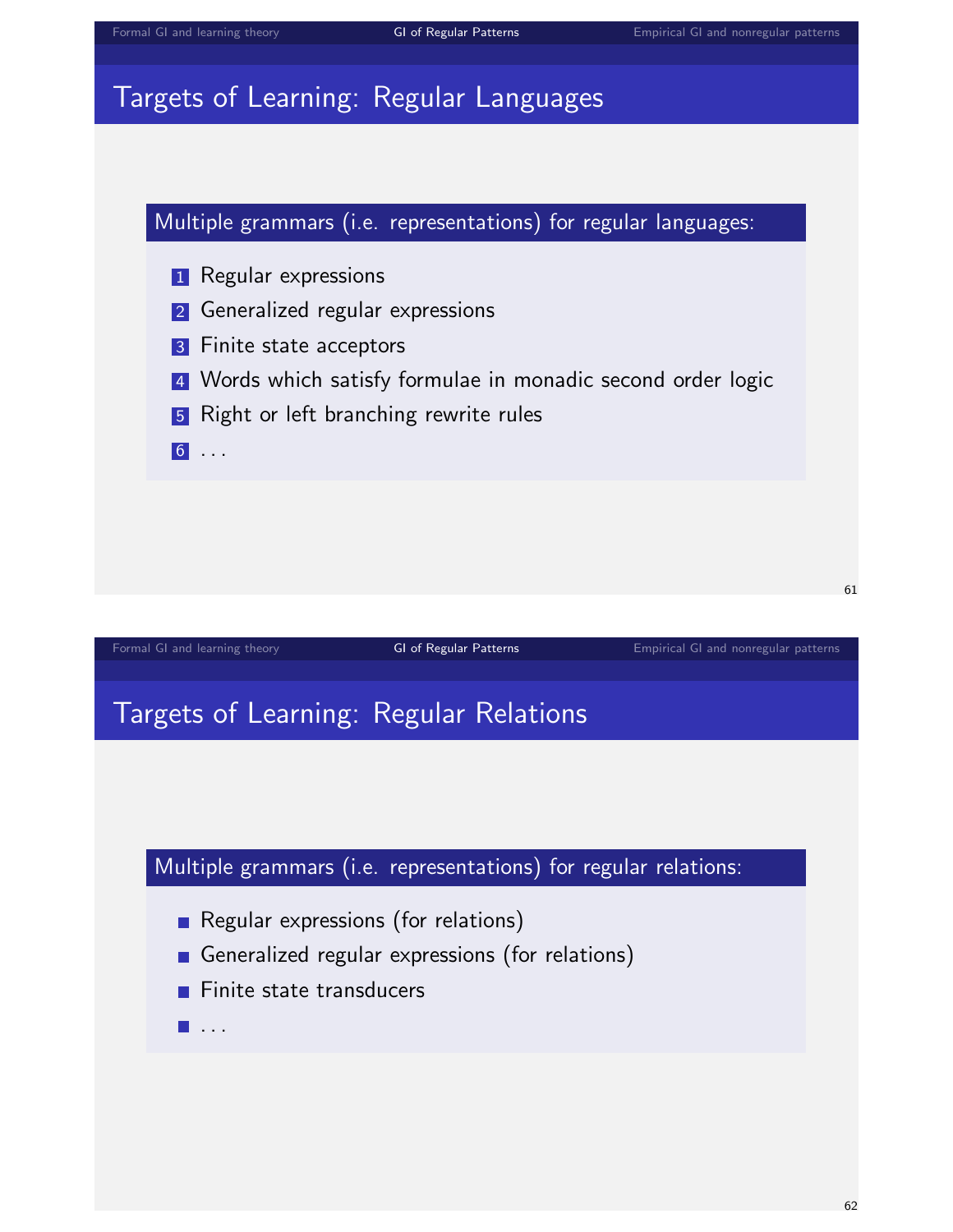## Targets of Learning: Regular Languages

**Multiple grammars (i.e. representations) for regular languages:**

1. Regular expressions
2. Generalized regular expressions
3. Finite state acceptors
4. Words which satisfy formulae in monadic second order logic
5. Right or left branching rewrite rules
6. ...

## Targets of Learning: Regular Relations

**Multiple grammars (i.e. representations) for regular relations:**

- Regular expressions (for relations)
- Generalized regular expressions (for relations)
- Finite state transducers
- ...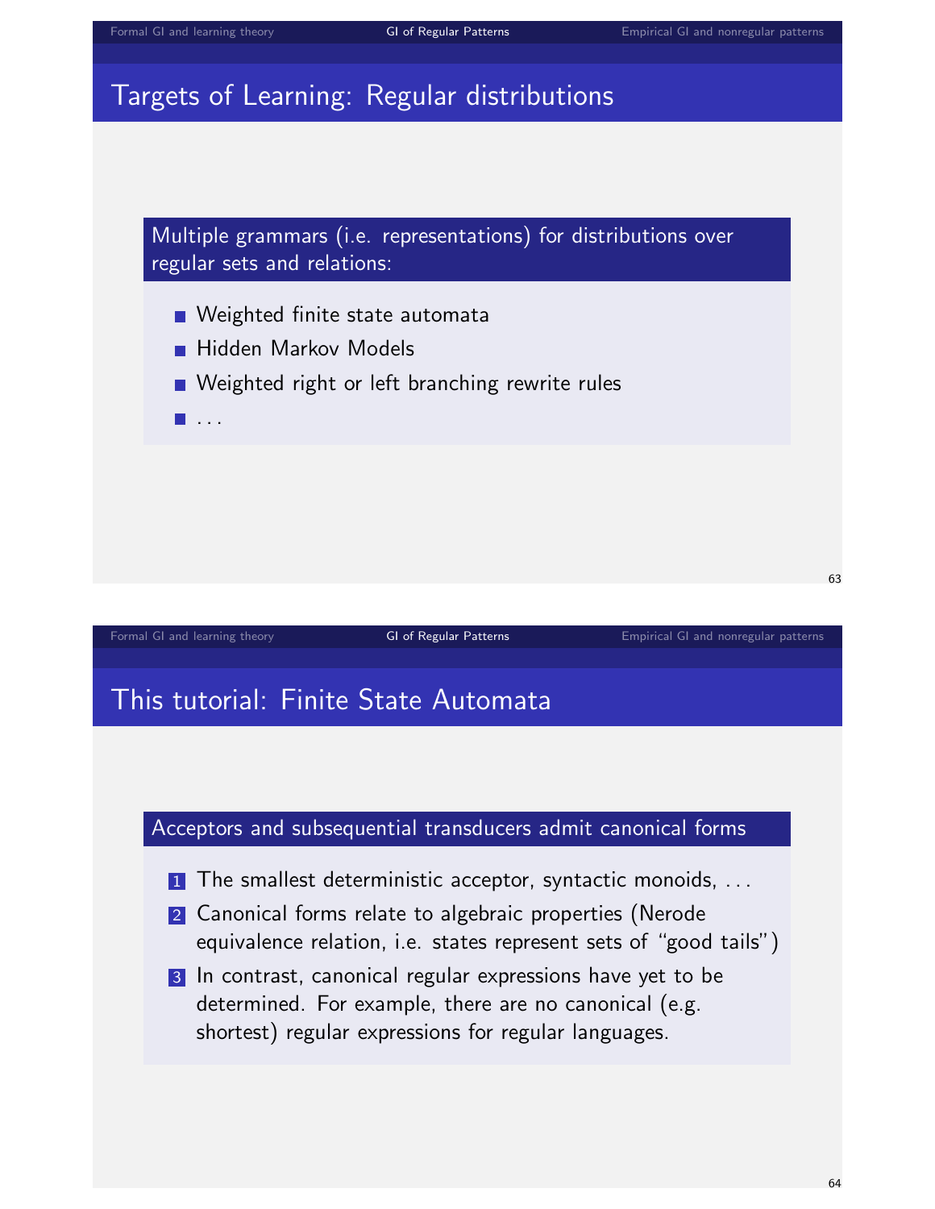## Targets of Learning: Regular distributions

**Multiple grammars (i.e. representations) for distributions over regular sets and relations:**

- Weighted finite state automata
- Hidden Markov Models
- Weighted right or left branching rewrite rules
- ...

## This tutorial: Finite State Automata

**Acceptors and subsequential transducers admit canonical forms**

1. The smallest deterministic acceptor, syntactic monoids, ...
2. Canonical forms relate to algebraic properties (Nerode equivalence relation, i.e. states represent sets of "good tails")
3. In contrast, canonical regular expressions have yet to be determined. For example, there are no canonical (e.g. shortest) regular expressions for regular languages.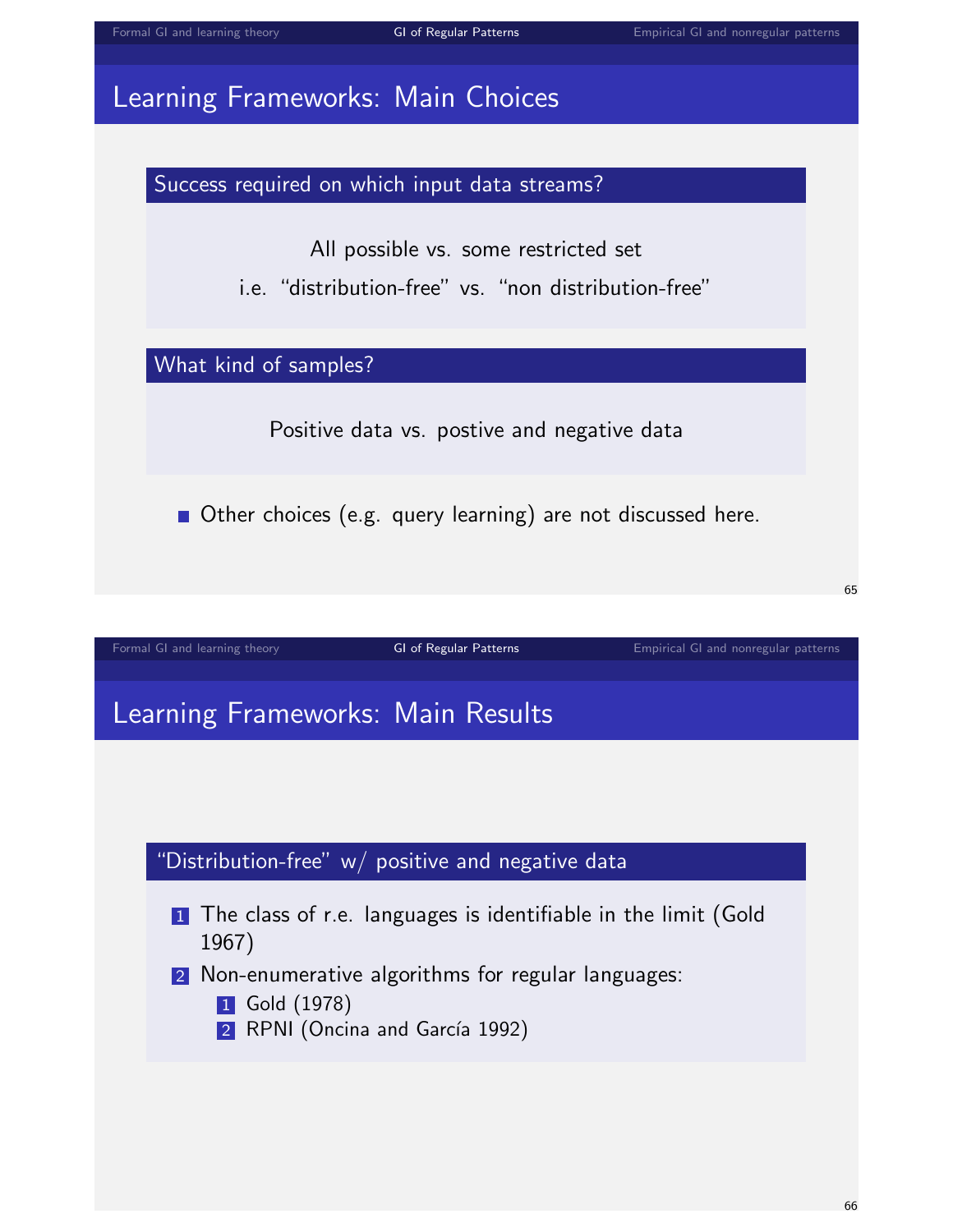## Learning Frameworks: Main Choices

### Success required on which input data streams?

All possible vs. some restricted set

i.e. "distribution-free" vs. "non distribution-free"

### What kind of samples?

Positive data vs. postive and negative data

- Other choices (e.g. query learning) are not discussed here.

## Learning Frameworks: Main Results

### "Distribution-free" w/ positive and negative data

1. The class of r.e. languages is identifiable in the limit (Gold 1967)
2. Non-enumerative algorithms for regular languages:
   1. Gold (1978)
   2. RPNI (Oncina and García 1992)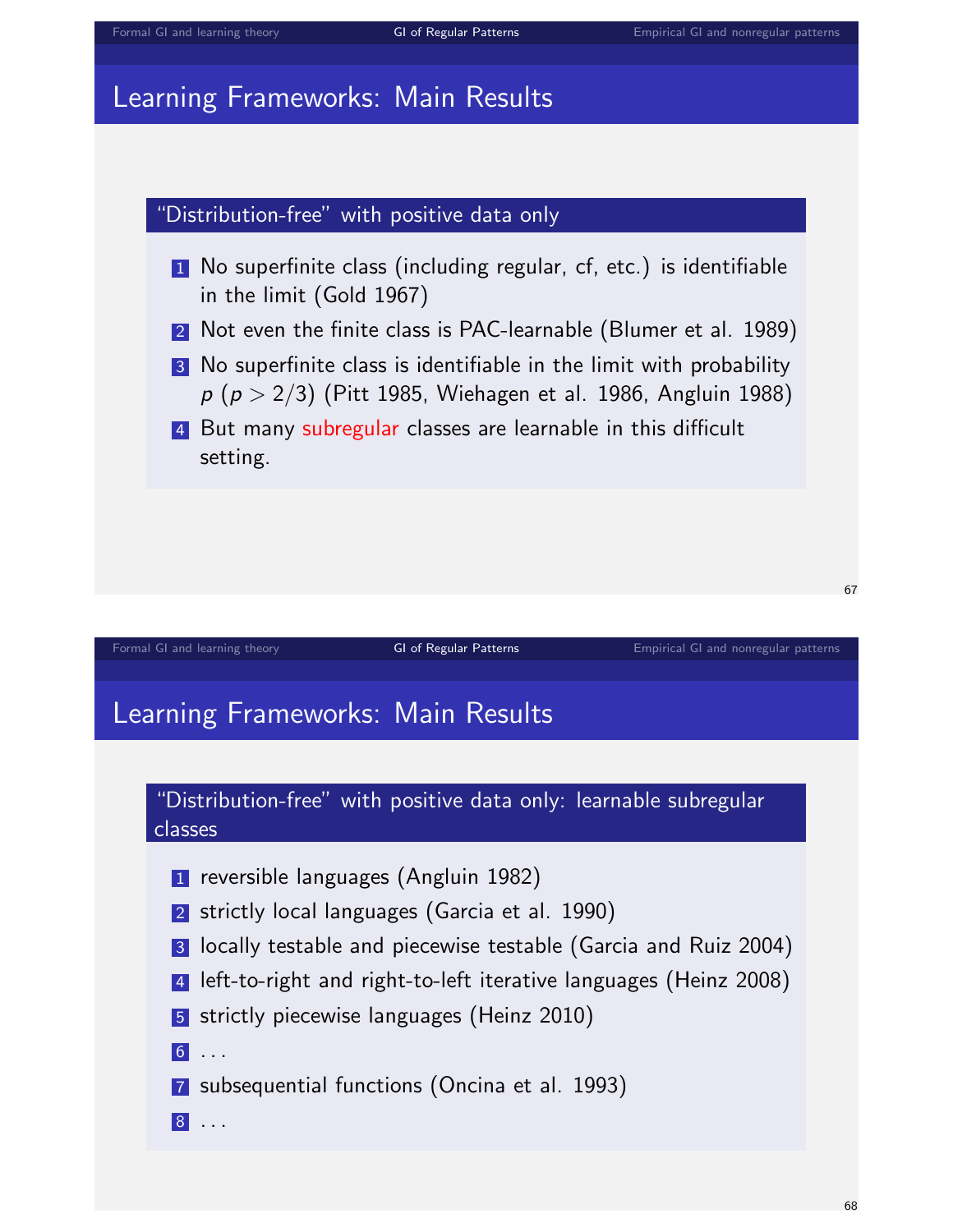## Learning Frameworks: Main Results

### "Distribution-free" with positive data only

1. No superfinite class (including regular, cf, etc.) is identifiable in the limit (Gold 1967)
2. Not even the finite class is PAC-learnable (Blumer et al. 1989)
3. No superfinite class is identifiable in the limit with probability $p$ ($p > 2/3$) (Pitt 1985, Wiehagen et al. 1986, Angluin 1988)
4. But many subregular classes are learnable in this difficult setting.

## Learning Frameworks: Main Results

### "Distribution-free" with positive data only: learnable subregular classes

1. reversible languages (Angluin 1982)
2. strictly local languages (Garcia et al. 1990)
3. locally testable and piecewise testable (Garcia and Ruiz 2004)
4. left-to-right and right-to-left iterative languages (Heinz 2008)
5. strictly piecewise languages (Heinz 2010)
6. ...
7. subsequential functions (Oncina et al. 1993)
8. ...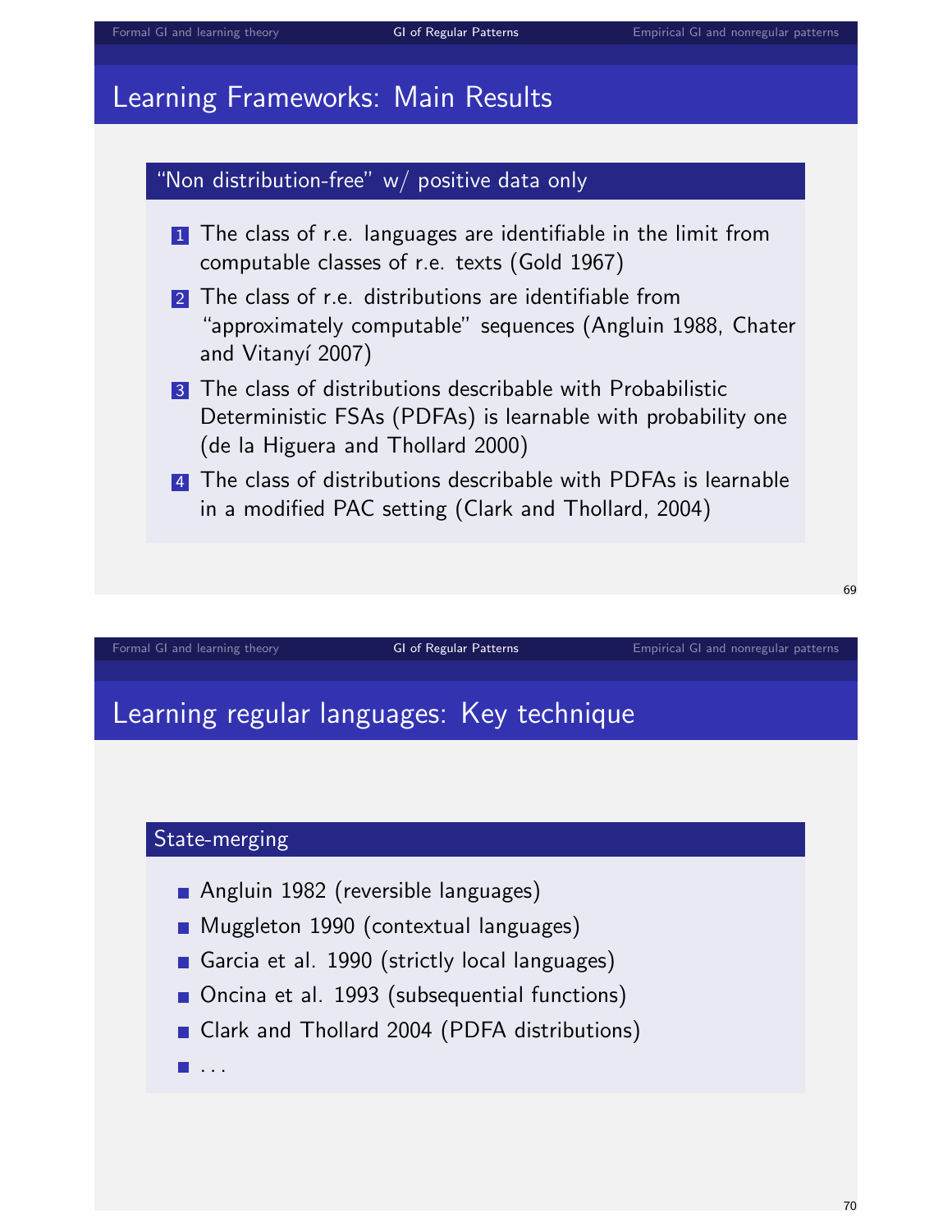## Learning Frameworks: Main Results

### "Non distribution-free" w/ positive data only

1. The class of r.e. languages are identifiable in the limit from computable classes of r.e. texts (Gold 1967)
2. The class of r.e. distributions are identifiable from "approximately computable" sequences (Angluin 1988, Chater and Vitanyí 2007)
3. The class of distributions describable with Probabilistic Deterministic FSAs (PDFAs) is learnable with probability one (de la Higuera and Thollard 2000)
4. The class of distributions describable with PDFAs is learnable in a modified PAC setting (Clark and Thollard, 2004)

## Learning regular languages: Key technique

### State-merging

- Angluin 1982 (reversible languages)
- Muggleton 1990 (contextual languages)
- Garcia et al. 1990 (strictly local languages)
- Oncina et al. 1993 (subsequential functions)
- Clark and Thollard 2004 (PDFA distributions)
- ...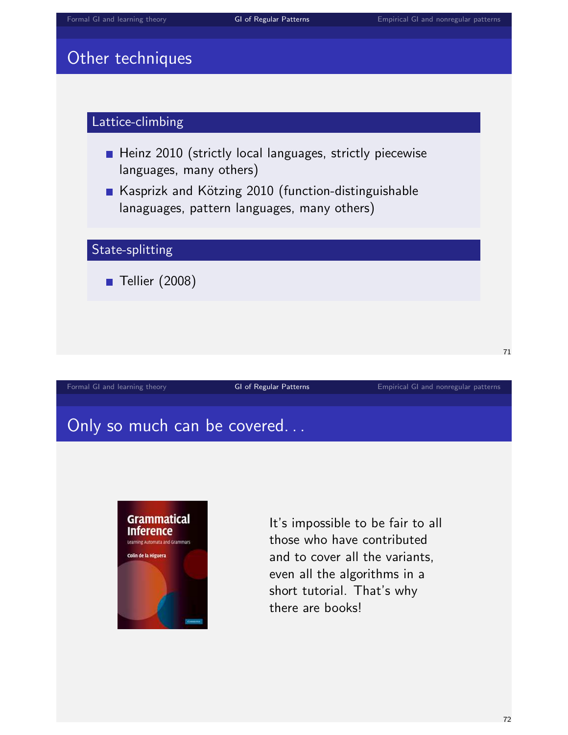## Other techniques

### Lattice-climbing

- Heinz 2010 (strictly local languages, strictly piecewise languages, many others)
- Kasprizk and Kötzing 2010 (function-distinguishable lanaguages, pattern languages, many others)

### State-splitting

- Tellier (2008)

## Only so much can be covered...

Grammatical Inference
Learning Automata and Grammars
Colin de la Higuera

It's impossible to be fair to all those who have contributed and to cover all the variants, even all the algorithms in a short tutorial. That's why there are books!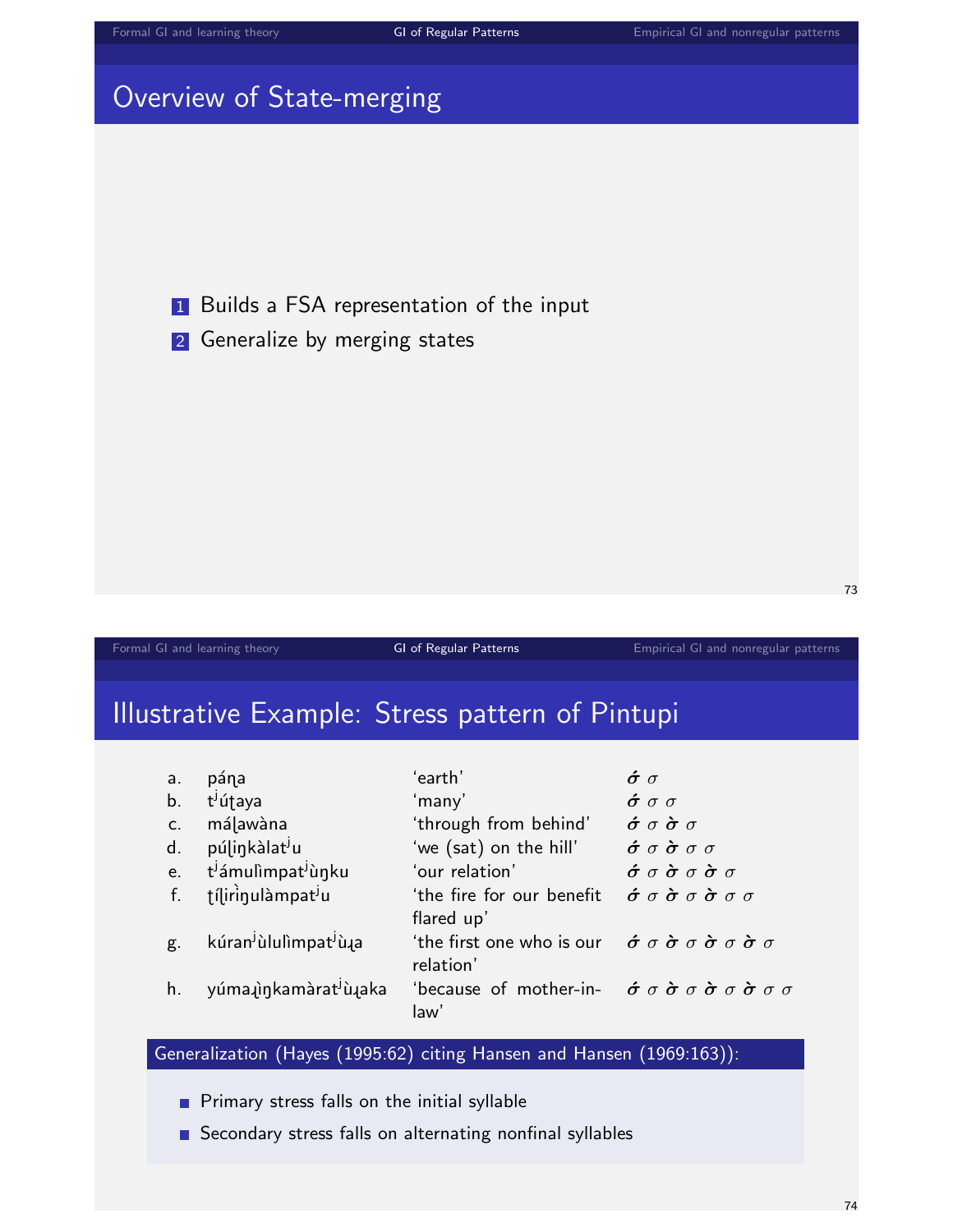# Overview of State-merging

1. Builds a FSA representation of the input
2. Generalize by merging states

# Illustrative Example: Stress pattern of Pintupi

| | | | |
|---|---|---|---|
| a. | páɳa | 'earth' | σ́ σ |
| b. | tʲúʈaya | 'many' | σ́ σ σ |
| c. | máɭawàna | 'through from behind' | σ́ σ σ̀ σ |
| d. | púɭiŋkàlatʲu | 'we (sat) on the hill' | σ́ σ σ̀ σ σ |
| e. | tʲámulìmpatʲùŋku | 'our relation' | σ́ σ σ̀ σ σ̀ σ |
| f. | ʈíɭirìŋulàmpatʲu | 'the fire for our benefit flared up' | σ́ σ σ̀ σ σ̀ σ σ |
| g. | kúranʲùlulìmpatʲùɻa | 'the first one who is our relation' | σ́ σ σ̀ σ σ̀ σ σ̀ σ |
| h. | yúmaɻìŋkamàratʲùɻaka | 'because of mother-in-law' | σ́ σ σ̀ σ σ̀ σ σ̀ σ σ |

**Generalization (Hayes (1995:62) citing Hansen and Hansen (1969:163)):**

- Primary stress falls on the initial syllable
- Secondary stress falls on alternating nonfinal syllables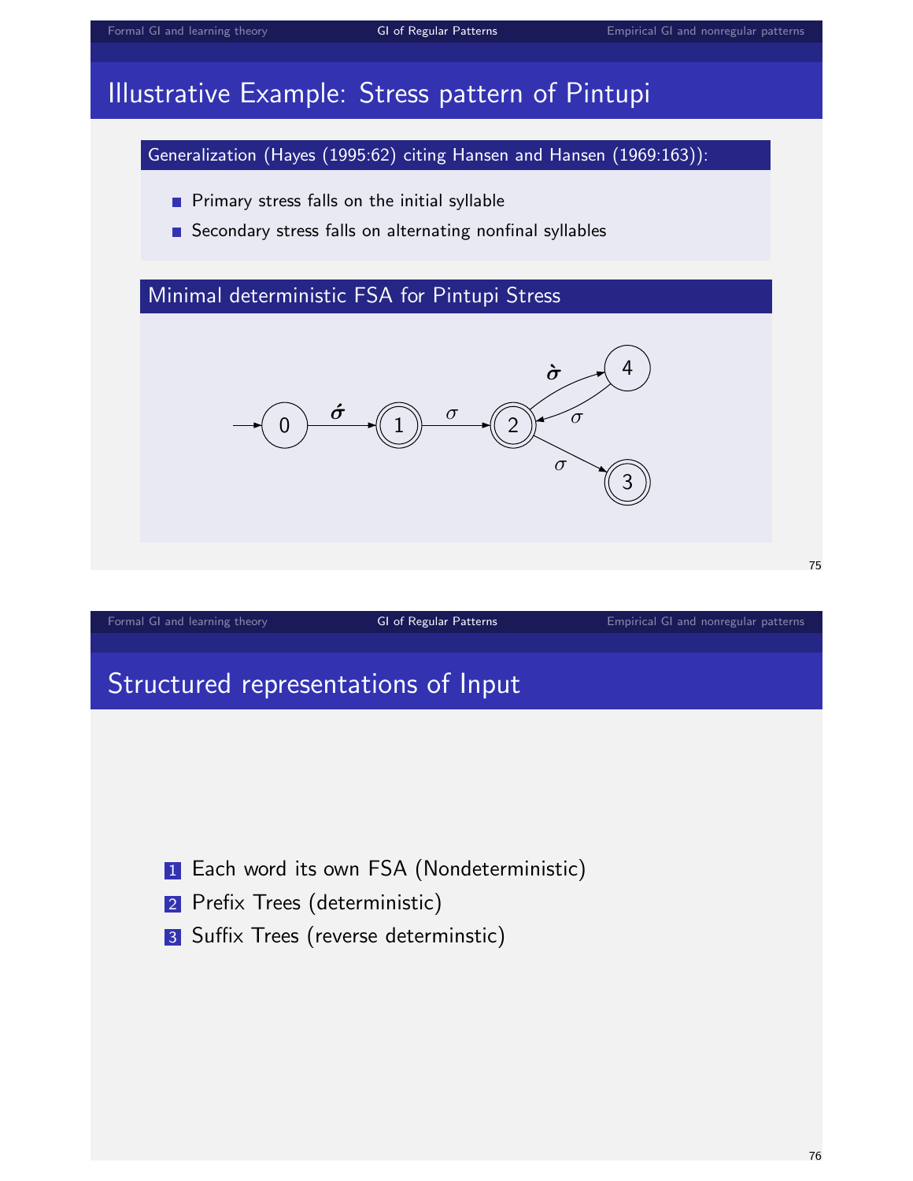## Illustrative Example: Stress pattern of Pintupi

### Generalization (Hayes (1995:62) citing Hansen and Hansen (1969:163)):

- Primary stress falls on the initial syllable
- Secondary stress falls on alternating nonfinal syllables

### Minimal deterministic FSA for Pintupi Stress

States: 0 (start), 1 (final), 2 (final), 3 (final), 4

Transitions:
- 0 —$\acute{\sigma}$→ 1
- 1 —$\sigma$→ 2
- 2 —$\grave{\sigma}$→ 4
- 4 —$\sigma$→ 2
- 2 —$\sigma$→ 3

## Structured representations of Input

1. Each word its own FSA (Nondeterministic)
2. Prefix Trees (deterministic)
3. Suffix Trees (reverse determinstic)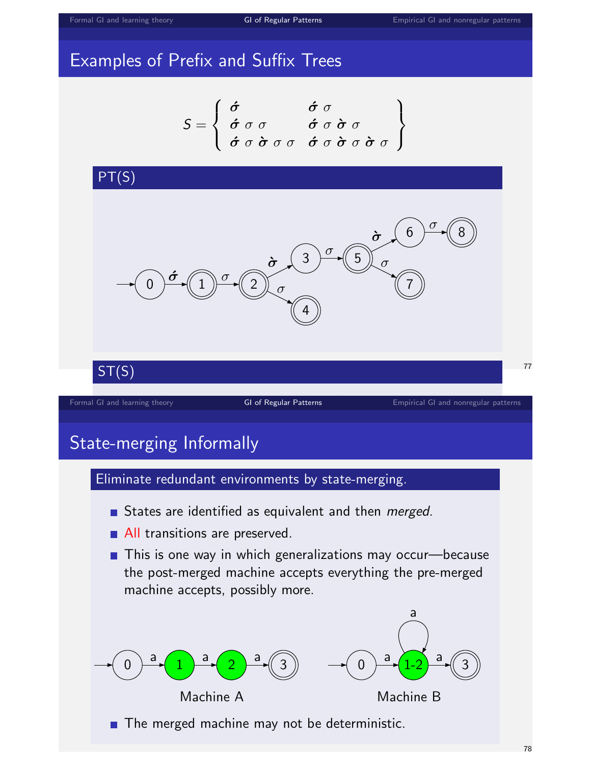## Examples of Prefix and Suffix Trees

$$S = \left\{ \begin{array}{ll} \acute{\sigma} & \acute{\sigma}\ \sigma \\ \acute{\sigma}\ \sigma\ \sigma & \acute{\sigma}\ \sigma\ \grave{\sigma}\ \sigma \\ \acute{\sigma}\ \sigma\ \grave{\sigma}\ \sigma\ \sigma & \acute{\sigma}\ \sigma\ \grave{\sigma}\ \sigma\ \grave{\sigma}\ \sigma \end{array} \right\}$$

### PT(S)

### ST(S)

## State-merging Informally

### Eliminate redundant environments by state-merging.

- States are identified as equivalent and then *merged*.
- All transitions are preserved.
- This is one way in which generalizations may occur—because the post-merged machine accepts everything the pre-merged machine accepts, possibly more.

Machine A

Machine B

- The merged machine may not be deterministic.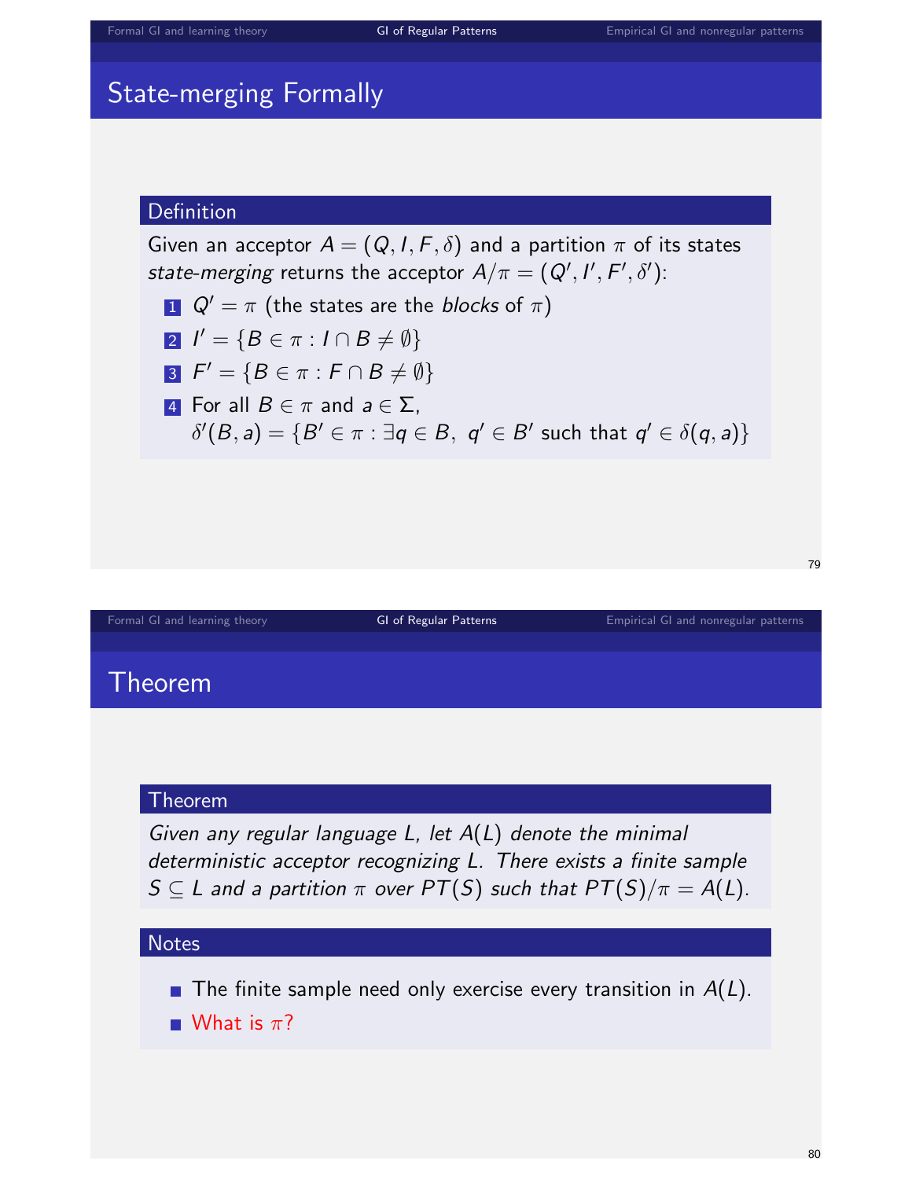## State-merging Formally

### Definition

Given an acceptor $A = (Q, I, F, \delta)$ and a partition $\pi$ of its states *state-merging* returns the acceptor $A/\pi = (Q', I', F', \delta')$:

1. $Q' = \pi$ (the states are the *blocks* of $\pi$)
2. $I' = \{B \in \pi : I \cap B \neq \emptyset\}$
3. $F' = \{B \in \pi : F \cap B \neq \emptyset\}$
4. For all $B \in \pi$ and $a \in \Sigma$,
   $\delta'(B, a) = \{B' \in \pi : \exists q \in B,\ q' \in B' \text{ such that } q' \in \delta(q, a)\}$

## Theorem

### Theorem

*Given any regular language $L$, let $A(L)$ denote the minimal deterministic acceptor recognizing $L$. There exists a finite sample $S \subseteq L$ and a partition $\pi$ over $PT(S)$ such that $PT(S)/\pi = A(L)$.*

### Notes

- The finite sample need only exercise every transition in $A(L)$.
- What is $\pi$?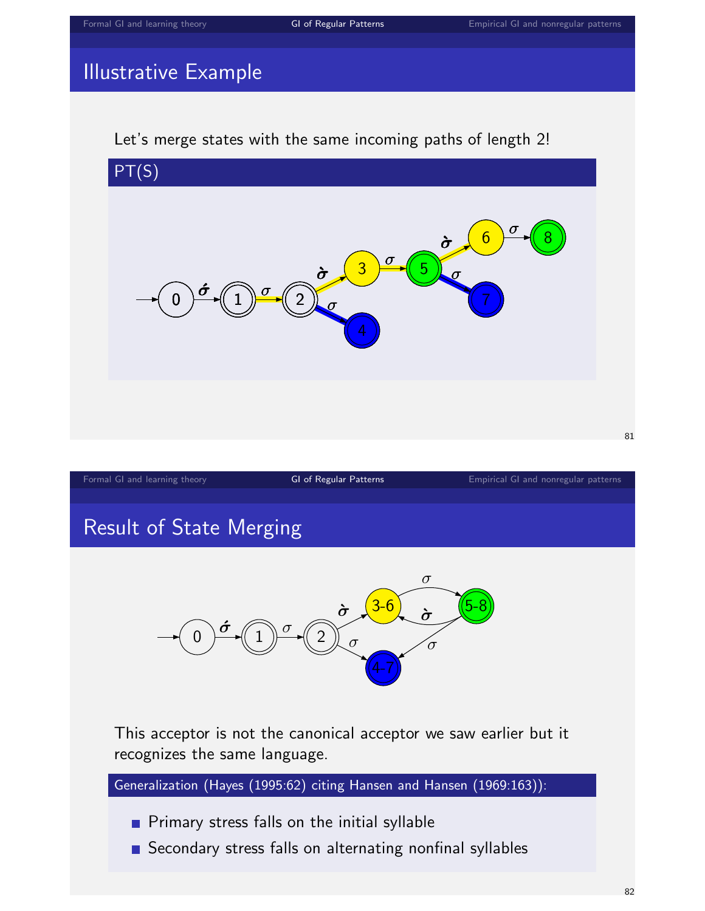## Illustrative Example

Let's merge states with the same incoming paths of length 2!

**PT(S)**

## Result of State Merging

This acceptor is not the canonical acceptor we saw earlier but it recognizes the same language.

**Generalization (Hayes (1995:62) citing Hansen and Hansen (1969:163)):**

- Primary stress falls on the initial syllable
- Secondary stress falls on alternating nonfinal syllables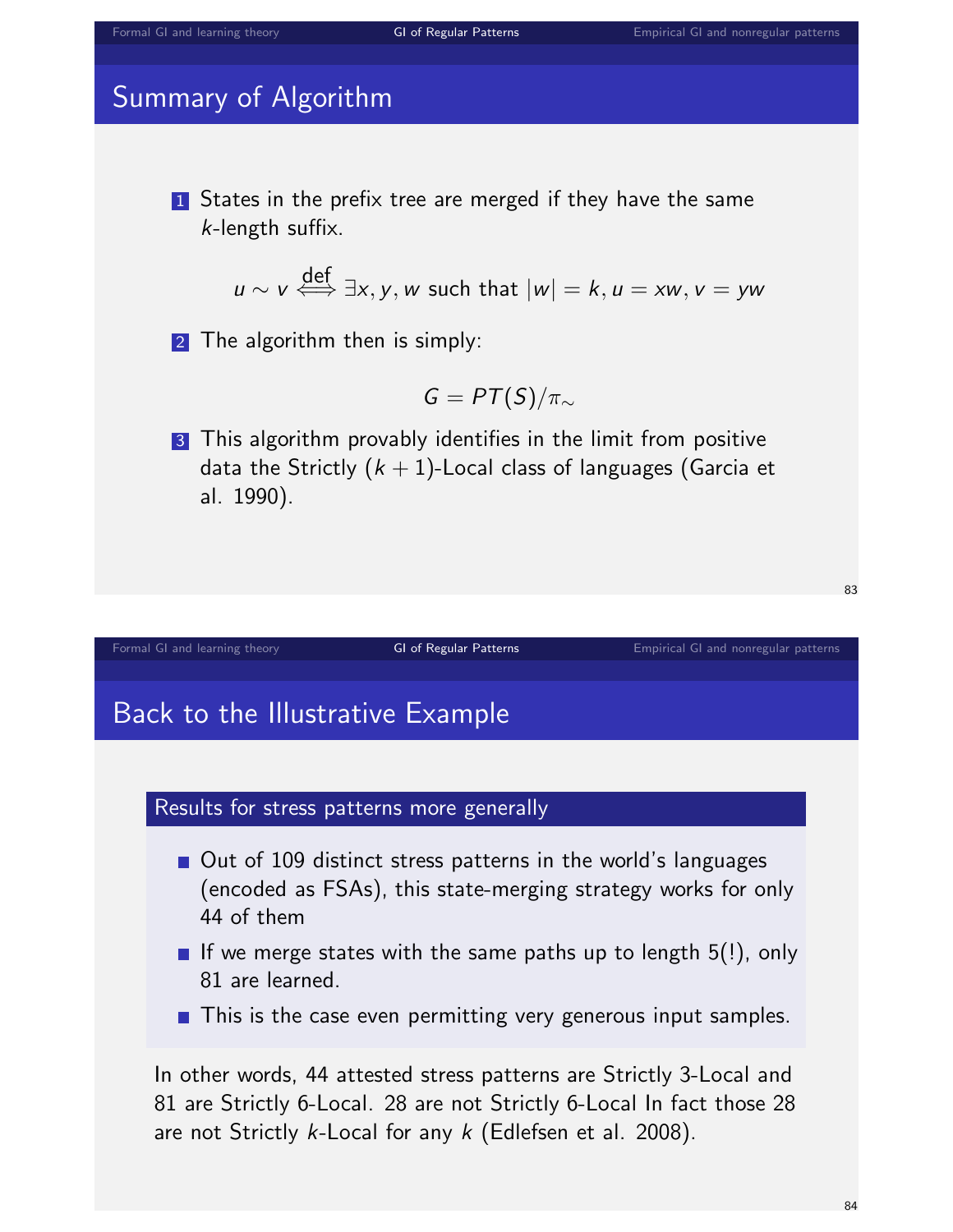## Summary of Algorithm

1. States in the prefix tree are merged if they have the same $k$-length suffix.

$$u \sim v \stackrel{\text{def}}{\iff} \exists x, y, w \text{ such that } |w| = k, u = xw, v = yw$$

2. The algorithm then is simply:

$$G = PT(S)/\pi_{\sim}$$

3. This algorithm provably identifies in the limit from positive data the Strictly $(k+1)$-Local class of languages (Garcia et al. 1990).

## Back to the Illustrative Example

### Results for stress patterns more generally

- Out of 109 distinct stress patterns in the world's languages (encoded as FSAs), this state-merging strategy works for only 44 of them
- If we merge states with the same paths up to length 5(!), only 81 are learned.
- This is the case even permitting very generous input samples.

In other words, 44 attested stress patterns are Strictly 3-Local and 81 are Strictly 6-Local. 28 are not Strictly 6-Local In fact those 28 are not Strictly $k$-Local for any $k$ (Edlefsen et al. 2008).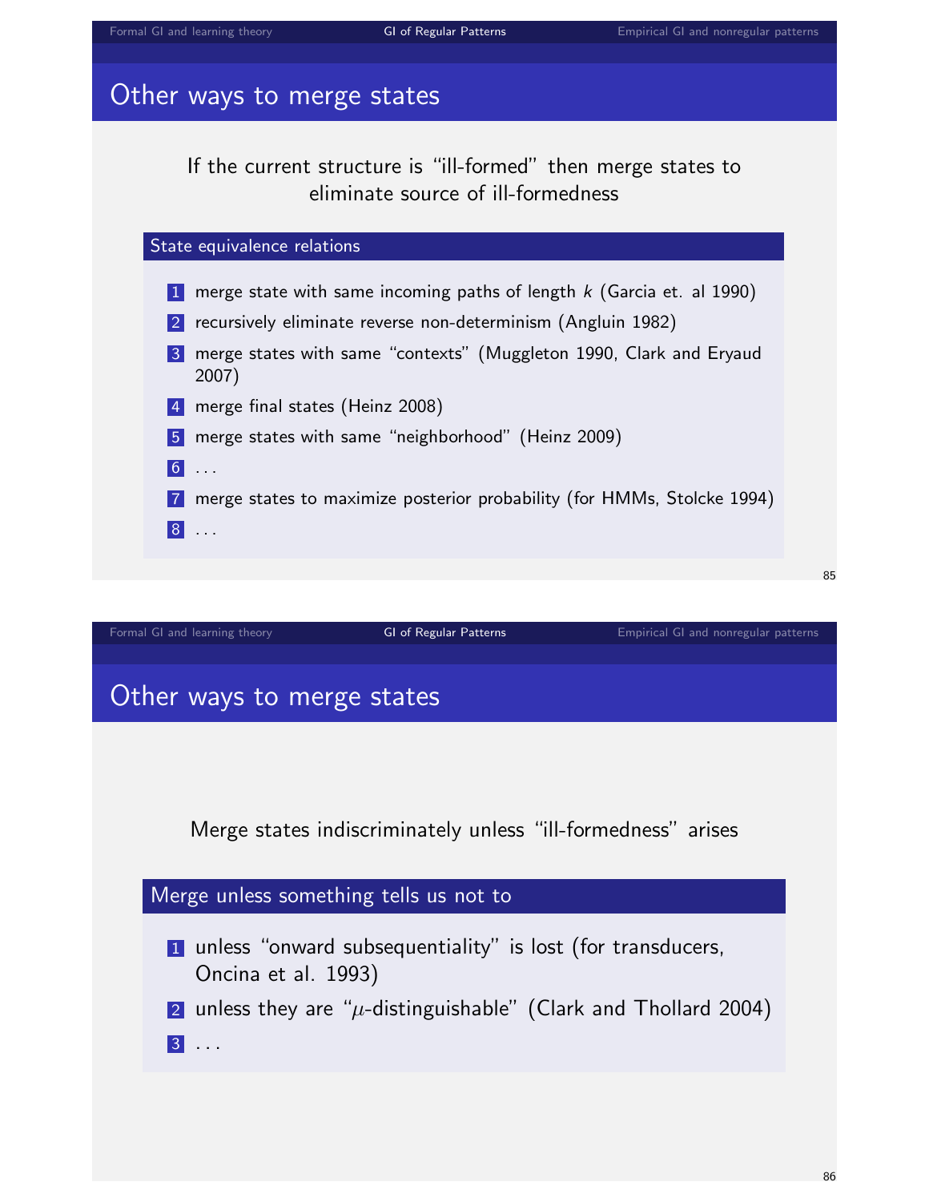## Other ways to merge states

If the current structure is "ill-formed" then merge states to eliminate source of ill-formedness

### State equivalence relations

1. merge state with same incoming paths of length $k$ (Garcia et. al 1990)
2. recursively eliminate reverse non-determinism (Angluin 1982)
3. merge states with same "contexts" (Muggleton 1990, Clark and Eryaud 2007)
4. merge final states (Heinz 2008)
5. merge states with same "neighborhood" (Heinz 2009)
6. ...
7. merge states to maximize posterior probability (for HMMs, Stolcke 1994)
8. ...

## Other ways to merge states

Merge states indiscriminately unless "ill-formedness" arises

### Merge unless something tells us not to

1. unless "onward subsequentiality" is lost (for transducers, Oncina et al. 1993)
2. unless they are "$\mu$-distinguishable" (Clark and Thollard 2004)
3. ...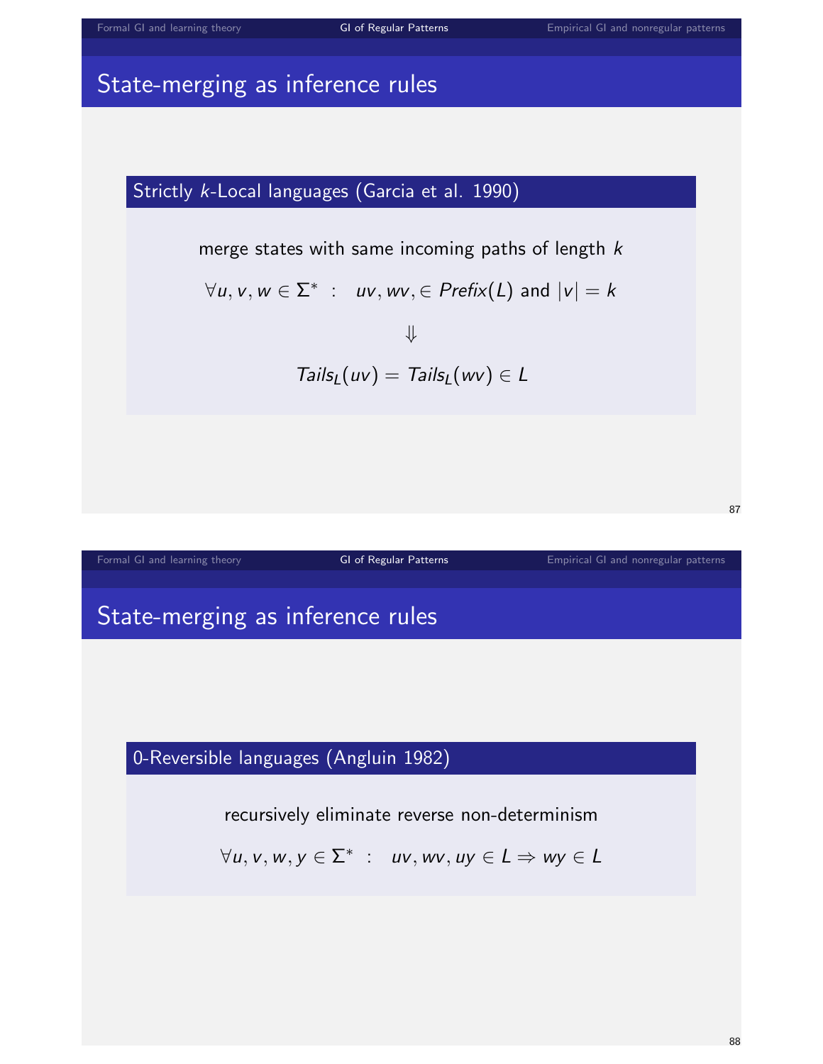## State-merging as inference rules

### Strictly $k$-Local languages (Garcia et al. 1990)

merge states with same incoming paths of length $k$

$$\forall u, v, w \in \Sigma^* \ : \quad uv, wv, \in Prefix(L) \text{ and } |v| = k$$

$$\Downarrow$$

$$Tails_L(uv) = Tails_L(wv) \in L$$

## State-merging as inference rules

### 0-Reversible languages (Angluin 1982)

recursively eliminate reverse non-determinism

$$\forall u, v, w, y \in \Sigma^* \ : \quad uv, wv, uy \in L \Rightarrow wy \in L$$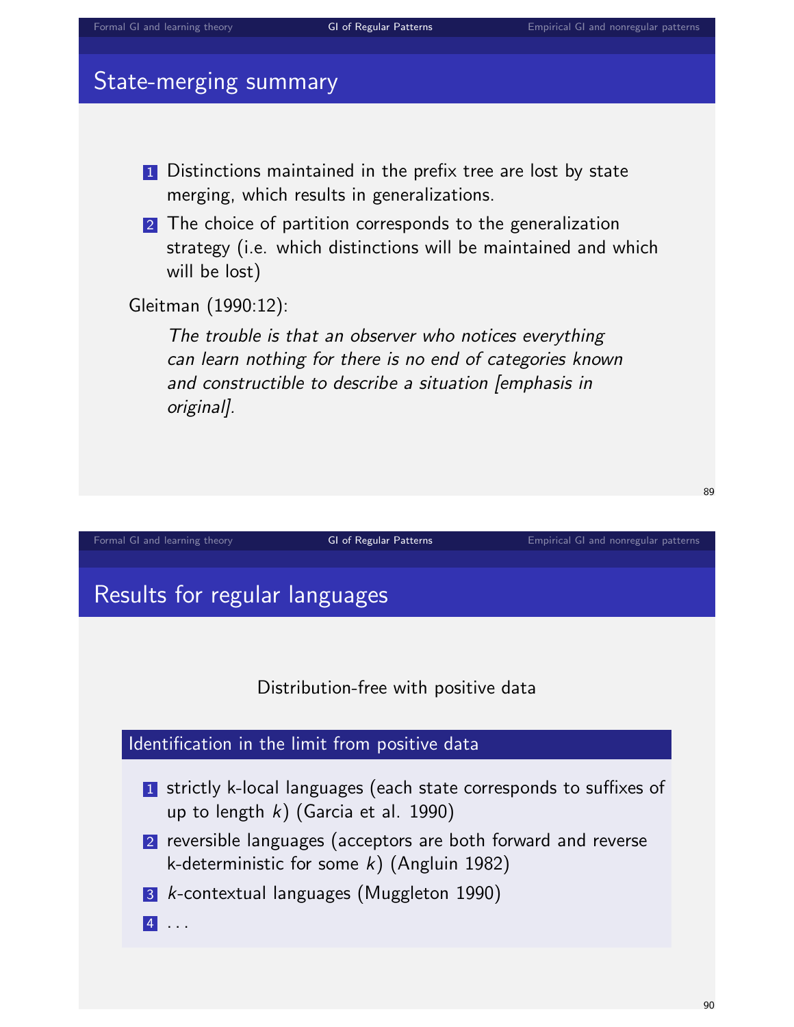## State-merging summary

1. Distinctions maintained in the prefix tree are lost by state merging, which results in generalizations.
2. The choice of partition corresponds to the generalization strategy (i.e. which distinctions will be maintained and which will be lost)

Gleitman (1990:12):

> *The trouble is that an observer who notices everything can learn nothing for there is no end of categories known and constructible to describe a situation [emphasis in original].*

## Results for regular languages

Distribution-free with positive data

**Identification in the limit from positive data**

1. strictly k-local languages (each state corresponds to suffixes of up to length $k$) (Garcia et al. 1990)
2. reversible languages (acceptors are both forward and reverse k-deterministic for some $k$) (Angluin 1982)
3. $k$-contextual languages (Muggleton 1990)
4. . . .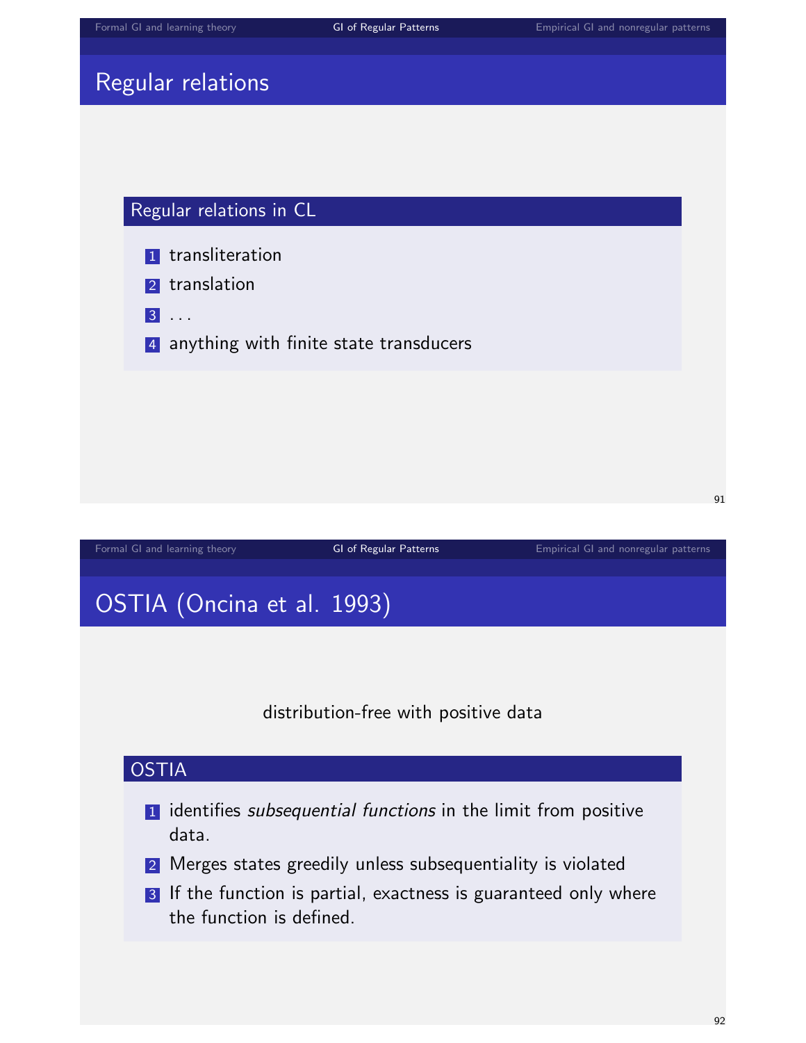## Regular relations

### Regular relations in CL

1. transliteration
2. translation
3. ...
4. anything with finite state transducers

## OSTIA (Oncina et al. 1993)

distribution-free with positive data

### OSTIA

1. identifies *subsequential functions* in the limit from positive data.
2. Merges states greedily unless subsequentiality is violated
3. If the function is partial, exactness is guaranteed only where the function is defined.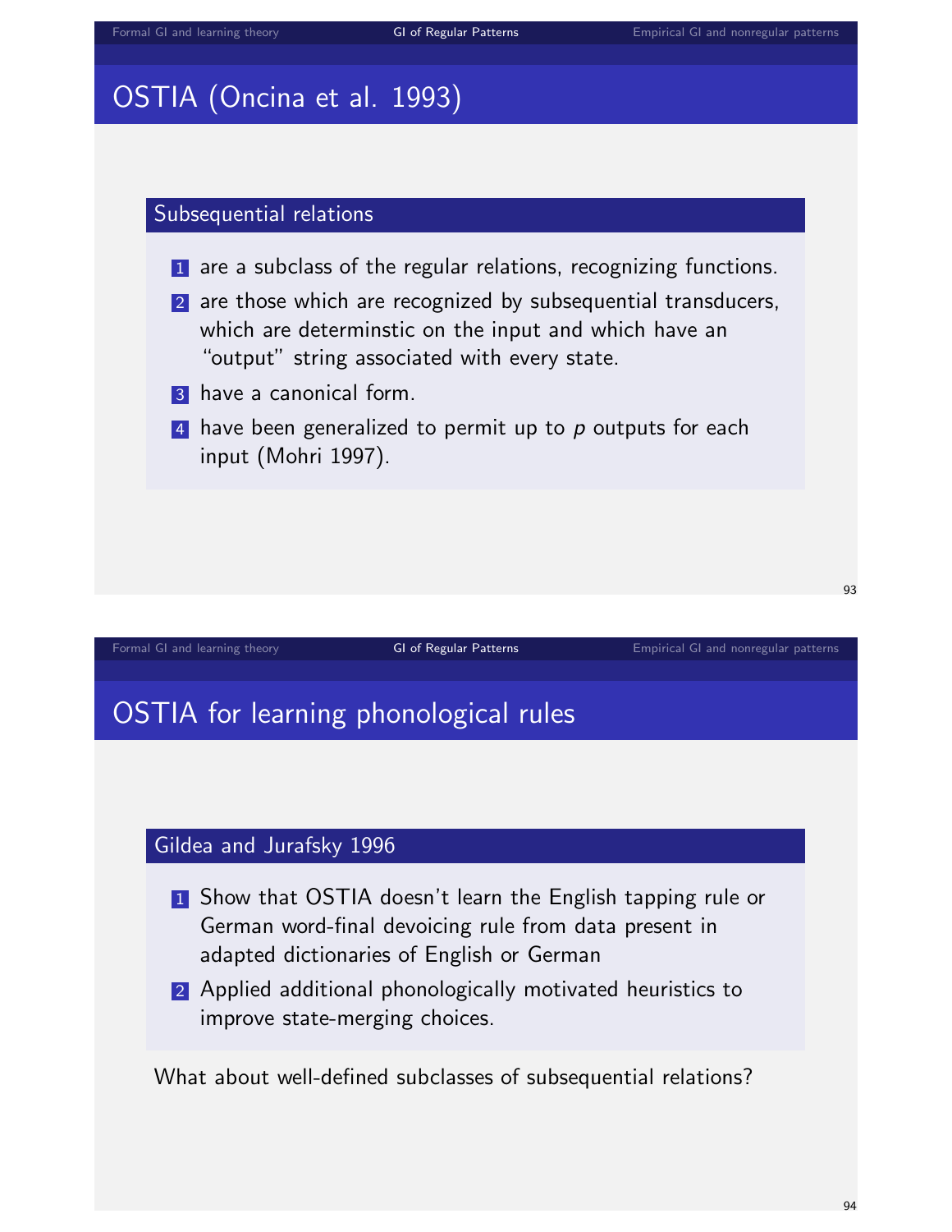## OSTIA (Oncina et al. 1993)

### Subsequential relations

1. are a subclass of the regular relations, recognizing functions.
2. are those which are recognized by subsequential transducers, which are determinstic on the input and which have an "output" string associated with every state.
3. have a canonical form.
4. have been generalized to permit up to *p* outputs for each input (Mohri 1997).

## OSTIA for learning phonological rules

### Gildea and Jurafsky 1996

1. Show that OSTIA doesn't learn the English tapping rule or German word-final devoicing rule from data present in adapted dictionaries of English or German
2. Applied additional phonologically motivated heuristics to improve state-merging choices.

What about well-defined subclasses of subsequential relations?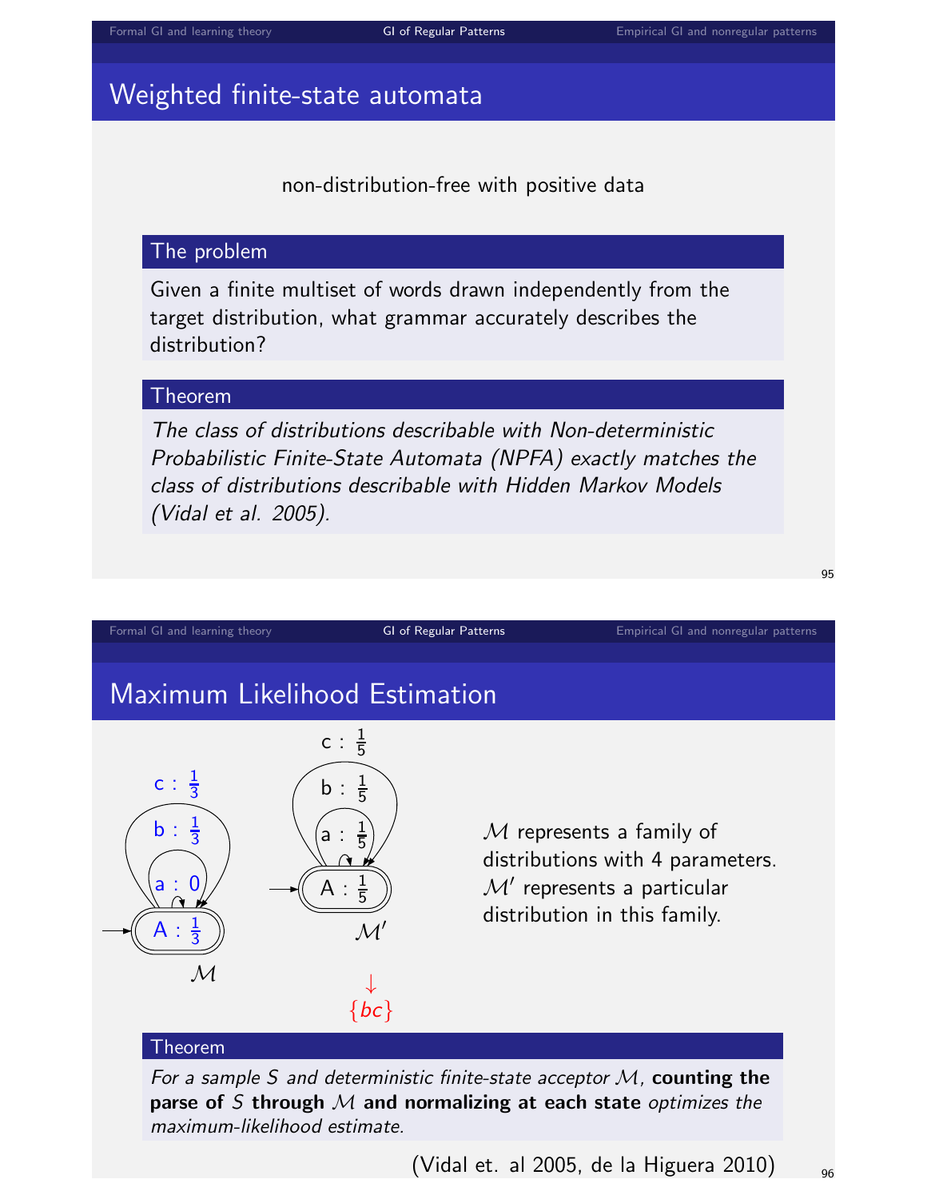## Weighted finite-state automata

non-distribution-free with positive data

**The problem**

Given a finite multiset of words drawn independently from the target distribution, what grammar accurately describes the distribution?

**Theorem**

*The class of distributions describable with Non-deterministic Probabilistic Finite-State Automata (NPFA) exactly matches the class of distributions describable with Hidden Markov Models (Vidal et al. 2005).*

## Maximum Likelihood Estimation

$\mathcal{M}$: A : $\frac{1}{3}$; a : 0; b : $\frac{1}{3}$; c : $\frac{1}{3}$

$\mathcal{M}'$: A : $\frac{1}{5}$; a : $\frac{1}{5}$; b : $\frac{1}{5}$; c : $\frac{1}{5}$

↓ $\{bc\}$

$\mathcal{M}$ represents a family of distributions with 4 parameters. $\mathcal{M}'$ represents a particular distribution in this family.

**Theorem**

*For a sample $S$ and deterministic finite-state acceptor $\mathcal{M}$,* **counting the parse of $S$ through $\mathcal{M}$ and normalizing at each state** *optimizes the maximum-likelihood estimate.*

(Vidal et. al 2005, de la Higuera 2010)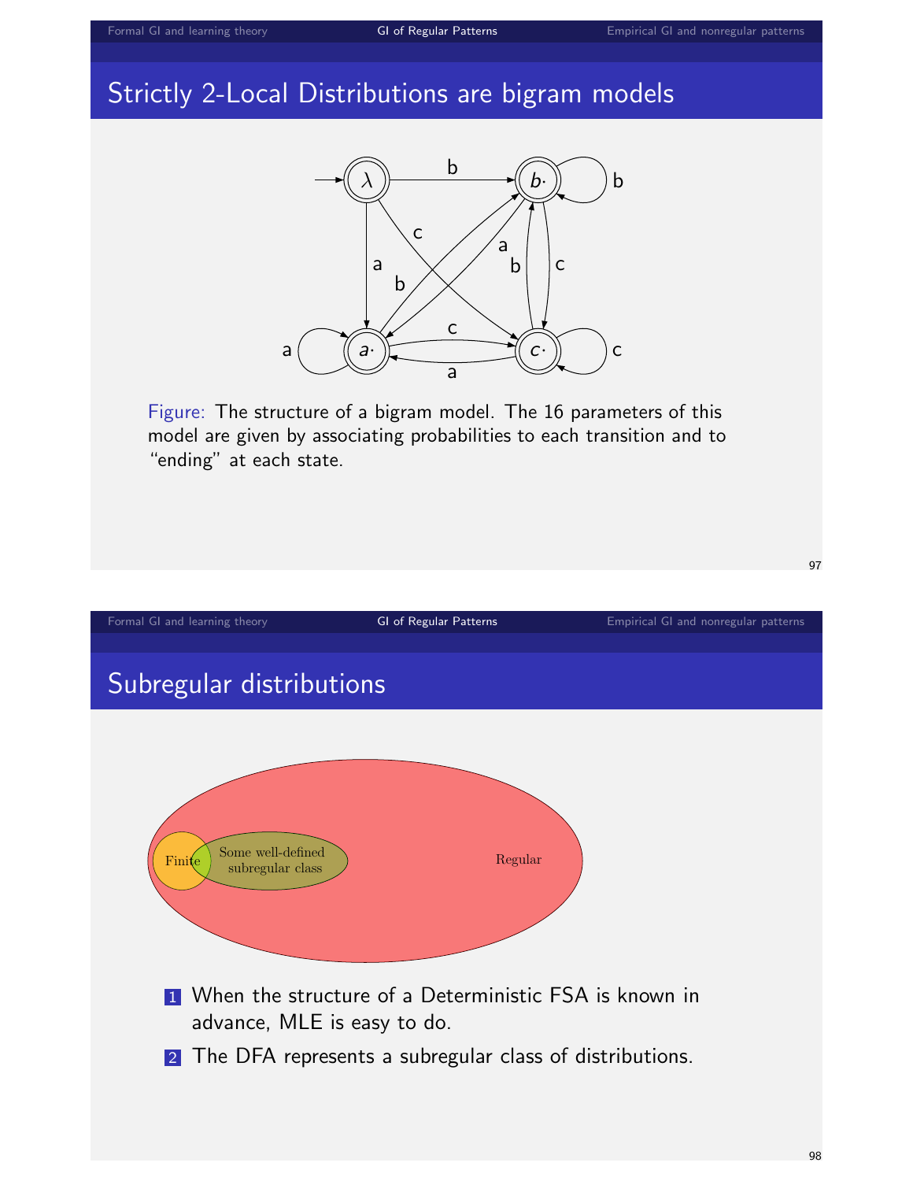## Strictly 2-Local Distributions are bigram models

Figure: The structure of a bigram model. The 16 parameters of this model are given by associating probabilities to each transition and to "ending" at each state.

## Subregular distributions

1. When the structure of a Deterministic FSA is known in advance, MLE is easy to do.
2. The DFA represents a subregular class of distributions.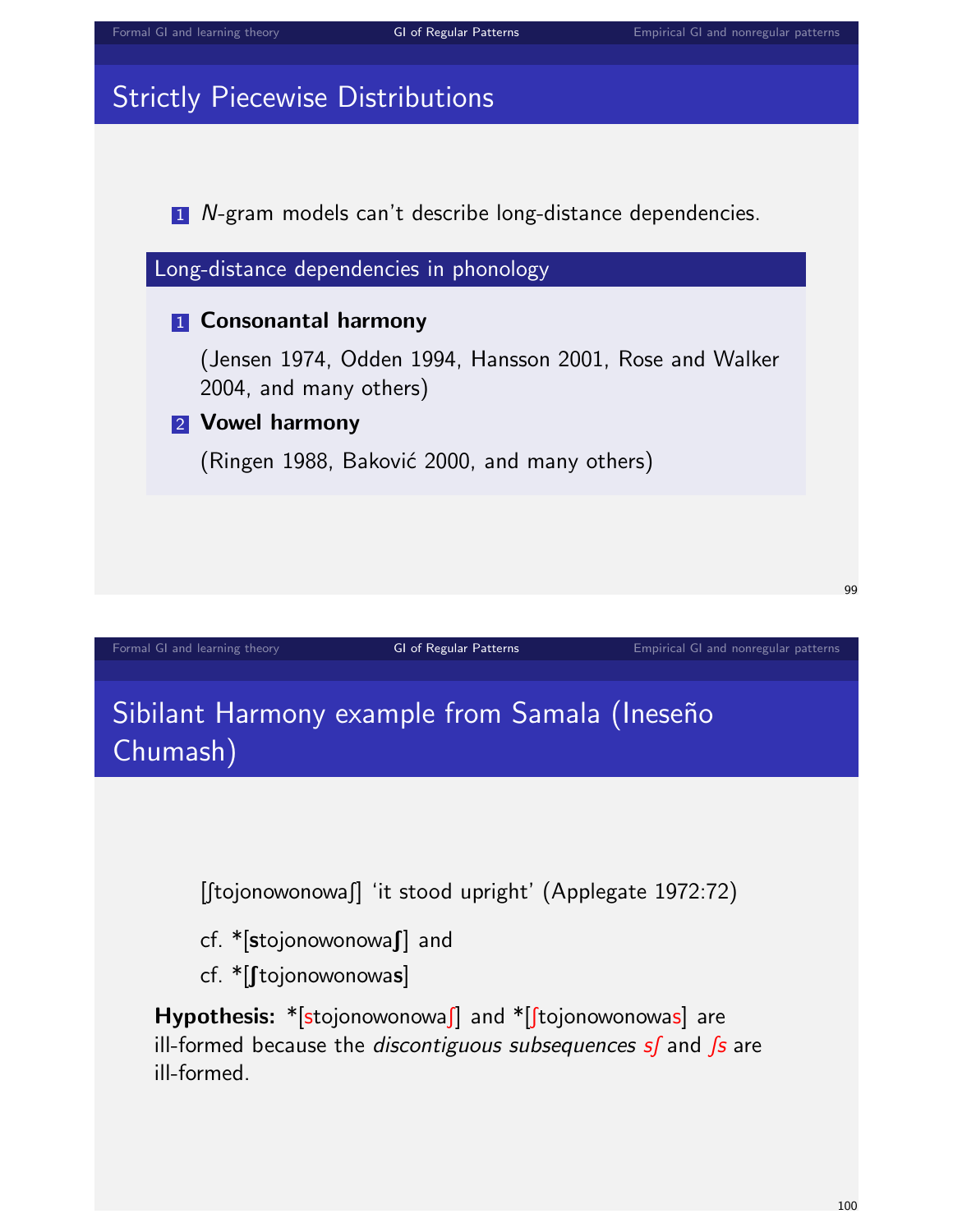# Strictly Piecewise Distributions

1. *N*-gram models can't describe long-distance dependencies.

## Long-distance dependencies in phonology

1. **Consonantal harmony**

   (Jensen 1974, Odden 1994, Hansson 2001, Rose and Walker 2004, and many others)

2. **Vowel harmony**

   (Ringen 1988, Baković 2000, and many others)

# Sibilant Harmony example from Samala (Ineseño Chumash)

[ʃtojonowonowaʃ] 'it stood upright' (Applegate 1972:72)

cf. *[**s**tojonowonowa**ʃ**] and

cf. *[**ʃ**tojonowonowa**s**]

**Hypothesis:** *[stojonowonowaʃ] and *[ʃtojonowonowas] are ill-formed because the *discontiguous subsequences sʃ* and *ʃs* are ill-formed.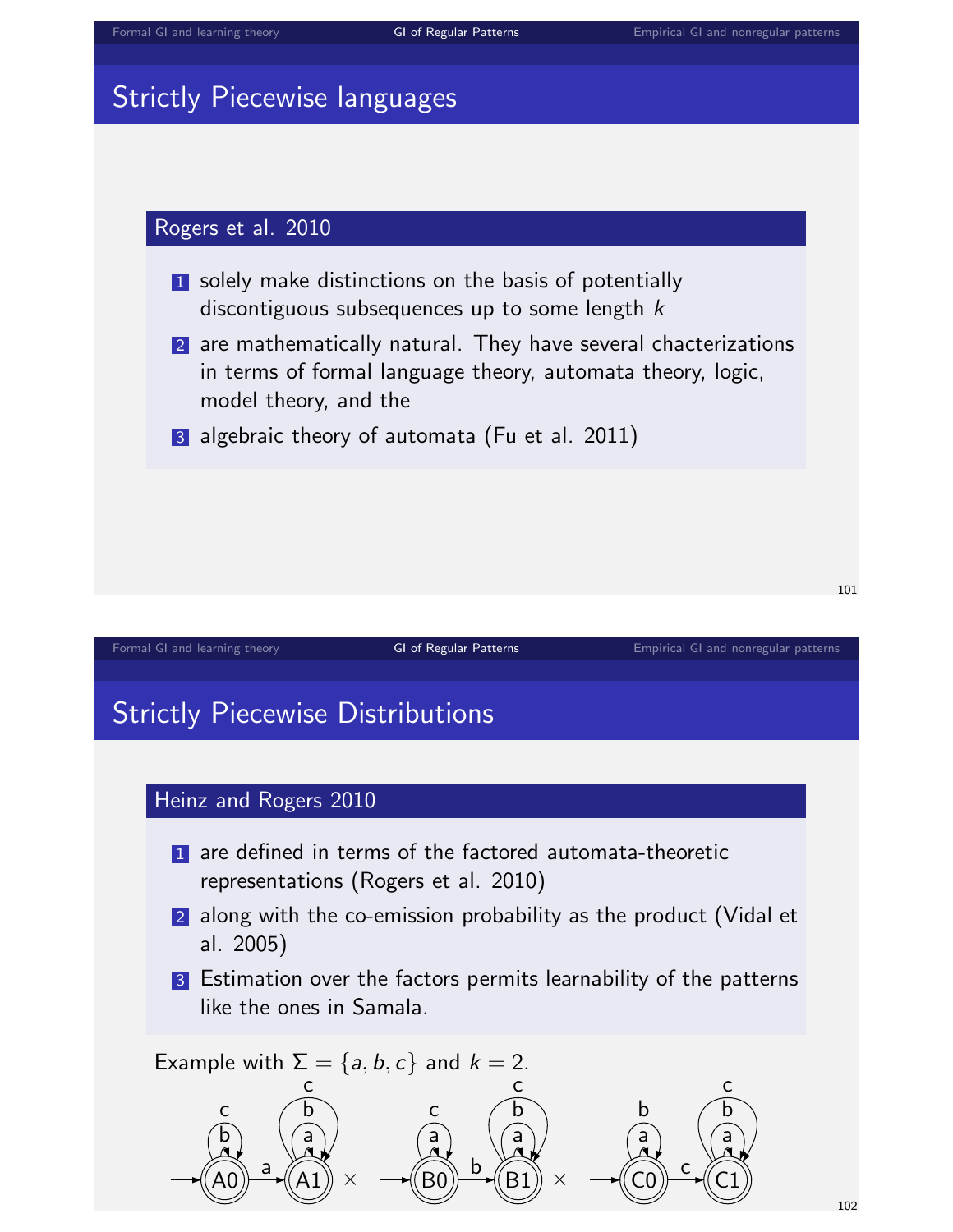## Strictly Piecewise languages

### Rogers et al. 2010

1. solely make distinctions on the basis of potentially discontiguous subsequences up to some length $k$
2. are mathematically natural. They have several chacterizations in terms of formal language theory, automata theory, logic, model theory, and the
3. algebraic theory of automata (Fu et al. 2011)

## Strictly Piecewise Distributions

### Heinz and Rogers 2010

1. are defined in terms of the factored automata-theoretic representations (Rogers et al. 2010)
2. along with the co-emission probability as the product (Vidal et al. 2005)
3. Estimation over the factors permits learnability of the patterns like the ones in Samala.

Example with $\Sigma = \{a, b, c\}$ and $k = 2$.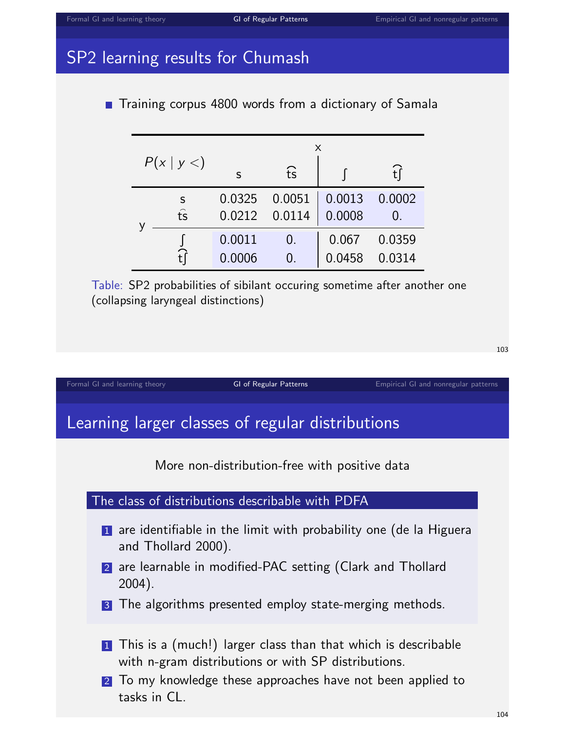## SP2 learning results for Chumash

- Training corpus 4800 words from a dictionary of Samala

| $P(x \mid y <)$ | | x: s | x: t͡s | x: ʃ | x: t͡ʃ |
|---|---|---|---|---|---|
| y | s | 0.0325 | 0.0051 | 0.0013 | 0.0002 |
| | t͡s | 0.0212 | 0.0114 | 0.0008 | 0. |
| | ʃ | 0.0011 | 0. | 0.067 | 0.0359 |
| | t͡ʃ | 0.0006 | 0. | 0.0458 | 0.0314 |

Table: SP2 probabilities of sibilant occuring sometime after another one (collapsing laryngeal distinctions)

## Learning larger classes of regular distributions

More non-distribution-free with positive data

**The class of distributions describable with PDFA**

1. are identifiable in the limit with probability one (de la Higuera and Thollard 2000).
2. are learnable in modified-PAC setting (Clark and Thollard 2004).
3. The algorithms presented employ state-merging methods.

1. This is a (much!) larger class than that which is describable with n-gram distributions or with SP distributions.
2. To my knowledge these approaches have not been applied to tasks in CL.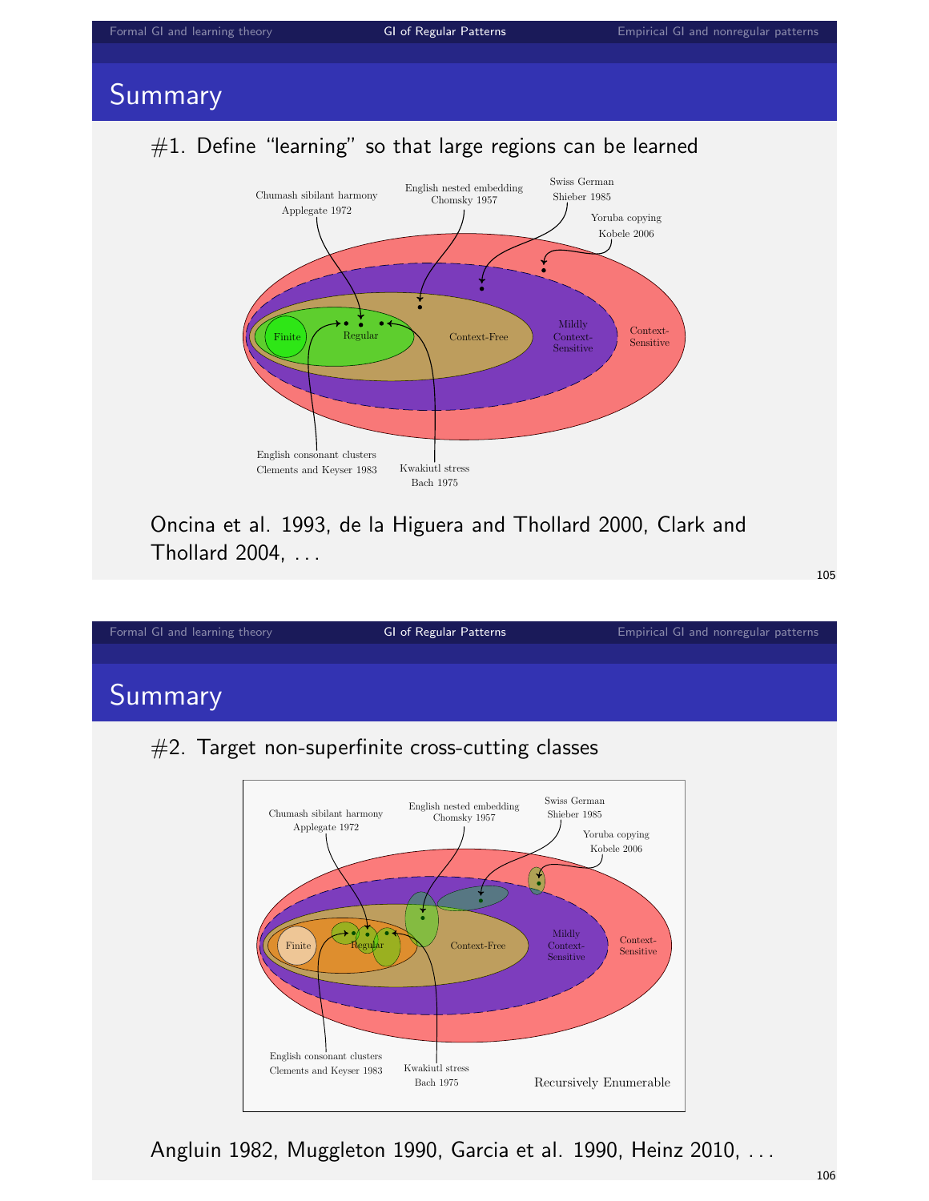## Summary

#1. Define "learning" so that large regions can be learned

Chumash sibilant harmony
Applegate 1972

English nested embedding
Chomsky 1957

Swiss German
Shieber 1985

Yoruba copying
Kobele 2006

Finite

Regular

Context-Free

Mildly Context-Sensitive

Context-Sensitive

English consonant clusters
Clements and Keyser 1983

Kwakiutl stress
Bach 1975

Oncina et al. 1993, de la Higuera and Thollard 2000, Clark and Thollard 2004, . . .

## Summary

#2. Target non-superfinite cross-cutting classes

Chumash sibilant harmony
Applegate 1972

English nested embedding
Chomsky 1957

Swiss German
Shieber 1985

Yoruba copying
Kobele 2006

Finite

Regular

Context-Free

Mildly Context-Sensitive

Context-Sensitive

English consonant clusters
Clements and Keyser 1983

Kwakiutl stress
Bach 1975

Recursively Enumerable

Angluin 1982, Muggleton 1990, Garcia et al. 1990, Heinz 2010, . . .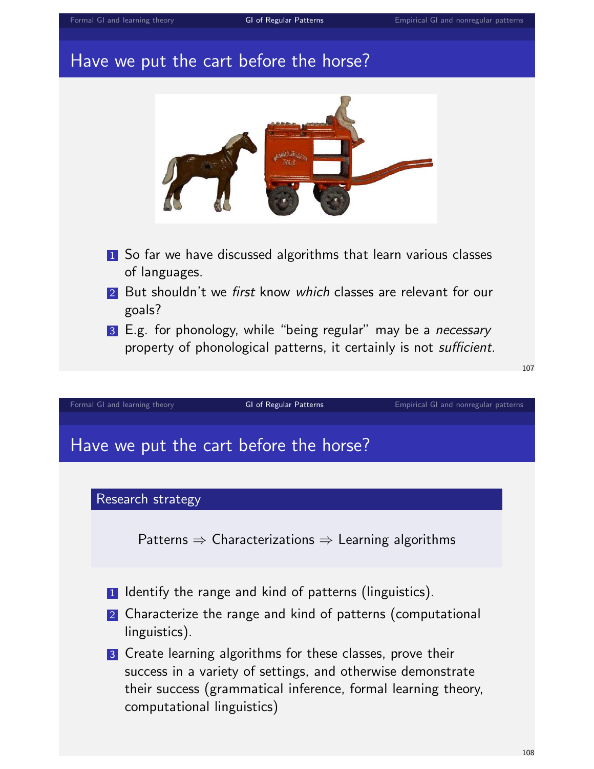## Have we put the cart before the horse?

1. So far we have discussed algorithms that learn various classes of languages.
2. But shouldn't we *first* know *which* classes are relevant for our goals?
3. E.g. for phonology, while "being regular" may be a *necessary* property of phonological patterns, it certainly is not *sufficient*.

## Have we put the cart before the horse?

**Research strategy**

Patterns $\Rightarrow$ Characterizations $\Rightarrow$ Learning algorithms

1. Identify the range and kind of patterns (linguistics).
2. Characterize the range and kind of patterns (computational linguistics).
3. Create learning algorithms for these classes, prove their success in a variety of settings, and otherwise demonstrate their success (grammatical inference, formal learning theory, computational linguistics)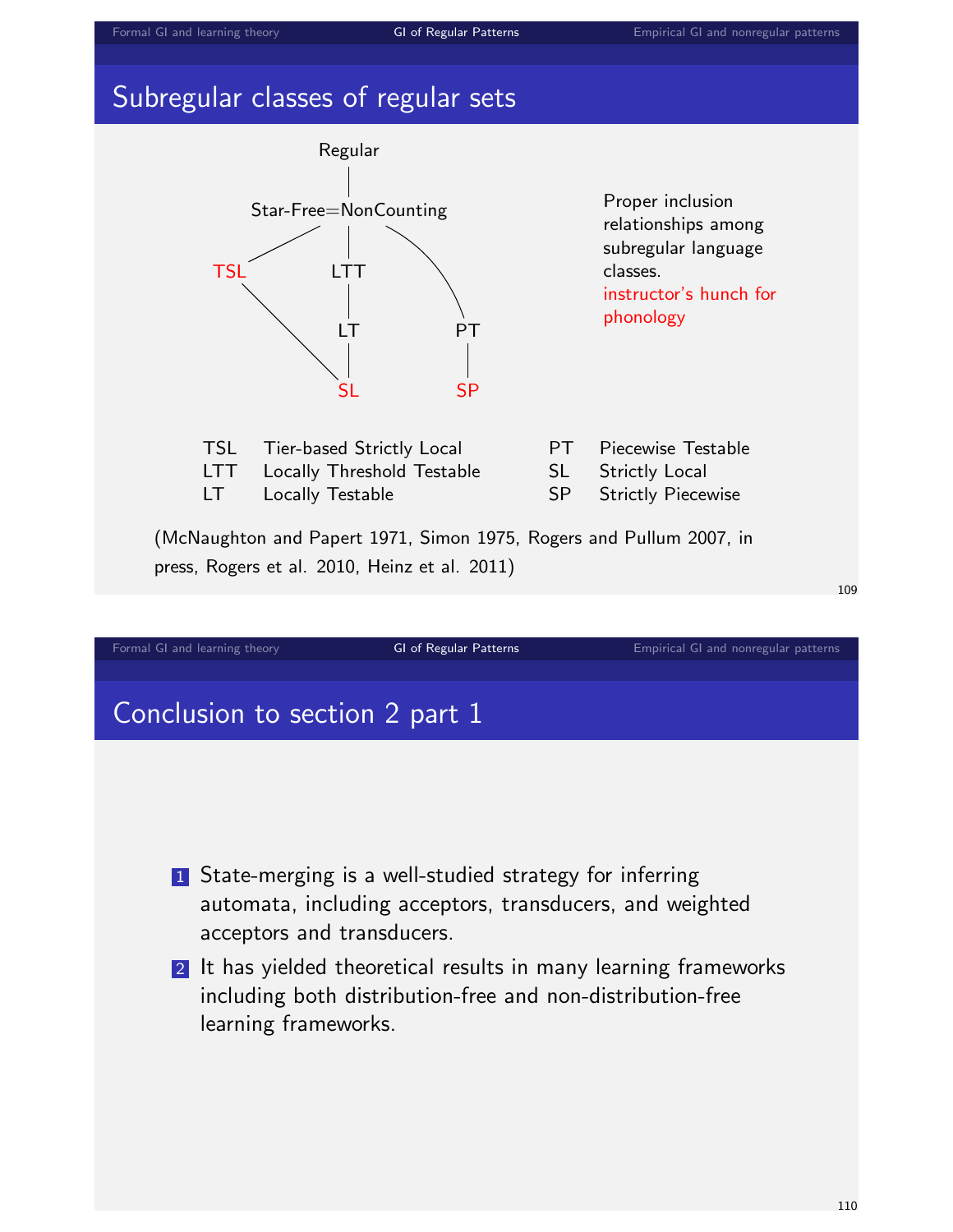## Subregular classes of regular sets

Regular

Star-Free=NonCounting

TSL    LTT

LT    PT

SL    SP

Proper inclusion relationships among subregular language classes.
instructor's hunch for phonology

| | | | |
|---|---|---|---|
| TSL | Tier-based Strictly Local | PT | Piecewise Testable |
| LTT | Locally Threshold Testable | SL | Strictly Local |
| LT | Locally Testable | SP | Strictly Piecewise |

(McNaughton and Papert 1971, Simon 1975, Rogers and Pullum 2007, in press, Rogers et al. 2010, Heinz et al. 2011)

## Conclusion to section 2 part 1

1. State-merging is a well-studied strategy for inferring automata, including acceptors, transducers, and weighted acceptors and transducers.
2. It has yielded theoretical results in many learning frameworks including both distribution-free and non-distribution-free learning frameworks.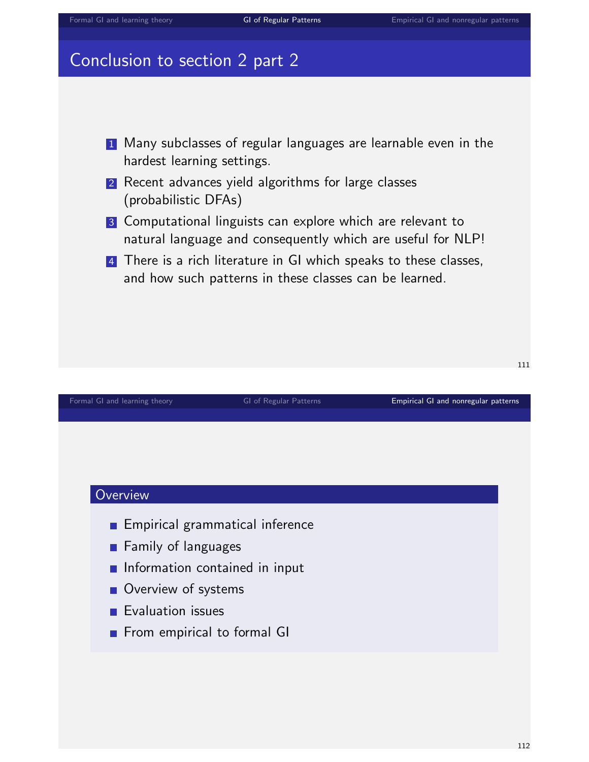## Conclusion to section 2 part 2

1. Many subclasses of regular languages are learnable even in the hardest learning settings.
2. Recent advances yield algorithms for large classes (probabilistic DFAs)
3. Computational linguists can explore which are relevant to natural language and consequently which are useful for NLP!
4. There is a rich literature in GI which speaks to these classes, and how such patterns in these classes can be learned.

### Overview

- Empirical grammatical inference
- Family of languages
- Information contained in input
- Overview of systems
- Evaluation issues
- From empirical to formal GI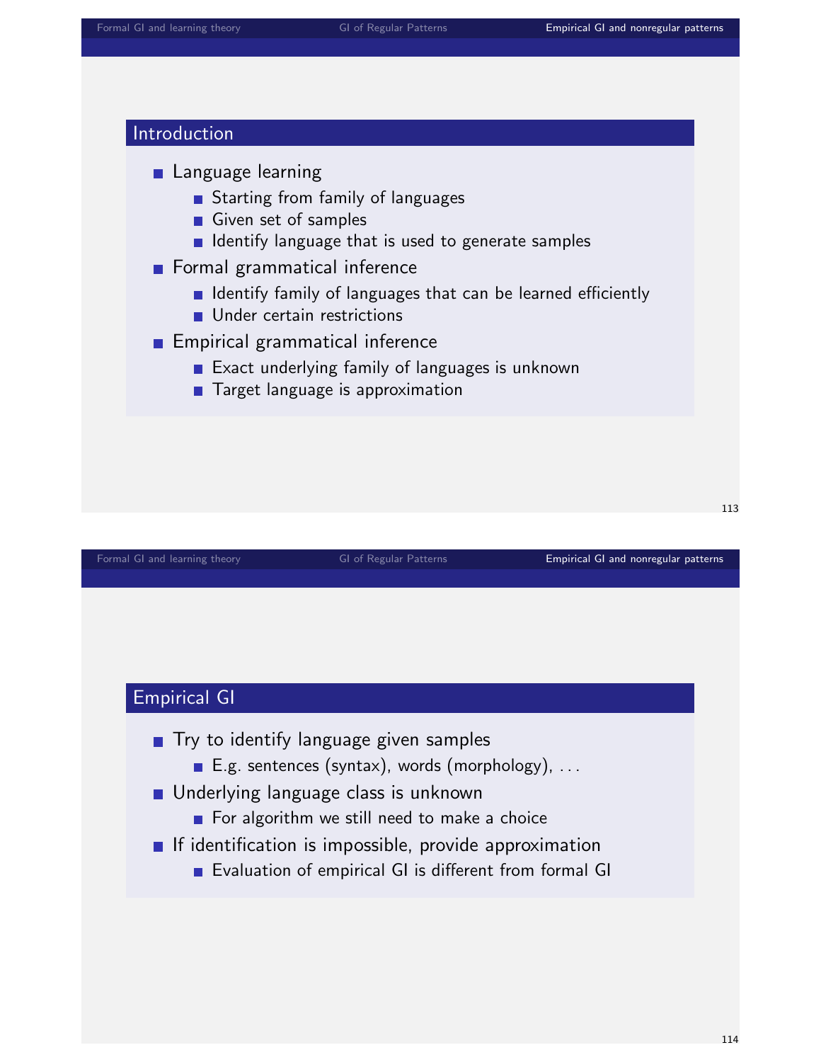## Introduction

- Language learning
  - Starting from family of languages
  - Given set of samples
  - Identify language that is used to generate samples
- Formal grammatical inference
  - Identify family of languages that can be learned efficiently
  - Under certain restrictions
- Empirical grammatical inference
  - Exact underlying family of languages is unknown
  - Target language is approximation

## Empirical GI

- Try to identify language given samples
  - E.g. sentences (syntax), words (morphology), ...
- Underlying language class is unknown
  - For algorithm we still need to make a choice
- If identification is impossible, provide approximation
  - Evaluation of empirical GI is different from formal GI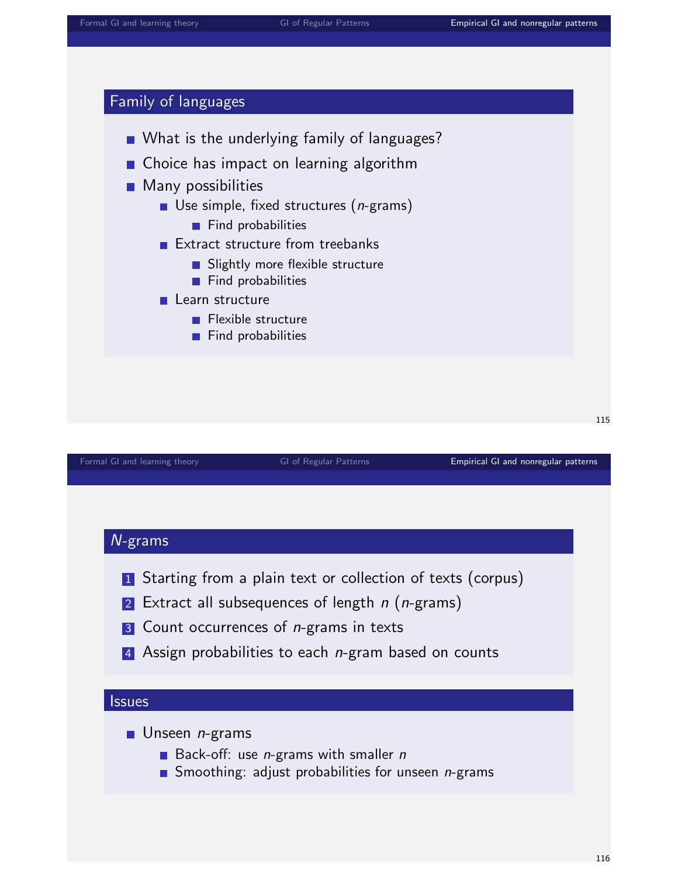## Family of languages

- What is the underlying family of languages?
- Choice has impact on learning algorithm
- Many possibilities
  - Use simple, fixed structures (*n*-grams)
    - Find probabilities
  - Extract structure from treebanks
    - Slightly more flexible structure
    - Find probabilities
  - Learn structure
    - Flexible structure
    - Find probabilities

## *N*-grams

1. Starting from a plain text or collection of texts (corpus)
2. Extract all subsequences of length $n$ ($n$-grams)
3. Count occurrences of $n$-grams in texts
4. Assign probabilities to each $n$-gram based on counts

## Issues

- Unseen $n$-grams
  - Back-off: use $n$-grams with smaller $n$
  - Smoothing: adjust probabilities for unseen $n$-grams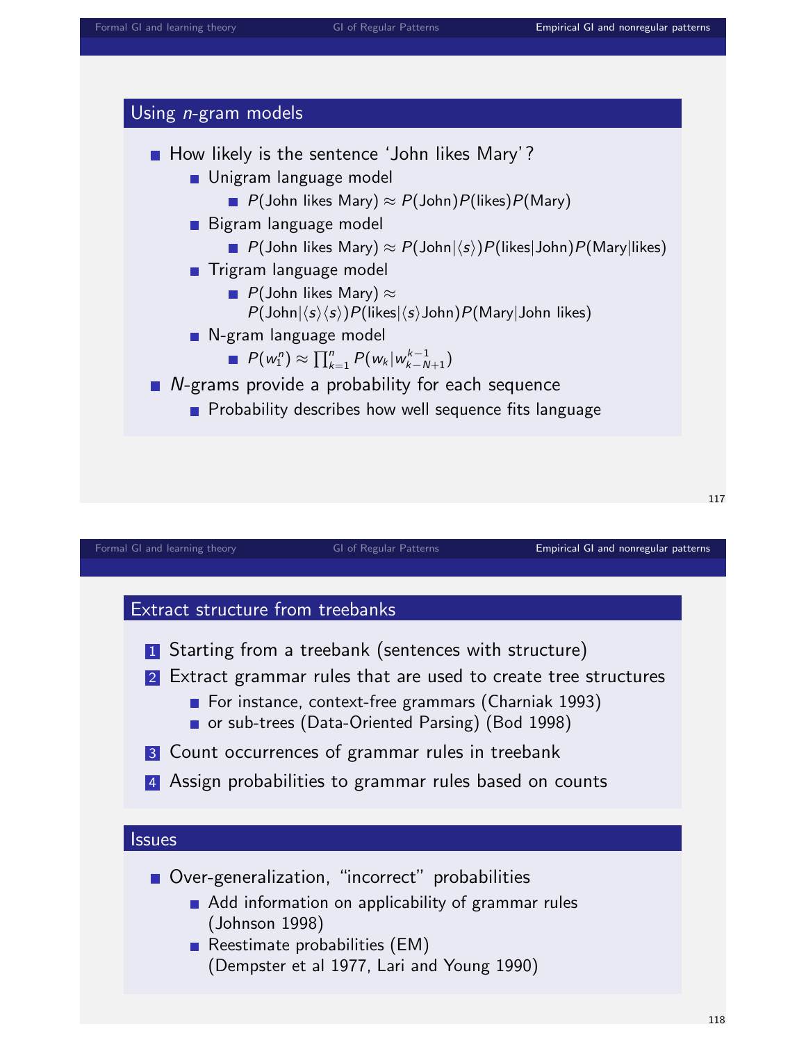## Using *n*-gram models

- How likely is the sentence 'John likes Mary'?
  - Unigram language model
    - $P(\text{John likes Mary}) \approx P(\text{John})P(\text{likes})P(\text{Mary})$
  - Bigram language model
    - $P(\text{John likes Mary}) \approx P(\text{John}|\langle s \rangle)P(\text{likes}|\text{John})P(\text{Mary}|\text{likes})$
  - Trigram language model
    - $P(\text{John likes Mary}) \approx P(\text{John}|\langle s \rangle\langle s \rangle)P(\text{likes}|\langle s \rangle\text{John})P(\text{Mary}|\text{John likes})$
  - N-gram language model
    - $P(w_1^n) \approx \prod_{k=1}^{n} P(w_k|w_{k-N+1}^{k-1})$
- *N*-grams provide a probability for each sequence
  - Probability describes how well sequence fits language

## Extract structure from treebanks

1. Starting from a treebank (sentences with structure)
2. Extract grammar rules that are used to create tree structures
   - For instance, context-free grammars (Charniak 1993)
   - or sub-trees (Data-Oriented Parsing) (Bod 1998)
3. Count occurrences of grammar rules in treebank
4. Assign probabilities to grammar rules based on counts

## Issues

- Over-generalization, "incorrect" probabilities
  - Add information on applicability of grammar rules (Johnson 1998)
  - Reestimate probabilities (EM) (Dempster et al 1977, Lari and Young 1990)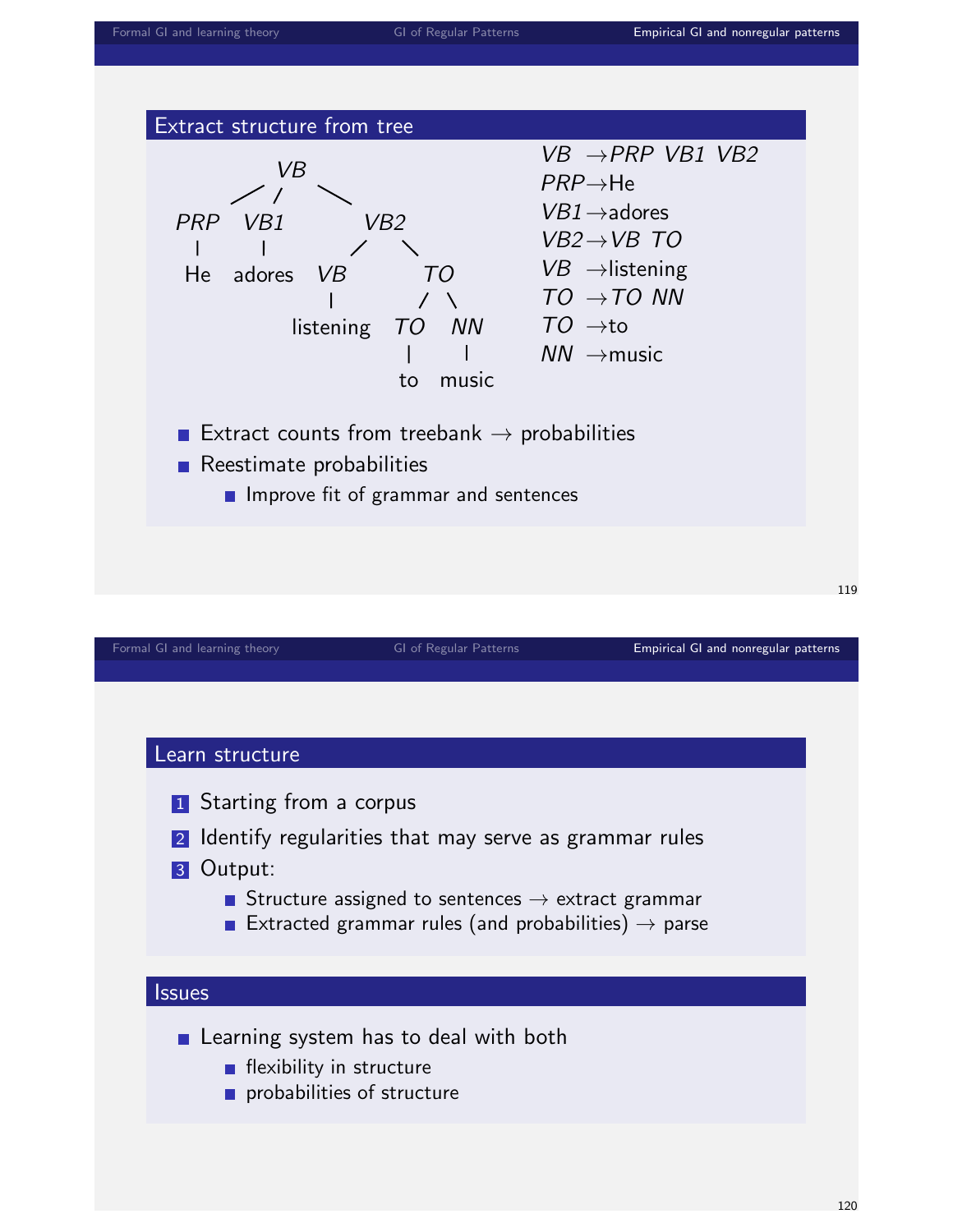## Extract structure from tree

```
              VB
           /  /   \
      PRP  VB1      VB2
       |    |      /   \
      He  adores  VB     TO
                  |     /  \
            listening  TO   NN
                        |    |
                       to  music
```

*VB* →*PRP VB1 VB2*
*PRP*→He
*VB1*→adores
*VB2*→*VB TO*
*VB* →listening
*TO* →*TO NN*
*TO* →to
*NN* →music

- Extract counts from treebank → probabilities
- Reestimate probabilities
  - Improve fit of grammar and sentences

## Learn structure

1. Starting from a corpus
2. Identify regularities that may serve as grammar rules
3. Output:
   - Structure assigned to sentences → extract grammar
   - Extracted grammar rules (and probabilities) → parse

## Issues

- Learning system has to deal with both
  - flexibility in structure
  - probabilities of structure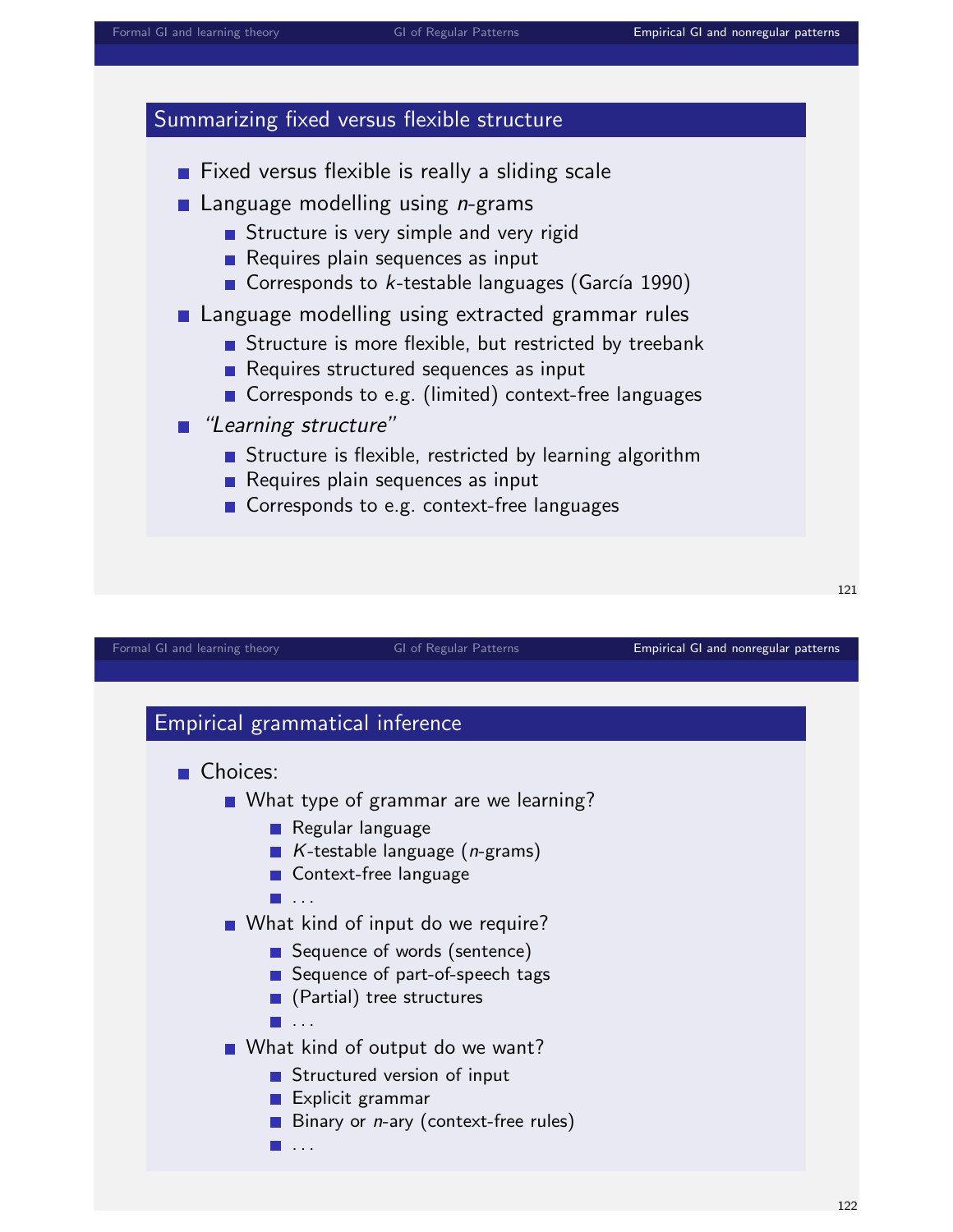## Summarizing fixed versus flexible structure

- Fixed versus flexible is really a sliding scale
- Language modelling using *n*-grams
  - Structure is very simple and very rigid
  - Requires plain sequences as input
  - Corresponds to *k*-testable languages (García 1990)
- Language modelling using extracted grammar rules
  - Structure is more flexible, but restricted by treebank
  - Requires structured sequences as input
  - Corresponds to e.g. (limited) context-free languages
- *"Learning structure"*
  - Structure is flexible, restricted by learning algorithm
  - Requires plain sequences as input
  - Corresponds to e.g. context-free languages

## Empirical grammatical inference

- Choices:
  - What type of grammar are we learning?
    - Regular language
    - *K*-testable language (*n*-grams)
    - Context-free language
    - ...
  - What kind of input do we require?
    - Sequence of words (sentence)
    - Sequence of part-of-speech tags
    - (Partial) tree structures
    - ...
  - What kind of output do we want?
    - Structured version of input
    - Explicit grammar
    - Binary or *n*-ary (context-free rules)
    - ...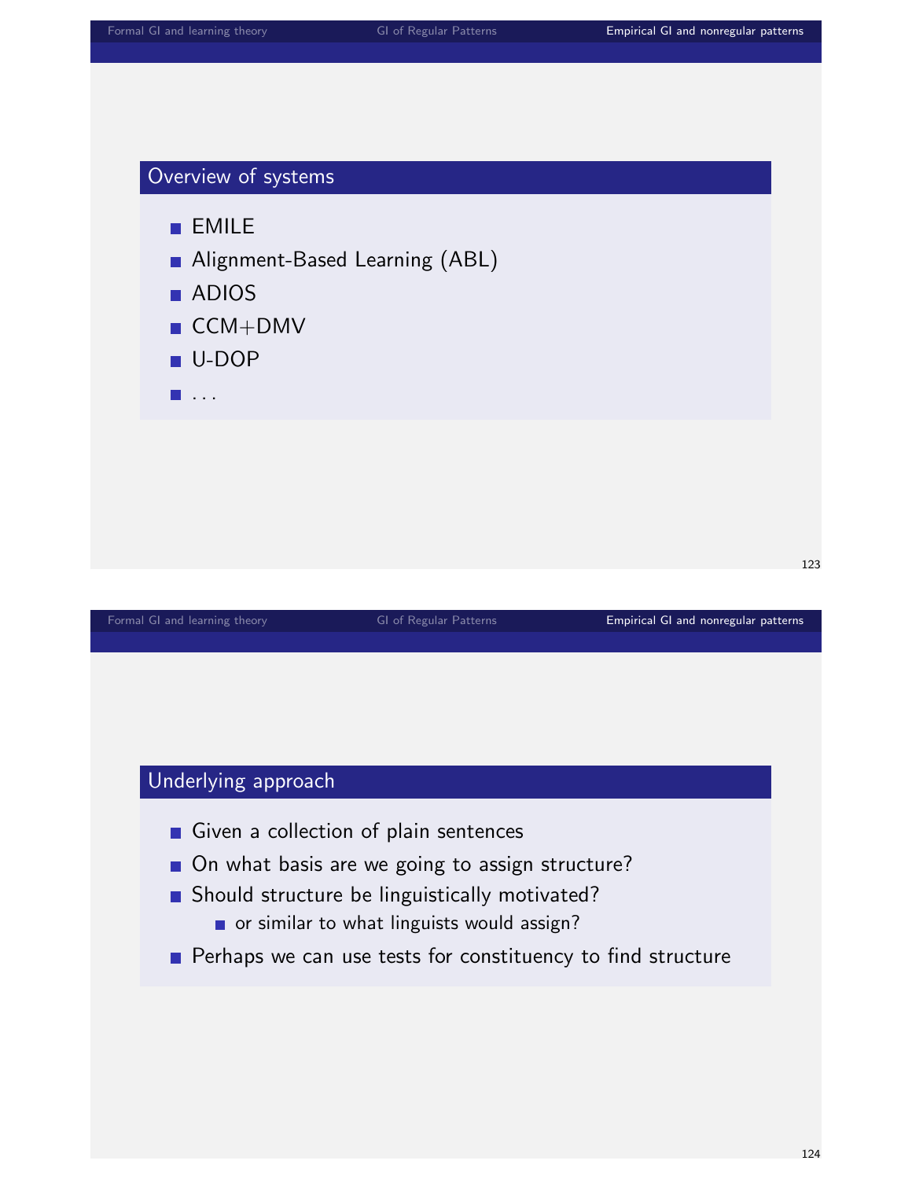## Overview of systems

- EMILE
- Alignment-Based Learning (ABL)
- ADIOS
- CCM+DMV
- U-DOP
- ...

## Underlying approach

- Given a collection of plain sentences
- On what basis are we going to assign structure?
- Should structure be linguistically motivated?
  - or similar to what linguists would assign?
- Perhaps we can use tests for constituency to find structure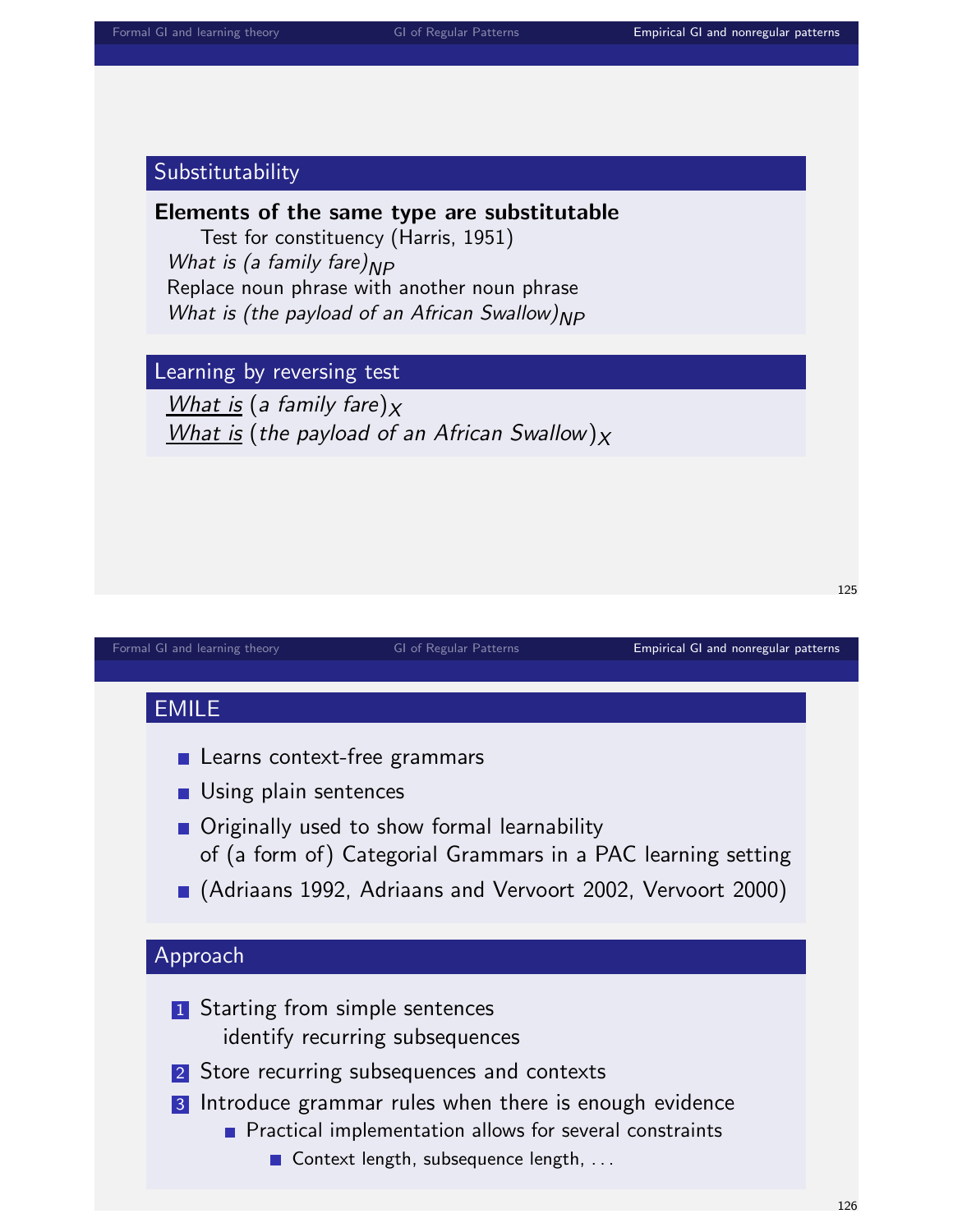## Substitutability

**Elements of the same type are substitutable**

Test for constituency (Harris, 1951)

*What is (a family fare)*$_{NP}$

Replace noun phrase with another noun phrase

*What is (the payload of an African Swallow)*$_{NP}$

## Learning by reversing test

*What is* (*a family fare*)$_X$

*What is* (*the payload of an African Swallow*)$_X$

## EMILE

- Learns context-free grammars
- Using plain sentences
- Originally used to show formal learnability of (a form of) Categorial Grammars in a PAC learning setting
- (Adriaans 1992, Adriaans and Vervoort 2002, Vervoort 2000)

## Approach

1. Starting from simple sentences identify recurring subsequences
2. Store recurring subsequences and contexts
3. Introduce grammar rules when there is enough evidence
   - Practical implementation allows for several constraints
     - Context length, subsequence length, ...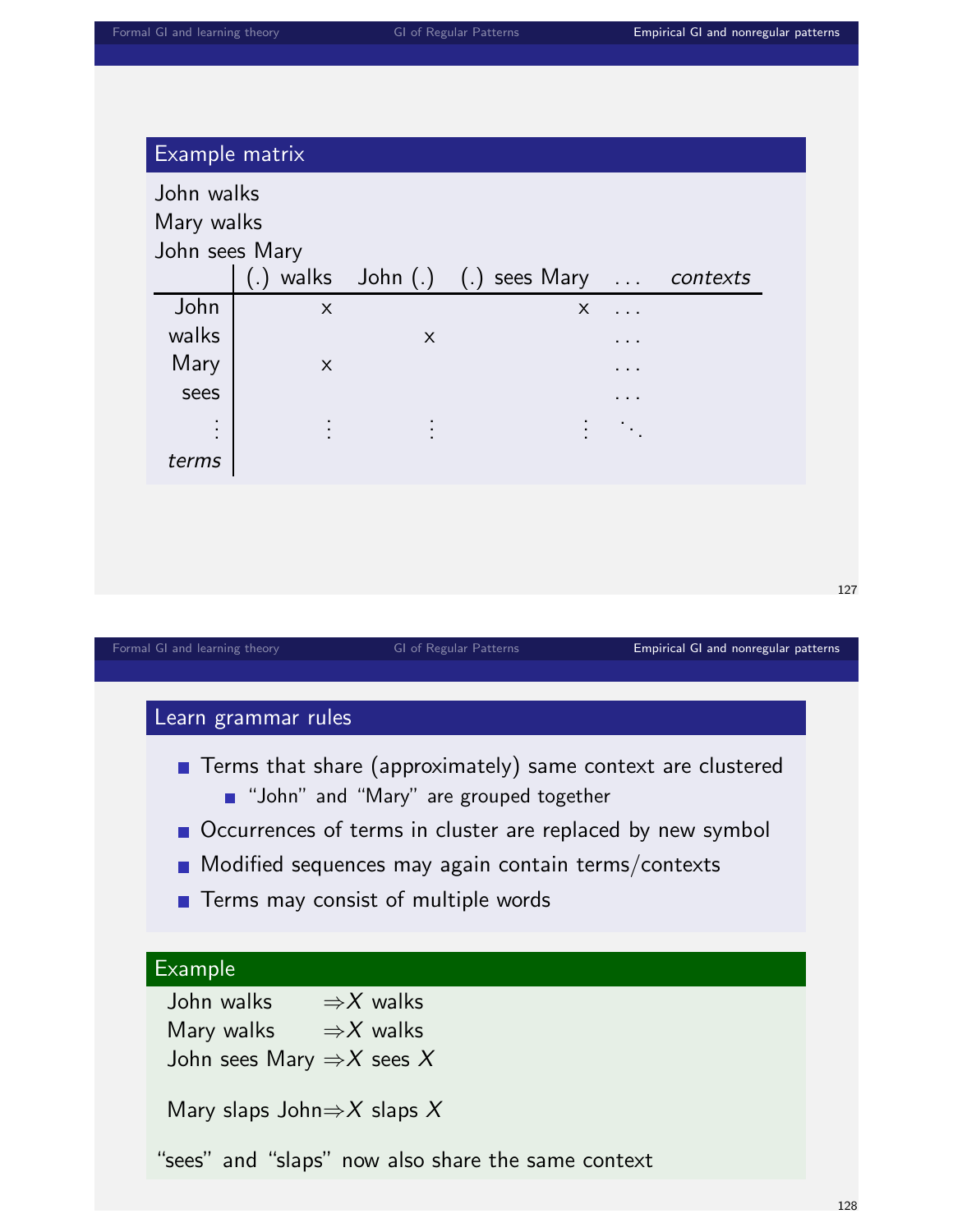## Example matrix

John walks
Mary walks
John sees Mary

| | (.) walks | John (.) | (.) sees Mary | … | *contexts* |
|---|---|---|---|---|---|
| John | x | | x | … | |
| walks | | x | | … | |
| Mary | x | | | … | |
| sees | | | | … | |
| ⋮ | ⋮ | ⋮ | ⋮ | ⋱ | |
| *terms* | | | | | |

## Learn grammar rules

- Terms that share (approximately) same context are clustered
  - "John" and "Mary" are grouped together
- Occurrences of terms in cluster are replaced by new symbol
- Modified sequences may again contain terms/contexts
- Terms may consist of multiple words

### Example

John walks $\Rightarrow X$ walks
Mary walks $\Rightarrow X$ walks
John sees Mary $\Rightarrow X$ sees $X$

Mary slaps John $\Rightarrow X$ slaps $X$

"sees" and "slaps" now also share the same context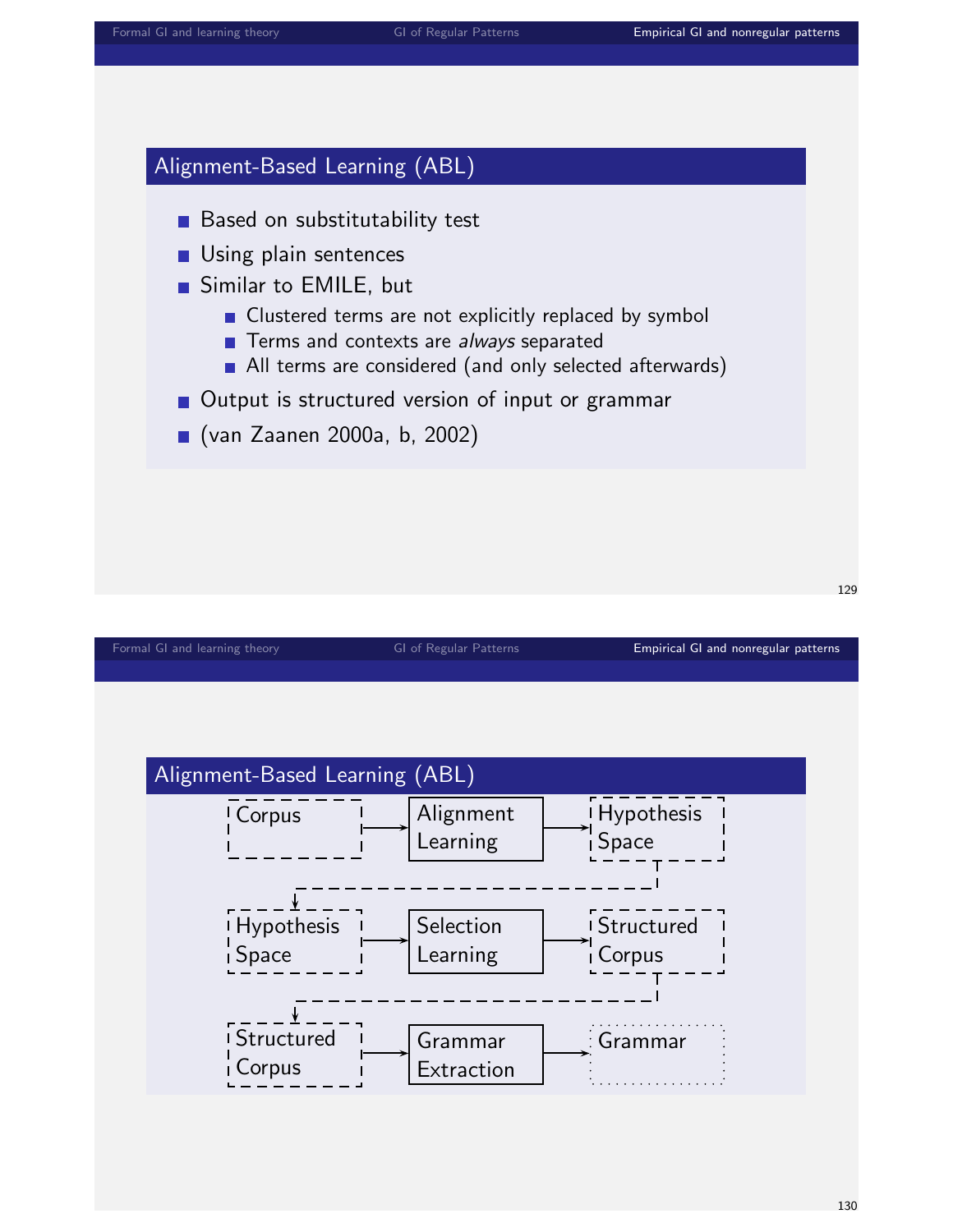## Alignment-Based Learning (ABL)

- Based on substitutability test
- Using plain sentences
- Similar to EMILE, but
  - Clustered terms are not explicitly replaced by symbol
  - Terms and contexts are *always* separated
  - All terms are considered (and only selected afterwards)
- Output is structured version of input or grammar
- (van Zaanen 2000a, b, 2002)

## Alignment-Based Learning (ABL)

Corpus → Alignment Learning → Hypothesis Space

Hypothesis Space → Selection Learning → Structured Corpus

Structured Corpus → Grammar Extraction → Grammar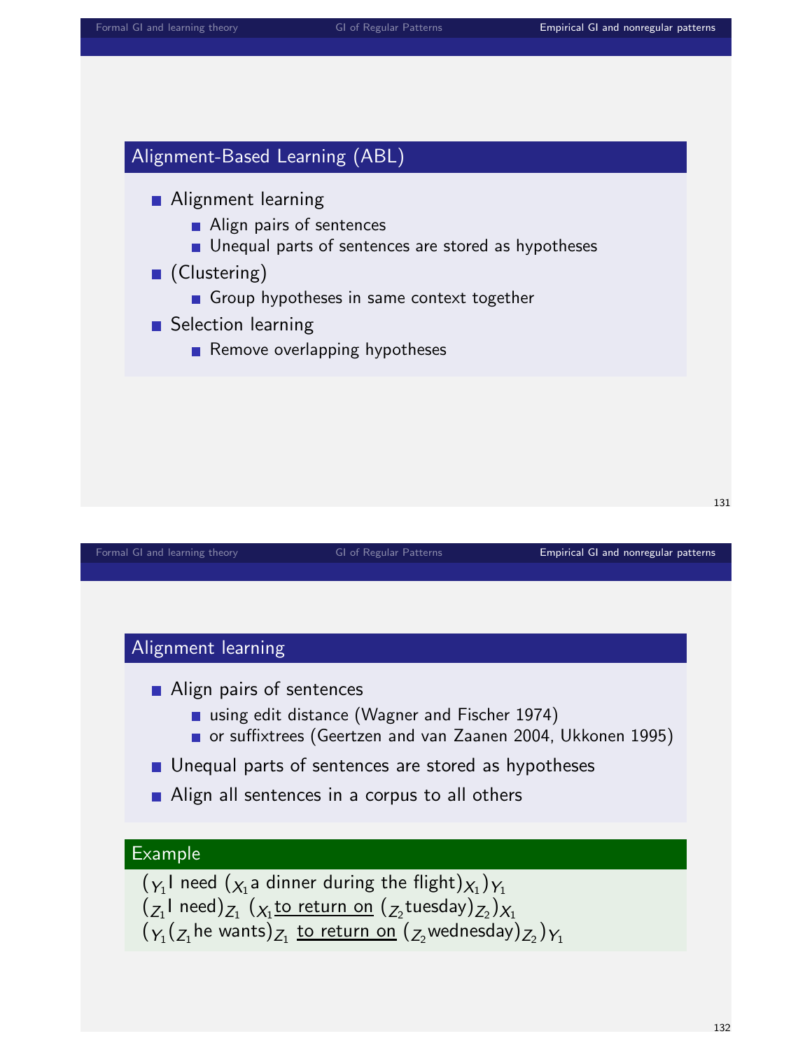## Alignment-Based Learning (ABL)

- Alignment learning
  - Align pairs of sentences
  - Unequal parts of sentences are stored as hypotheses
- (Clustering)
  - Group hypotheses in same context together
- Selection learning
  - Remove overlapping hypotheses

## Alignment learning

- Align pairs of sentences
  - using edit distance (Wagner and Fischer 1974)
  - or suffixtrees (Geertzen and van Zaanen 2004, Ukkonen 1995)
- Unequal parts of sentences are stored as hypotheses
- Align all sentences in a corpus to all others

**Example**

$({}_{Y_1}$I need $({}_{X_1}$a dinner during the flight$)_{X_1})_{Y_1}$
$({}_{Z_1}$I need$)_{Z_1}$ $({}_{X_1}$<u>to return on</u> $({}_{Z_2}$tuesday$)_{Z_2})_{X_1}$
$({}_{Y_1}({}_{Z_1}$he wants$)_{Z_1}$ <u>to return on</u> $({}_{Z_2}$wednesday$)_{Z_2})_{Y_1}$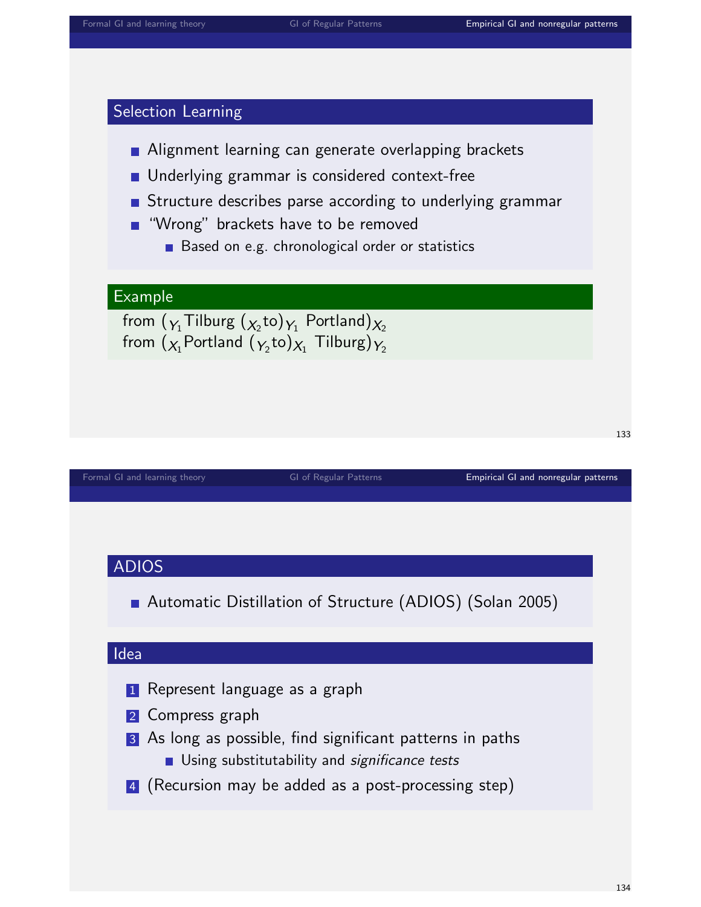## Selection Learning

- Alignment learning can generate overlapping brackets
- Underlying grammar is considered context-free
- Structure describes parse according to underlying grammar
- "Wrong" brackets have to be removed
  - Based on e.g. chronological order or statistics

### Example

from $(_{Y_1}$Tilburg $(_{X_2}$to$)_{Y_1}$ Portland$)_{X_2}$
from $(_{X_1}$Portland $(_{Y_2}$to$)_{X_1}$ Tilburg$)_{Y_2}$

## ADIOS

- Automatic Distillation of Structure (ADIOS) (Solan 2005)

### Idea

1. Represent language as a graph
2. Compress graph
3. As long as possible, find significant patterns in paths
   - Using substitutability and *significance tests*
4. (Recursion may be added as a post-processing step)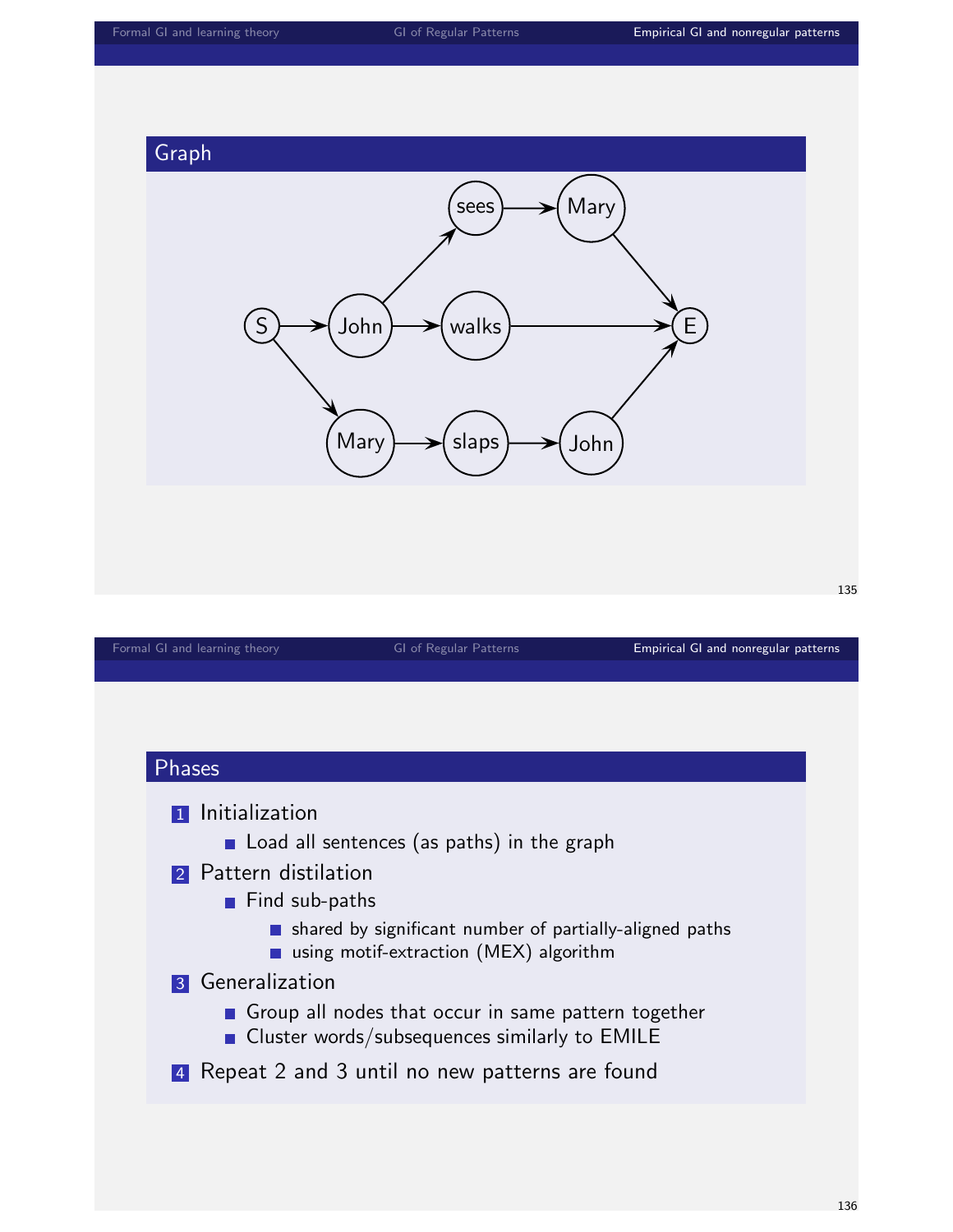## Graph

S → John → sees → Mary → E

S → John → walks → E

S → Mary → slaps → John → E

## Phases

1. Initialization
   - Load all sentences (as paths) in the graph
2. Pattern distilation
   - Find sub-paths
     - shared by significant number of partially-aligned paths
     - using motif-extraction (MEX) algorithm
3. Generalization
   - Group all nodes that occur in same pattern together
   - Cluster words/subsequences similarly to EMILE
4. Repeat 2 and 3 until no new patterns are found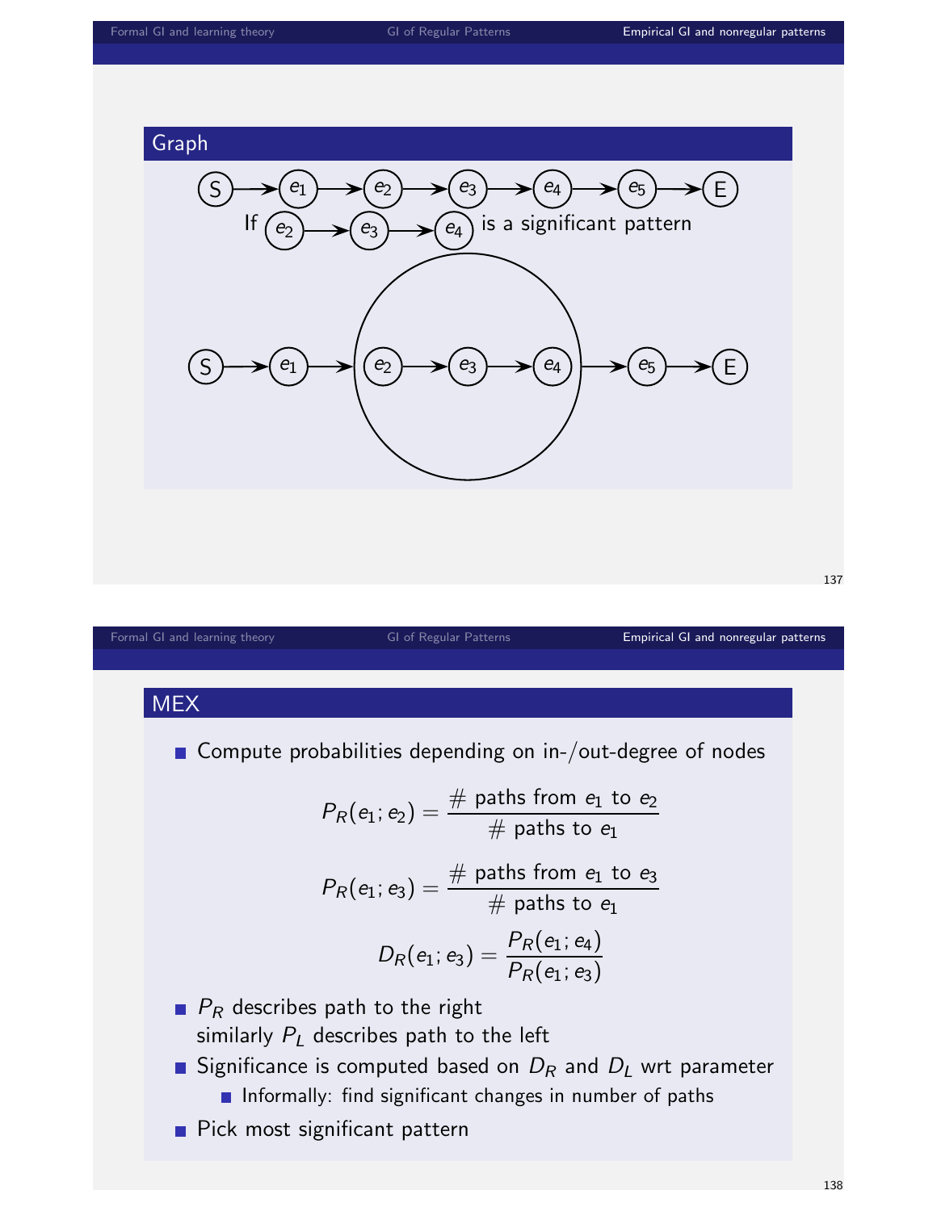## Graph

$S \rightarrow e_1 \rightarrow e_2 \rightarrow e_3 \rightarrow e_4 \rightarrow e_5 \rightarrow E$

If $e_2 \rightarrow e_3 \rightarrow e_4$ is a significant pattern

$S \rightarrow e_1 \rightarrow (e_2 \rightarrow e_3 \rightarrow e_4) \rightarrow e_5 \rightarrow E$

## MEX

- Compute probabilities depending on in-/out-degree of nodes

$$P_R(e_1; e_2) = \frac{\#\text{ paths from } e_1 \text{ to } e_2}{\#\text{ paths to } e_1}$$

$$P_R(e_1; e_3) = \frac{\#\text{ paths from } e_1 \text{ to } e_3}{\#\text{ paths to } e_1}$$

$$D_R(e_1; e_3) = \frac{P_R(e_1; e_4)}{P_R(e_1; e_3)}$$

- $P_R$ describes path to the right
  similarly $P_L$ describes path to the left
- Significance is computed based on $D_R$ and $D_L$ wrt parameter
  - Informally: find significant changes in number of paths
- Pick most significant pattern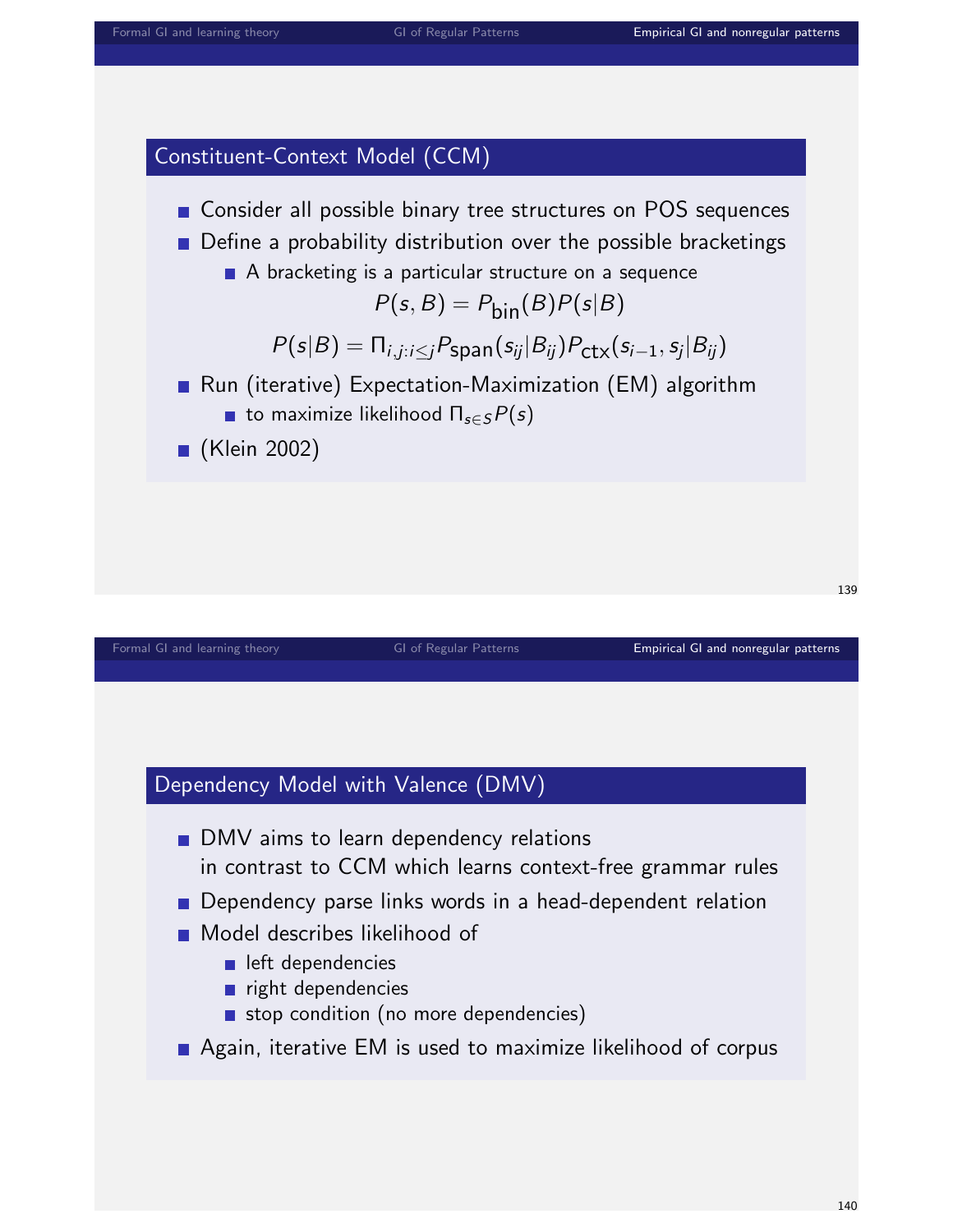## Constituent-Context Model (CCM)

- Consider all possible binary tree structures on POS sequences
- Define a probability distribution over the possible bracketings
  - A bracketing is a particular structure on a sequence

$$P(s, B) = P_{\text{bin}}(B)P(s|B)$$

$$P(s|B) = \Pi_{i,j:i \leq j} P_{\text{span}}(s_{ij}|B_{ij}) P_{\text{ctx}}(s_{i-1}, s_j|B_{ij})$$

- Run (iterative) Expectation-Maximization (EM) algorithm
  - to maximize likelihood $\Pi_{s \in S} P(s)$
- (Klein 2002)

## Dependency Model with Valence (DMV)

- DMV aims to learn dependency relations in contrast to CCM which learns context-free grammar rules
- Dependency parse links words in a head-dependent relation
- Model describes likelihood of
  - left dependencies
  - right dependencies
  - stop condition (no more dependencies)
- Again, iterative EM is used to maximize likelihood of corpus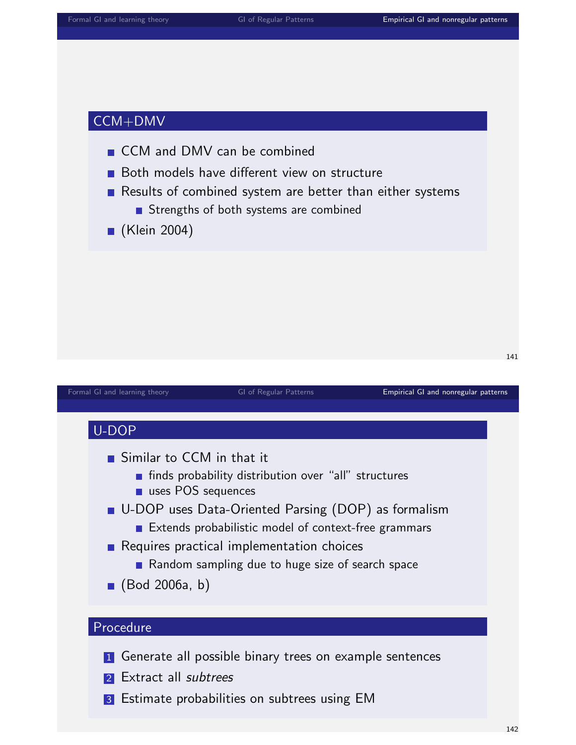## CCM+DMV

- CCM and DMV can be combined
- Both models have different view on structure
- Results of combined system are better than either systems
  - Strengths of both systems are combined
- (Klein 2004)

## U-DOP

- Similar to CCM in that it
  - finds probability distribution over "all" structures
  - uses POS sequences
- U-DOP uses Data-Oriented Parsing (DOP) as formalism
  - Extends probabilistic model of context-free grammars
- Requires practical implementation choices
  - Random sampling due to huge size of search space
- (Bod 2006a, b)

## Procedure

1. Generate all possible binary trees on example sentences
2. Extract all *subtrees*
3. Estimate probabilities on subtrees using EM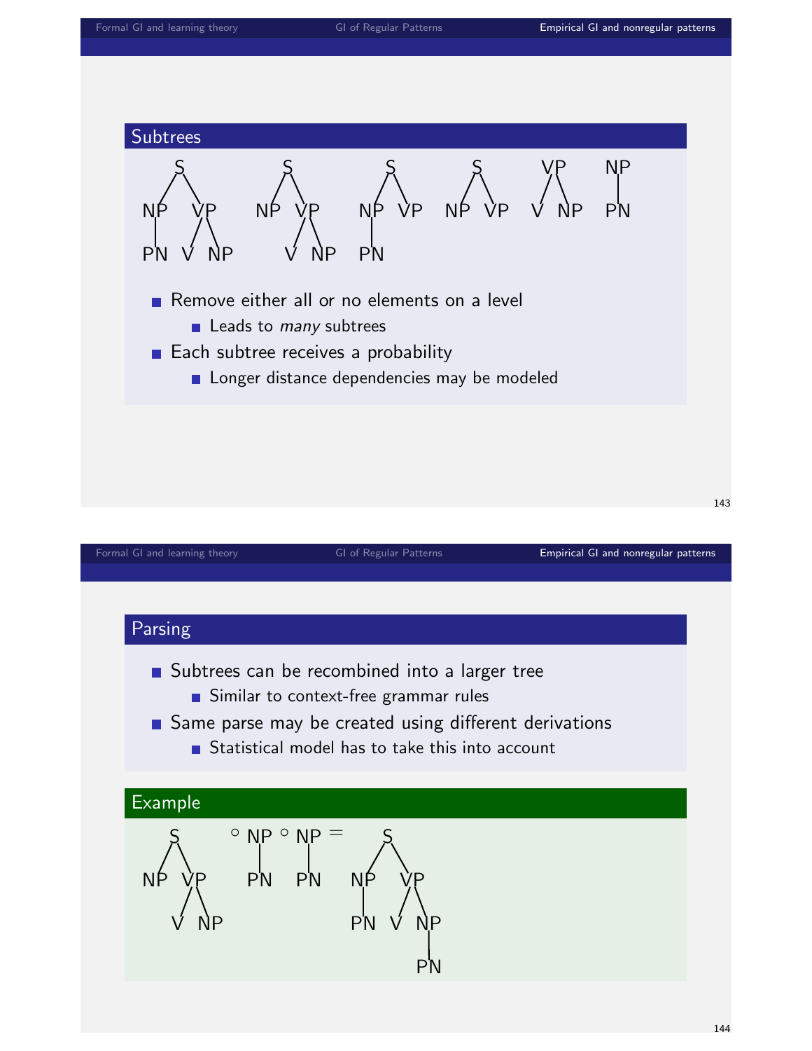## Subtrees

```
      S              S             S           S         VP      NP
     / \            / \           / \         / \       /  \     |
   NP   VP        NP   VP       NP   VP     NP   VP    V    NP   PN
   |   /  \           /  \      |
   PN V    NP        V    NP    PN
```

- Remove either all or no elements on a level
  - Leads to *many* subtrees
- Each subtree receives a probability
  - Longer distance dependencies may be modeled

## Parsing

- Subtrees can be recombined into a larger tree
  - Similar to context-free grammar rules
- Same parse may be created using different derivations
  - Statistical model has to take this into account

### Example

```
      S        ∘ NP ∘ NP =      S
     / \         |    |        / \
   NP   VP       PN   PN     NP   VP
       /  \                  |   /  \
      V    NP                PN V    NP
                                     |
                                     PN
```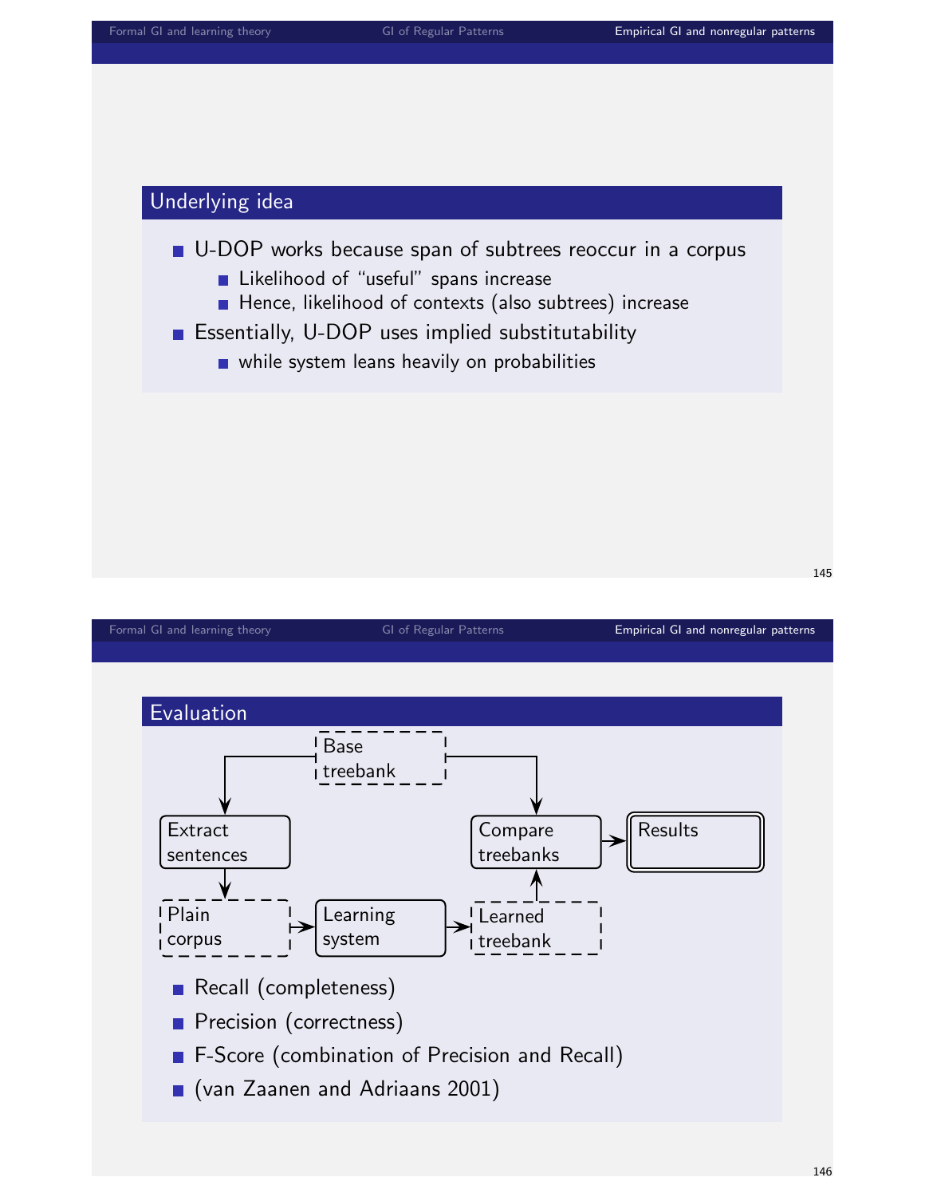## Underlying idea

- U-DOP works because span of subtrees reoccur in a corpus
  - Likelihood of "useful" spans increase
  - Hence, likelihood of contexts (also subtrees) increase
- Essentially, U-DOP uses implied substitutability
  - while system leans heavily on probabilities

## Evaluation

Base treebank → Extract sentences → Plain corpus → Learning system → Learned treebank → Compare treebanks → Results

Base treebank → Compare treebanks

- Recall (completeness)
- Precision (correctness)
- F-Score (combination of Precision and Recall)
- (van Zaanen and Adriaans 2001)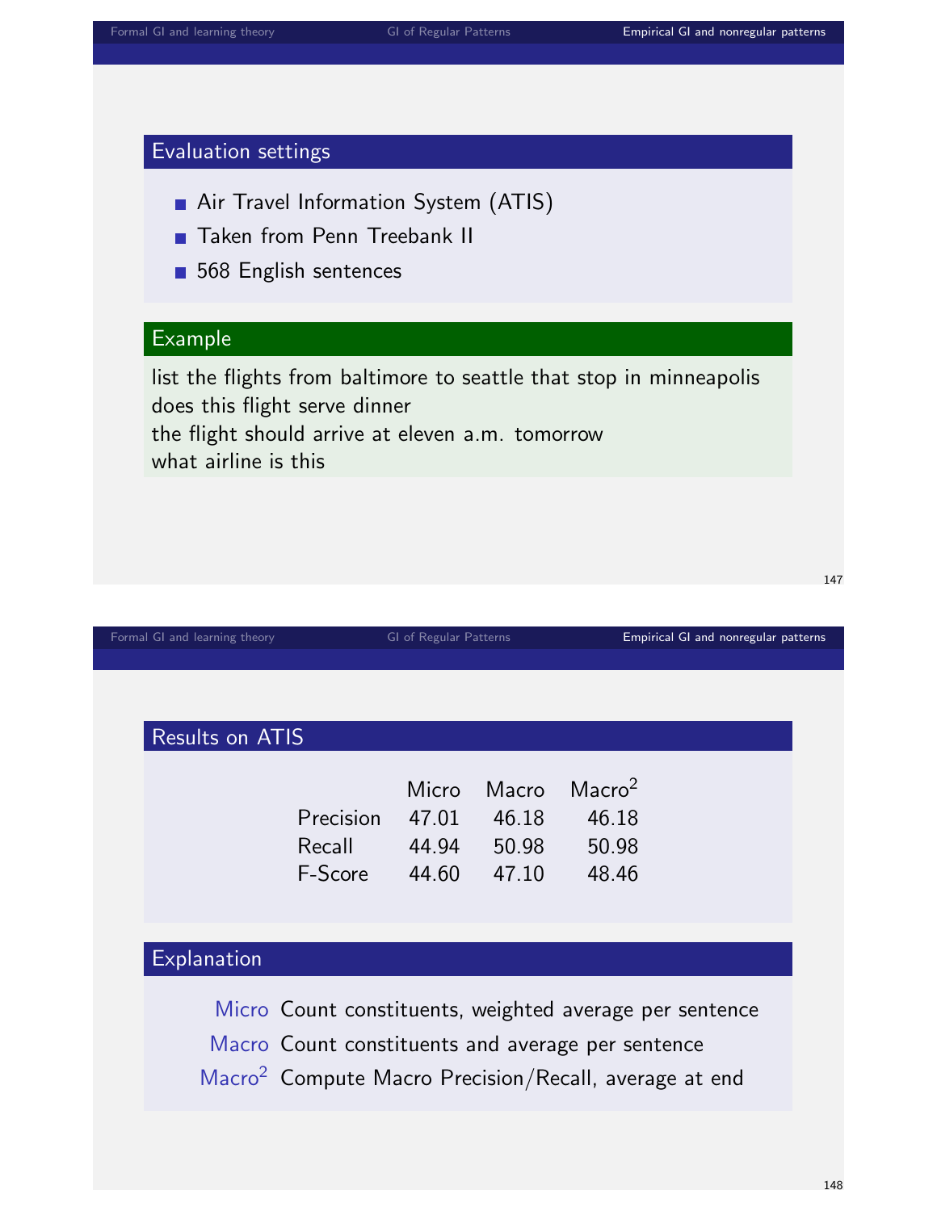### Evaluation settings

- Air Travel Information System (ATIS)
- Taken from Penn Treebank II
- 568 English sentences

### Example

list the flights from baltimore to seattle that stop in minneapolis
does this flight serve dinner
the flight should arrive at eleven a.m. tomorrow
what airline is this

### Results on ATIS

| | Micro | Macro | $\text{Macro}^2$ |
|---|---|---|---|
| Precision | 47.01 | 46.18 | 46.18 |
| Recall | 44.94 | 50.98 | 50.98 |
| F-Score | 44.60 | 47.10 | 48.46 |

### Explanation

- **Micro** Count constituents, weighted average per sentence
- **Macro** Count constituents and average per sentence
- **$\text{Macro}^2$** Compute Macro Precision/Recall, average at end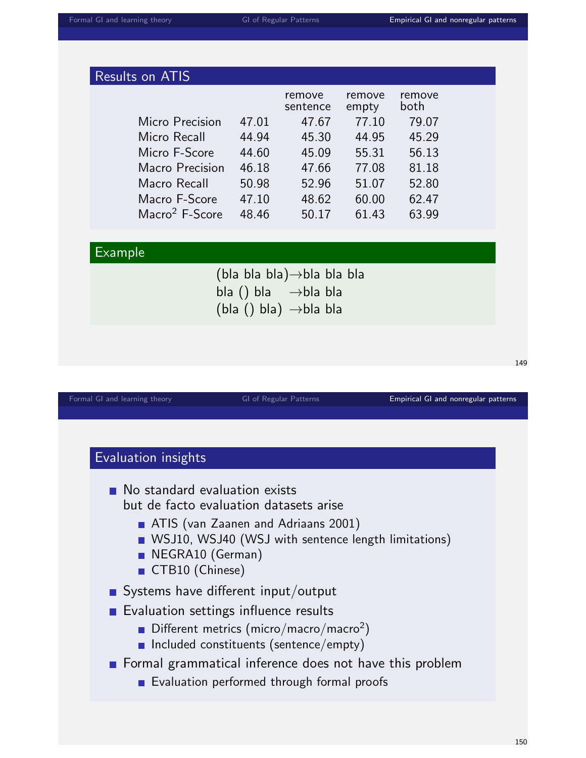## Results on ATIS

| | | remove sentence | remove empty | remove both |
|---|---|---|---|---|
| Micro Precision | 47.01 | 47.67 | 77.10 | 79.07 |
| Micro Recall | 44.94 | 45.30 | 44.95 | 45.29 |
| Micro F-Score | 44.60 | 45.09 | 55.31 | 56.13 |
| Macro Precision | 46.18 | 47.66 | 77.08 | 81.18 |
| Macro Recall | 50.98 | 52.96 | 51.07 | 52.80 |
| Macro F-Score | 47.10 | 48.62 | 60.00 | 62.47 |
| Macro$^2$ F-Score | 48.46 | 50.17 | 61.43 | 63.99 |

## Example

(bla bla bla)→bla bla bla
bla () bla →bla bla
(bla () bla) →bla bla

## Evaluation insights

- No standard evaluation exists but de facto evaluation datasets arise
  - ATIS (van Zaanen and Adriaans 2001)
  - WSJ10, WSJ40 (WSJ with sentence length limitations)
  - NEGRA10 (German)
  - CTB10 (Chinese)
- Systems have different input/output
- Evaluation settings influence results
  - Different metrics (micro/macro/macro$^2$)
  - Included constituents (sentence/empty)
- Formal grammatical inference does not have this problem
  - Evaluation performed through formal proofs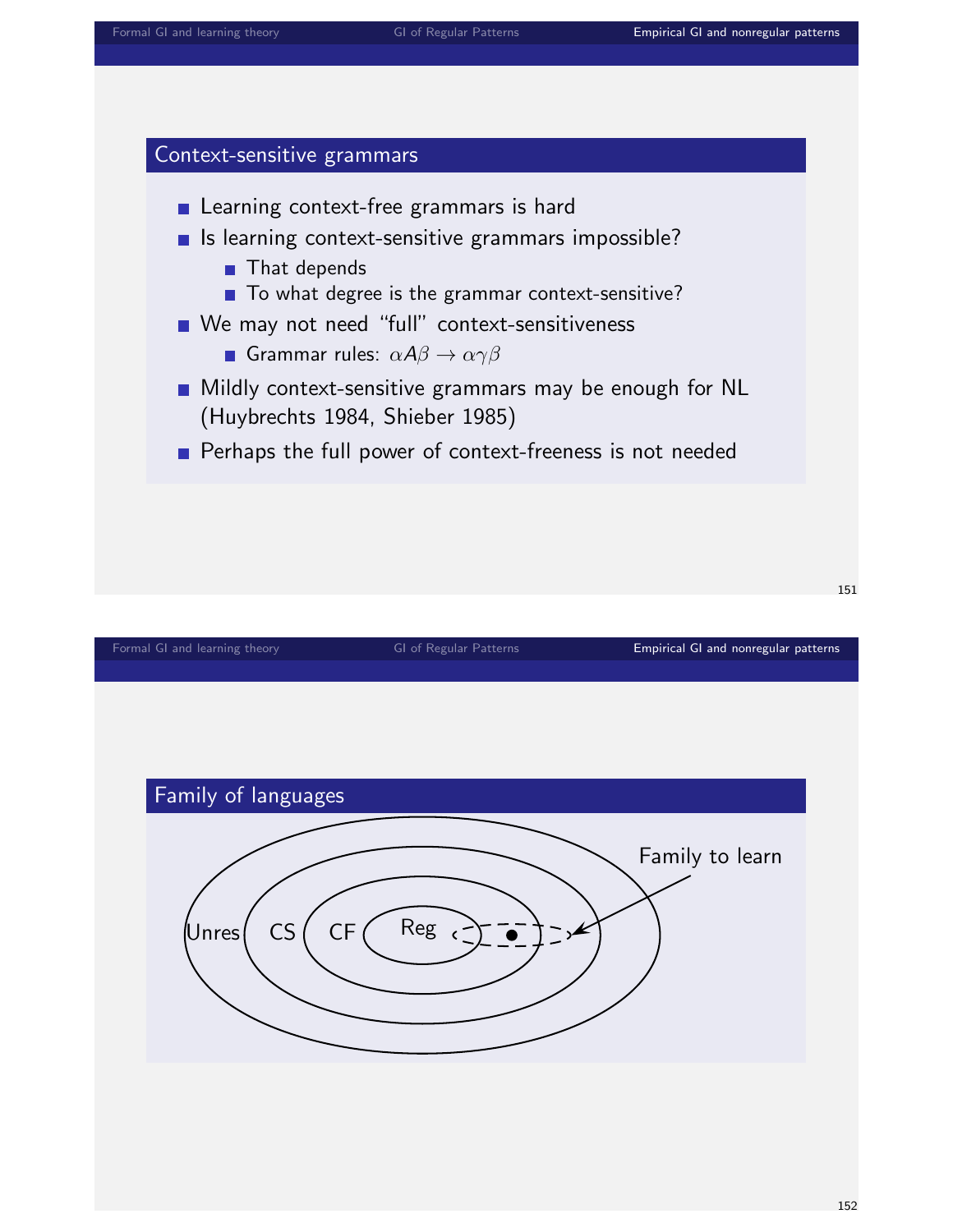## Context-sensitive grammars

- Learning context-free grammars is hard
- Is learning context-sensitive grammars impossible?
  - That depends
  - To what degree is the grammar context-sensitive?
- We may not need "full" context-sensitiveness
  - Grammar rules: $\alpha A \beta \rightarrow \alpha \gamma \beta$
- Mildly context-sensitive grammars may be enough for NL (Huybrechts 1984, Shieber 1985)
- Perhaps the full power of context-freeness is not needed

## Family of languages

Unres CS CF Reg

Family to learn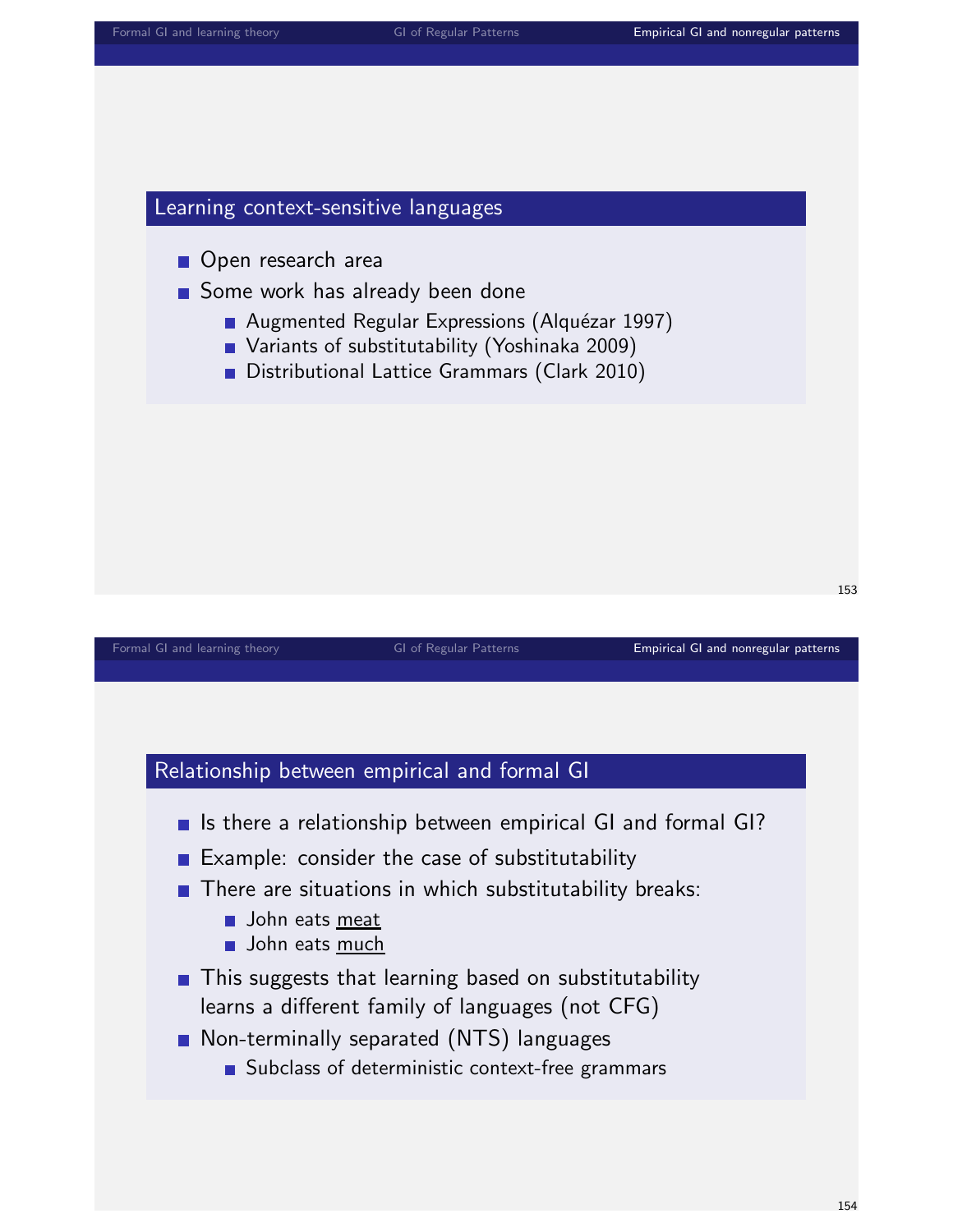## Learning context-sensitive languages

- Open research area
- Some work has already been done
  - Augmented Regular Expressions (Alquézar 1997)
  - Variants of substitutability (Yoshinaka 2009)
  - Distributional Lattice Grammars (Clark 2010)

## Relationship between empirical and formal GI

- Is there a relationship between empirical GI and formal GI?
- Example: consider the case of substitutability
- There are situations in which substitutability breaks:
  - John eats <u>meat</u>
  - John eats <u>much</u>
- This suggests that learning based on substitutability learns a different family of languages (not CFG)
- Non-terminally separated (NTS) languages
  - Subclass of deterministic context-free grammars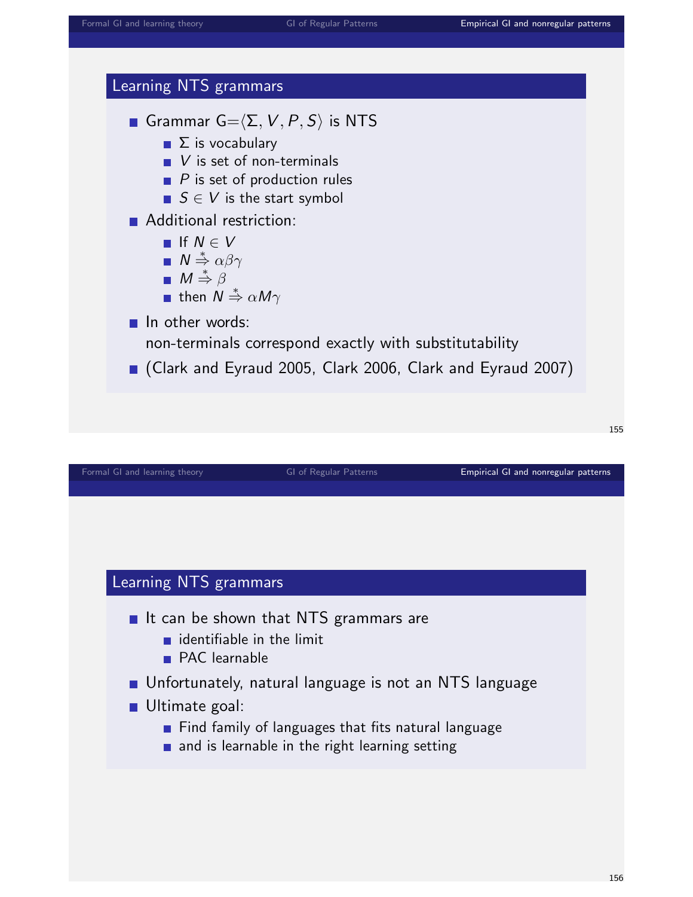## Learning NTS grammars

- Grammar G=$\langle \Sigma, V, P, S \rangle$ is NTS
  - $\Sigma$ is vocabulary
  - $V$ is set of non-terminals
  - $P$ is set of production rules
  - $S \in V$ is the start symbol
- Additional restriction:
  - If $N \in V$
  - $N \stackrel{*}{\Rightarrow} \alpha\beta\gamma$
  - $M \stackrel{*}{\Rightarrow} \beta$
  - then $N \stackrel{*}{\Rightarrow} \alpha M \gamma$
- In other words:
  non-terminals correspond exactly with substitutability
- (Clark and Eyraud 2005, Clark 2006, Clark and Eyraud 2007)

## Learning NTS grammars

- It can be shown that NTS grammars are
  - identifiable in the limit
  - PAC learnable
- Unfortunately, natural language is not an NTS language
- Ultimate goal:
  - Find family of languages that fits natural language
  - and is learnable in the right learning setting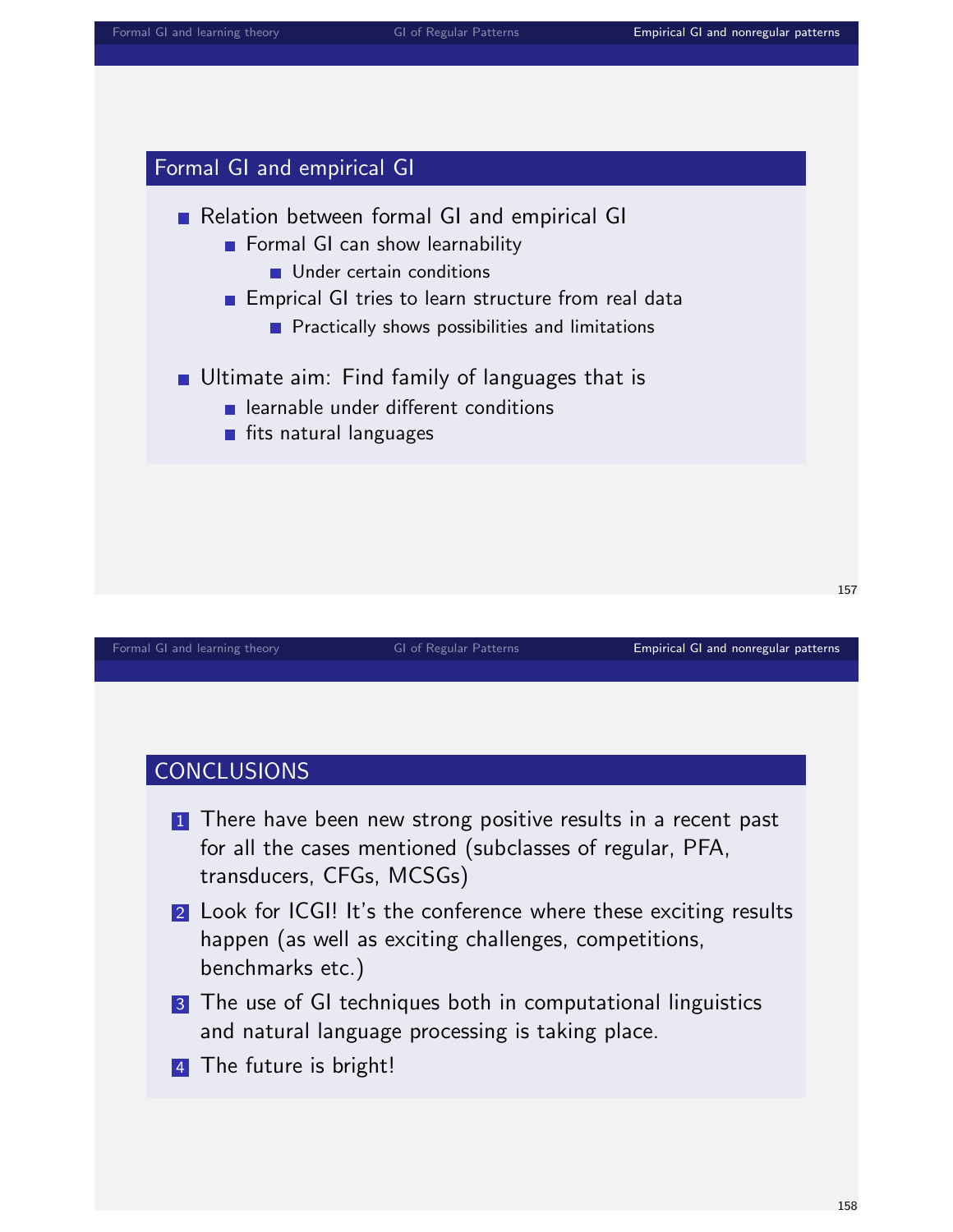## Formal GI and empirical GI

- Relation between formal GI and empirical GI
  - Formal GI can show learnability
    - Under certain conditions
  - Emprical GI tries to learn structure from real data
    - Practically shows possibilities and limitations
- Ultimate aim: Find family of languages that is
  - learnable under different conditions
  - fits natural languages

## CONCLUSIONS

1. There have been new strong positive results in a recent past for all the cases mentioned (subclasses of regular, PFA, transducers, CFGs, MCSGs)
2. Look for ICGI! It's the conference where these exciting results happen (as well as exciting challenges, competitions, benchmarks etc.)
3. The use of GI techniques both in computational linguistics and natural language processing is taking place.
4. The future is bright!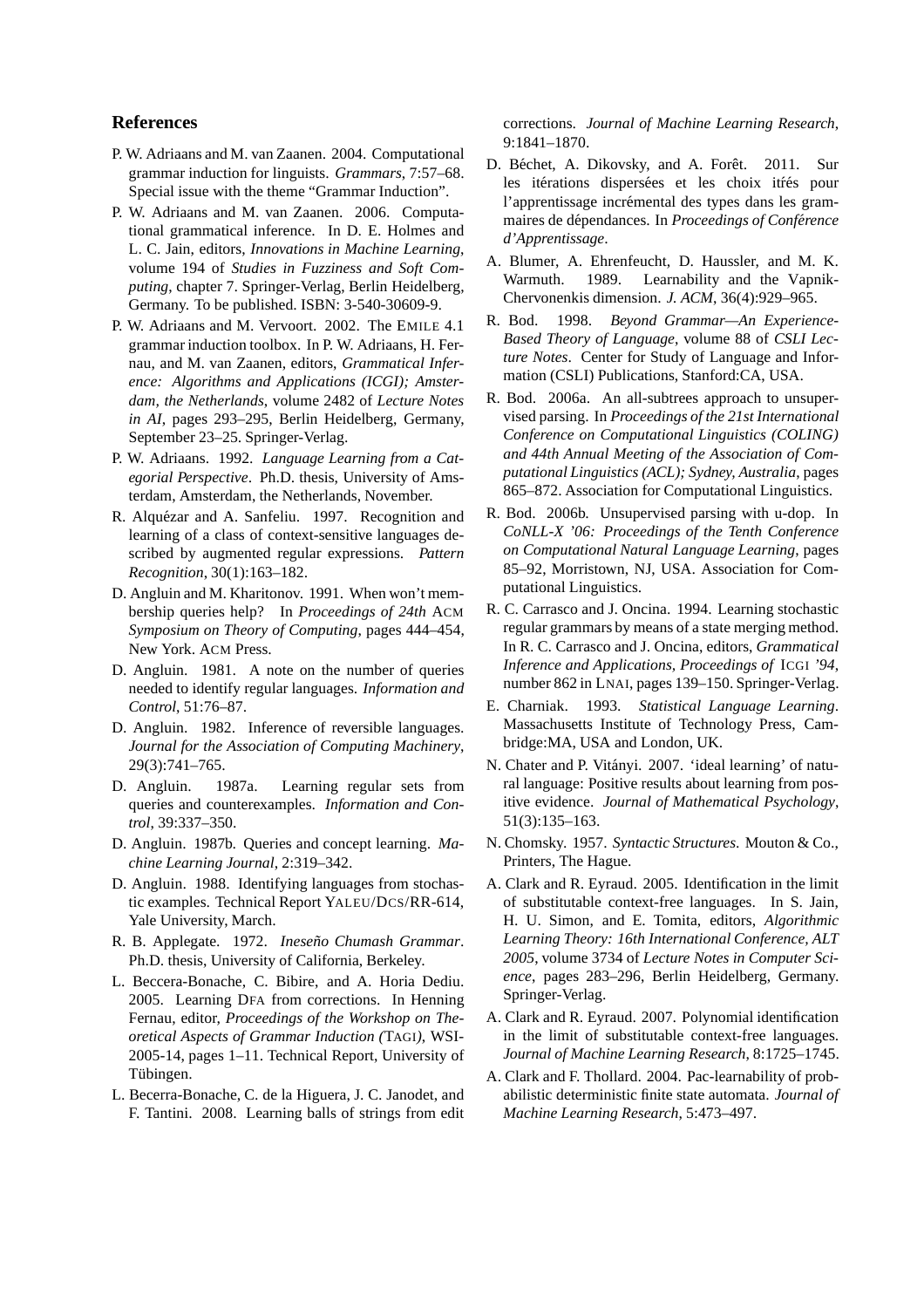## References

P. W. Adriaans and M. van Zaanen. 2004. Computational grammar induction for linguists. *Grammars*, 7:57–68. Special issue with the theme "Grammar Induction".

P. W. Adriaans and M. van Zaanen. 2006. Computational grammatical inference. In D. E. Holmes and L. C. Jain, editors, *Innovations in Machine Learning*, volume 194 of *Studies in Fuzziness and Soft Computing*, chapter 7. Springer-Verlag, Berlin Heidelberg, Germany. To be published. ISBN: 3-540-30609-9.

P. W. Adriaans and M. Vervoort. 2002. The EMILE 4.1 grammar induction toolbox. In P. W. Adriaans, H. Fernau, and M. van Zaanen, editors, *Grammatical Inference: Algorithms and Applications (ICGI); Amsterdam, the Netherlands*, volume 2482 of *Lecture Notes in AI*, pages 293–295, Berlin Heidelberg, Germany, September 23–25. Springer-Verlag.

P. W. Adriaans. 1992. *Language Learning from a Categorial Perspective*. Ph.D. thesis, University of Amsterdam, Amsterdam, the Netherlands, November.

R. Alquézar and A. Sanfeliu. 1997. Recognition and learning of a class of context-sensitive languages described by augmented regular expressions. *Pattern Recognition*, 30(1):163–182.

D. Angluin and M. Kharitonov. 1991. When won't membership queries help? In *Proceedings of 24th* ACM *Symposium on Theory of Computing*, pages 444–454, New York. ACM Press.

D. Angluin. 1981. A note on the number of queries needed to identify regular languages. *Information and Control*, 51:76–87.

D. Angluin. 1982. Inference of reversible languages. *Journal for the Association of Computing Machinery*, 29(3):741–765.

D. Angluin. 1987a. Learning regular sets from queries and counterexamples. *Information and Control*, 39:337–350.

D. Angluin. 1987b. Queries and concept learning. *Machine Learning Journal*, 2:319–342.

D. Angluin. 1988. Identifying languages from stochastic examples. Technical Report YALEU/DCS/RR-614, Yale University, March.

R. B. Applegate. 1972. *Ineseño Chumash Grammar*. Ph.D. thesis, University of California, Berkeley.

L. Beccera-Bonache, C. Bibire, and A. Horia Dediu. 2005. Learning DFA from corrections. In Henning Fernau, editor, *Proceedings of the Workshop on Theoretical Aspects of Grammar Induction (*TAGI*)*, WSI-2005-14, pages 1–11. Technical Report, University of Tübingen.

L. Becerra-Bonache, C. de la Higuera, J. C. Janodet, and F. Tantini. 2008. Learning balls of strings from edit corrections. *Journal of Machine Learning Research*, 9:1841–1870.

D. Béchet, A. Dikovsky, and A. Forêt. 2011. Sur les itérations dispersées et les choix itérés pour l'apprentissage incrémental des types dans les grammaires de dépendances. In *Proceedings of Conférence d'Apprentissage*.

A. Blumer, A. Ehrenfeucht, D. Haussler, and M. K. Warmuth. 1989. Learnability and the Vapnik-Chervonenkis dimension. *J. ACM*, 36(4):929–965.

R. Bod. 1998. *Beyond Grammar—An Experience-Based Theory of Language*, volume 88 of *CSLI Lecture Notes*. Center for Study of Language and Information (CSLI) Publications, Stanford:CA, USA.

R. Bod. 2006a. An all-subtrees approach to unsupervised parsing. In *Proceedings of the 21st International Conference on Computational Linguistics (COLING) and 44th Annual Meeting of the Association of Computational Linguistics (ACL); Sydney, Australia*, pages 865–872. Association for Computational Linguistics.

R. Bod. 2006b. Unsupervised parsing with u-dop. In *CoNLL-X '06: Proceedings of the Tenth Conference on Computational Natural Language Learning*, pages 85–92, Morristown, NJ, USA. Association for Computational Linguistics.

R. C. Carrasco and J. Oncina. 1994. Learning stochastic regular grammars by means of a state merging method. In R. C. Carrasco and J. Oncina, editors, *Grammatical Inference and Applications, Proceedings of* ICGI *'94*, number 862 in LNAI, pages 139–150. Springer-Verlag.

E. Charniak. 1993. *Statistical Language Learning*. Massachusetts Institute of Technology Press, Cambridge:MA, USA and London, UK.

N. Chater and P. Vitányi. 2007. 'ideal learning' of natural language: Positive results about learning from positive evidence. *Journal of Mathematical Psychology*, 51(3):135–163.

N. Chomsky. 1957. *Syntactic Structures*. Mouton & Co., Printers, The Hague.

A. Clark and R. Eyraud. 2005. Identification in the limit of substitutable context-free languages. In S. Jain, H. U. Simon, and E. Tomita, editors, *Algorithmic Learning Theory: 16th International Conference, ALT 2005*, volume 3734 of *Lecture Notes in Computer Science*, pages 283–296, Berlin Heidelberg, Germany. Springer-Verlag.

A. Clark and R. Eyraud. 2007. Polynomial identification in the limit of substitutable context-free languages. *Journal of Machine Learning Research*, 8:1725–1745.

A. Clark and F. Thollard. 2004. Pac-learnability of probabilistic deterministic finite state automata. *Journal of Machine Learning Research*, 5:473–497.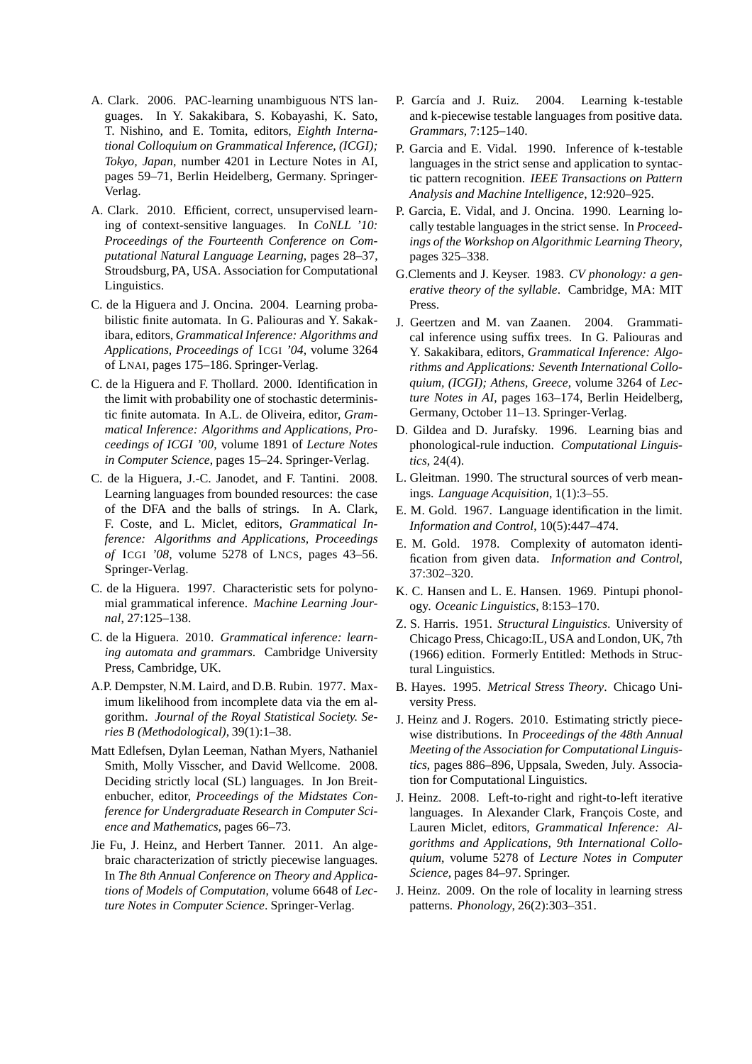A. Clark. 2006. PAC-learning unambiguous NTS languages. In Y. Sakakibara, S. Kobayashi, K. Sato, T. Nishino, and E. Tomita, editors, *Eighth International Colloquium on Grammatical Inference, (ICGI); Tokyo, Japan*, number 4201 in Lecture Notes in AI, pages 59–71, Berlin Heidelberg, Germany. Springer-Verlag.

A. Clark. 2010. Efficient, correct, unsupervised learning of context-sensitive languages. In *CoNLL '10: Proceedings of the Fourteenth Conference on Computational Natural Language Learning*, pages 28–37, Stroudsburg, PA, USA. Association for Computational Linguistics.

C. de la Higuera and J. Oncina. 2004. Learning probabilistic finite automata. In G. Paliouras and Y. Sakakibara, editors, *Grammatical Inference: Algorithms and Applications, Proceedings of* ICGI *'04*, volume 3264 of LNAI, pages 175–186. Springer-Verlag.

C. de la Higuera and F. Thollard. 2000. Identification in the limit with probability one of stochastic deterministic finite automata. In A.L. de Oliveira, editor, *Grammatical Inference: Algorithms and Applications, Proceedings of ICGI '00*, volume 1891 of *Lecture Notes in Computer Science*, pages 15–24. Springer-Verlag.

C. de la Higuera, J.-C. Janodet, and F. Tantini. 2008. Learning languages from bounded resources: the case of the DFA and the balls of strings. In A. Clark, F. Coste, and L. Miclet, editors, *Grammatical Inference: Algorithms and Applications, Proceedings of* ICGI *'08*, volume 5278 of LNCS, pages 43–56. Springer-Verlag.

C. de la Higuera. 1997. Characteristic sets for polynomial grammatical inference. *Machine Learning Journal*, 27:125–138.

C. de la Higuera. 2010. *Grammatical inference: learning automata and grammars*. Cambridge University Press, Cambridge, UK.

A.P. Dempster, N.M. Laird, and D.B. Rubin. 1977. Maximum likelihood from incomplete data via the em algorithm. *Journal of the Royal Statistical Society. Series B (Methodological)*, 39(1):1–38.

Matt Edlefsen, Dylan Leeman, Nathan Myers, Nathaniel Smith, Molly Visscher, and David Wellcome. 2008. Deciding strictly local (SL) languages. In Jon Breitenbucher, editor, *Proceedings of the Midstates Conference for Undergraduate Research in Computer Science and Mathematics*, pages 66–73.

Jie Fu, J. Heinz, and Herbert Tanner. 2011. An algebraic characterization of strictly piecewise languages. In *The 8th Annual Conference on Theory and Applications of Models of Computation*, volume 6648 of *Lecture Notes in Computer Science*. Springer-Verlag.

P. García and J. Ruiz. 2004. Learning k-testable and k-piecewise testable languages from positive data. *Grammars*, 7:125–140.

P. Garcia and E. Vidal. 1990. Inference of k-testable languages in the strict sense and application to syntactic pattern recognition. *IEEE Transactions on Pattern Analysis and Machine Intelligence*, 12:920–925.

P. Garcia, E. Vidal, and J. Oncina. 1990. Learning locally testable languages in the strict sense. In *Proceedings of the Workshop on Algorithmic Learning Theory*, pages 325–338.

G.Clements and J. Keyser. 1983. *CV phonology: a generative theory of the syllable*. Cambridge, MA: MIT Press.

J. Geertzen and M. van Zaanen. 2004. Grammatical inference using suffix trees. In G. Paliouras and Y. Sakakibara, editors, *Grammatical Inference: Algorithms and Applications: Seventh International Colloquium, (ICGI); Athens, Greece*, volume 3264 of *Lecture Notes in AI*, pages 163–174, Berlin Heidelberg, Germany, October 11–13. Springer-Verlag.

D. Gildea and D. Jurafsky. 1996. Learning bias and phonological-rule induction. *Computational Linguistics*, 24(4).

L. Gleitman. 1990. The structural sources of verb meanings. *Language Acquisition*, 1(1):3–55.

E. M. Gold. 1967. Language identification in the limit. *Information and Control*, 10(5):447–474.

E. M. Gold. 1978. Complexity of automaton identification from given data. *Information and Control*, 37:302–320.

K. C. Hansen and L. E. Hansen. 1969. Pintupi phonology. *Oceanic Linguistics*, 8:153–170.

Z. S. Harris. 1951. *Structural Linguistics*. University of Chicago Press, Chicago:IL, USA and London, UK, 7th (1966) edition. Formerly Entitled: Methods in Structural Linguistics.

B. Hayes. 1995. *Metrical Stress Theory*. Chicago University Press.

J. Heinz and J. Rogers. 2010. Estimating strictly piecewise distributions. In *Proceedings of the 48th Annual Meeting of the Association for Computational Linguistics*, pages 886–896, Uppsala, Sweden, July. Association for Computational Linguistics.

J. Heinz. 2008. Left-to-right and right-to-left iterative languages. In Alexander Clark, François Coste, and Lauren Miclet, editors, *Grammatical Inference: Algorithms and Applications, 9th International Colloquium*, volume 5278 of *Lecture Notes in Computer Science*, pages 84–97. Springer.

J. Heinz. 2009. On the role of locality in learning stress patterns. *Phonology*, 26(2):303–351.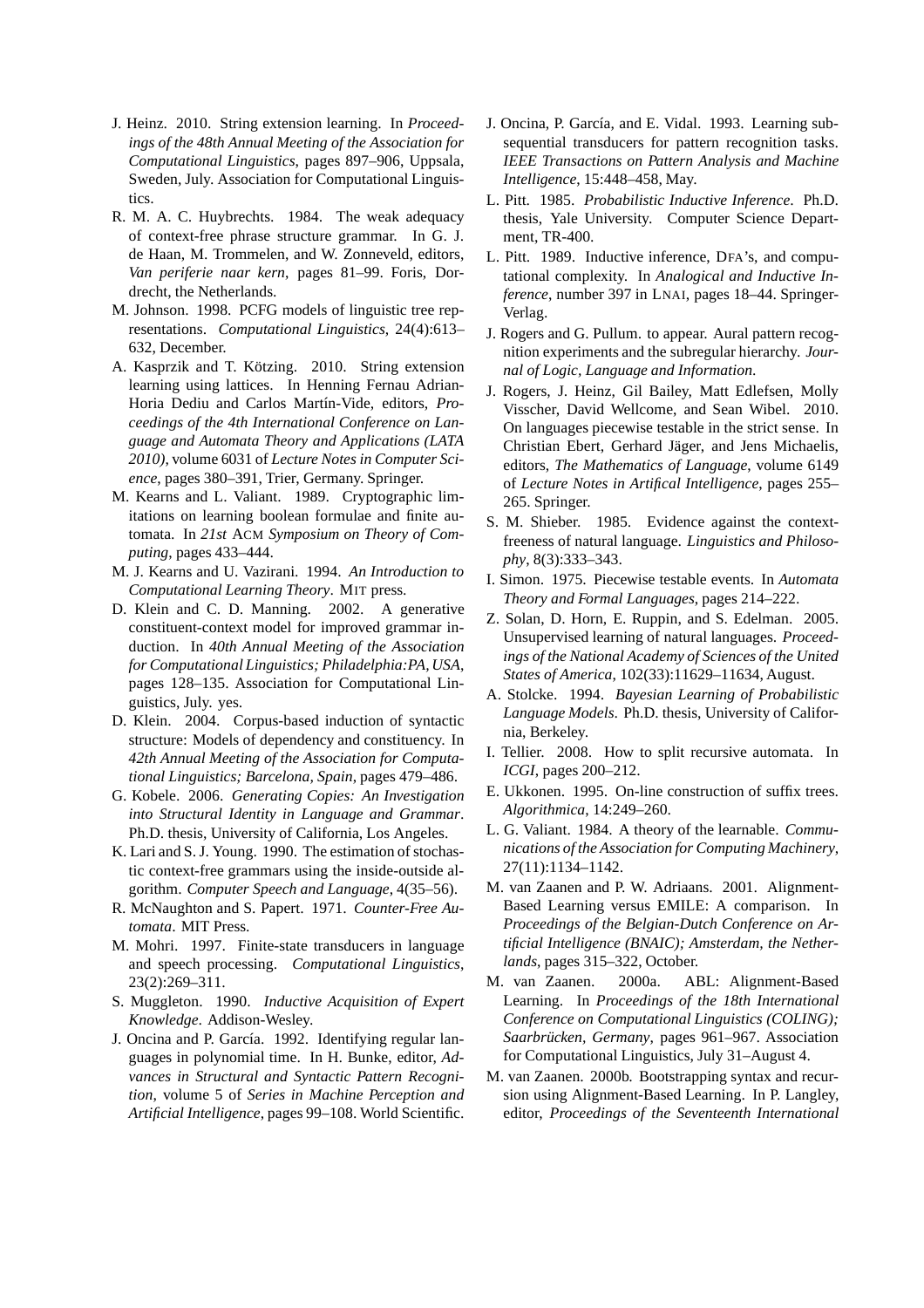J. Heinz. 2010. String extension learning. In *Proceedings of the 48th Annual Meeting of the Association for Computational Linguistics*, pages 897–906, Uppsala, Sweden, July. Association for Computational Linguistics.

R. M. A. C. Huybrechts. 1984. The weak adequacy of context-free phrase structure grammar. In G. J. de Haan, M. Trommelen, and W. Zonneveld, editors, *Van periferie naar kern*, pages 81–99. Foris, Dordrecht, the Netherlands.

M. Johnson. 1998. PCFG models of linguistic tree representations. *Computational Linguistics*, 24(4):613–632, December.

A. Kasprzik and T. Kötzing. 2010. String extension learning using lattices. In Henning Fernau Adrian-Horia Dediu and Carlos Martín-Vide, editors, *Proceedings of the 4th International Conference on Language and Automata Theory and Applications (LATA 2010)*, volume 6031 of *Lecture Notes in Computer Science*, pages 380–391, Trier, Germany. Springer.

M. Kearns and L. Valiant. 1989. Cryptographic limitations on learning boolean formulae and finite automata. In *21st* ACM *Symposium on Theory of Computing*, pages 433–444.

M. J. Kearns and U. Vazirani. 1994. *An Introduction to Computational Learning Theory*. MIT press.

D. Klein and C. D. Manning. 2002. A generative constituent-context model for improved grammar induction. In *40th Annual Meeting of the Association for Computational Linguistics; Philadelphia:PA, USA*, pages 128–135. Association for Computational Linguistics, July. yes.

D. Klein. 2004. Corpus-based induction of syntactic structure: Models of dependency and constituency. In *42th Annual Meeting of the Association for Computational Linguistics; Barcelona, Spain*, pages 479–486.

G. Kobele. 2006. *Generating Copies: An Investigation into Structural Identity in Language and Grammar*. Ph.D. thesis, University of California, Los Angeles.

K. Lari and S. J. Young. 1990. The estimation of stochastic context-free grammars using the inside-outside algorithm. *Computer Speech and Language*, 4(35–56).

R. McNaughton and S. Papert. 1971. *Counter-Free Automata*. MIT Press.

M. Mohri. 1997. Finite-state transducers in language and speech processing. *Computational Linguistics*, 23(2):269–311.

S. Muggleton. 1990. *Inductive Acquisition of Expert Knowledge*. Addison-Wesley.

J. Oncina and P. García. 1992. Identifying regular languages in polynomial time. In H. Bunke, editor, *Advances in Structural and Syntactic Pattern Recognition*, volume 5 of *Series in Machine Perception and Artificial Intelligence*, pages 99–108. World Scientific.

J. Oncina, P. García, and E. Vidal. 1993. Learning subsequential transducers for pattern recognition tasks. *IEEE Transactions on Pattern Analysis and Machine Intelligence*, 15:448–458, May.

L. Pitt. 1985. *Probabilistic Inductive Inference*. Ph.D. thesis, Yale University. Computer Science Department, TR-400.

L. Pitt. 1989. Inductive inference, DFA's, and computational complexity. In *Analogical and Inductive Inference*, number 397 in LNAI, pages 18–44. Springer-Verlag.

J. Rogers and G. Pullum. to appear. Aural pattern recognition experiments and the subregular hierarchy. *Journal of Logic, Language and Information*.

J. Rogers, J. Heinz, Gil Bailey, Matt Edlefsen, Molly Visscher, David Wellcome, and Sean Wibel. 2010. On languages piecewise testable in the strict sense. In Christian Ebert, Gerhard Jäger, and Jens Michaelis, editors, *The Mathematics of Language*, volume 6149 of *Lecture Notes in Artifical Intelligence*, pages 255–265. Springer.

S. M. Shieber. 1985. Evidence against the context-freeness of natural language. *Linguistics and Philosophy*, 8(3):333–343.

I. Simon. 1975. Piecewise testable events. In *Automata Theory and Formal Languages*, pages 214–222.

Z. Solan, D. Horn, E. Ruppin, and S. Edelman. 2005. Unsupervised learning of natural languages. *Proceedings of the National Academy of Sciences of the United States of America*, 102(33):11629–11634, August.

A. Stolcke. 1994. *Bayesian Learning of Probabilistic Language Models*. Ph.D. thesis, University of California, Berkeley.

I. Tellier. 2008. How to split recursive automata. In *ICGI*, pages 200–212.

E. Ukkonen. 1995. On-line construction of suffix trees. *Algorithmica*, 14:249–260.

L. G. Valiant. 1984. A theory of the learnable. *Communications of the Association for Computing Machinery*, 27(11):1134–1142.

M. van Zaanen and P. W. Adriaans. 2001. Alignment-Based Learning versus EMILE: A comparison. In *Proceedings of the Belgian-Dutch Conference on Artificial Intelligence (BNAIC); Amsterdam, the Netherlands*, pages 315–322, October.

M. van Zaanen. 2000a. ABL: Alignment-Based Learning. In *Proceedings of the 18th International Conference on Computational Linguistics (COLING); Saarbrücken, Germany*, pages 961–967. Association for Computational Linguistics, July 31–August 4.

M. van Zaanen. 2000b. Bootstrapping syntax and recursion using Alignment-Based Learning. In P. Langley, editor, *Proceedings of the Seventeenth International*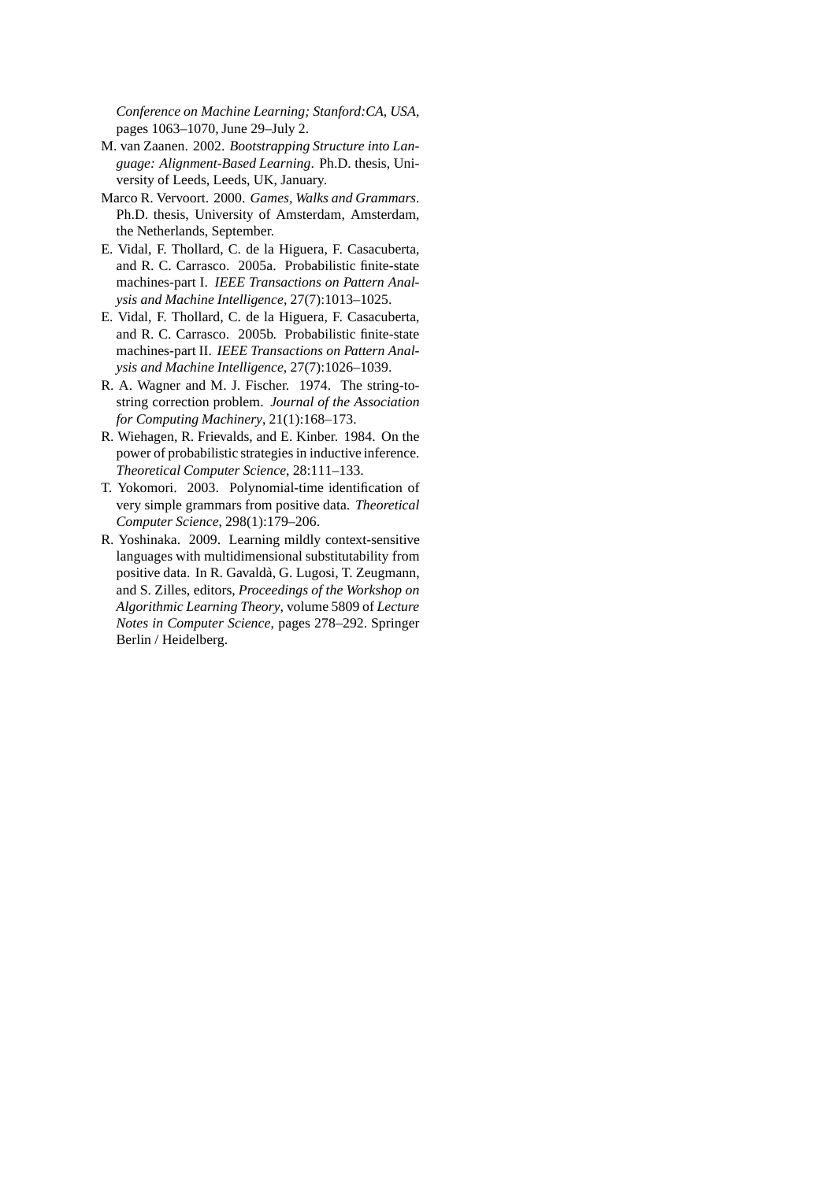*Conference on Machine Learning; Stanford:CA, USA*, pages 1063–1070, June 29–July 2.

M. van Zaanen. 2002. *Bootstrapping Structure into Language: Alignment-Based Learning*. Ph.D. thesis, University of Leeds, Leeds, UK, January.

Marco R. Vervoort. 2000. *Games, Walks and Grammars*. Ph.D. thesis, University of Amsterdam, Amsterdam, the Netherlands, September.

E. Vidal, F. Thollard, C. de la Higuera, F. Casacuberta, and R. C. Carrasco. 2005a. Probabilistic finite-state machines-part I. *IEEE Transactions on Pattern Analysis and Machine Intelligence*, 27(7):1013–1025.

E. Vidal, F. Thollard, C. de la Higuera, F. Casacuberta, and R. C. Carrasco. 2005b. Probabilistic finite-state machines-part II. *IEEE Transactions on Pattern Analysis and Machine Intelligence*, 27(7):1026–1039.

R. A. Wagner and M. J. Fischer. 1974. The string-to-string correction problem. *Journal of the Association for Computing Machinery*, 21(1):168–173.

R. Wiehagen, R. Frievalds, and E. Kinber. 1984. On the power of probabilistic strategies in inductive inference. *Theoretical Computer Science*, 28:111–133.

T. Yokomori. 2003. Polynomial-time identification of very simple grammars from positive data. *Theoretical Computer Science*, 298(1):179–206.

R. Yoshinaka. 2009. Learning mildly context-sensitive languages with multidimensional substitutability from positive data. In R. Gavaldà, G. Lugosi, T. Zeugmann, and S. Zilles, editors, *Proceedings of the Workshop on Algorithmic Learning Theory*, volume 5809 of *Lecture Notes in Computer Science*, pages 278–292. Springer Berlin / Heidelberg.